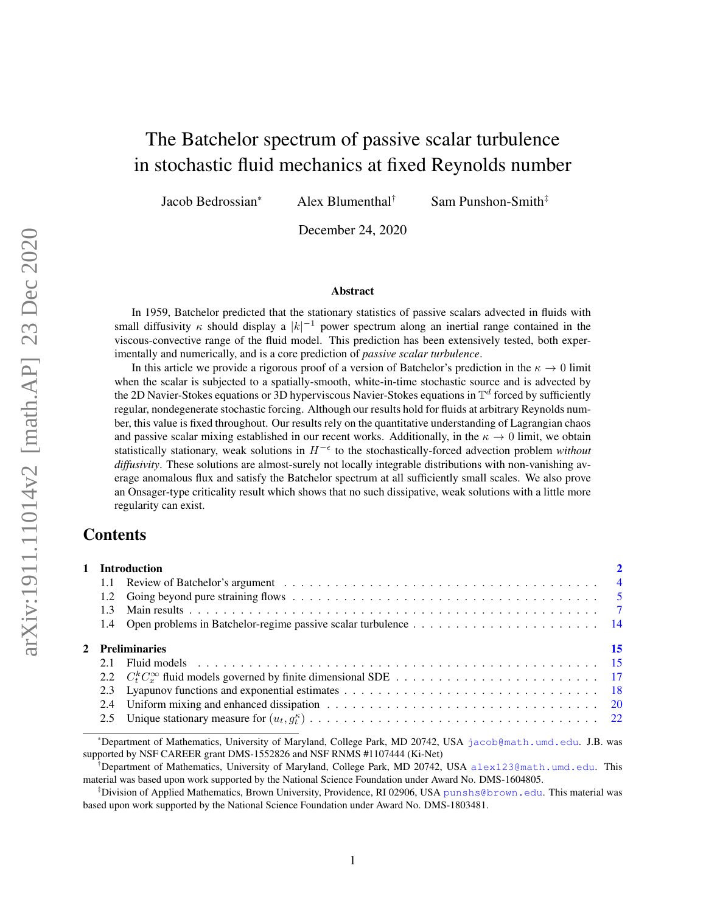# The Batchelor spectrum of passive scalar turbulence in stochastic fluid mechanics at fixed Reynolds number

Jacob Bedrossian[*] Alex Blumenthal[†] Sam Punshon-Smith[‡]

December 24, 2020

## Abstract

In 1959, Batchelor predicted that the stationary statistics of passive scalars advected in fluids with small diffusivity $\kappa$ should display a $|k|^{-1}$ power spectrum along an inertial range contained in the viscous-convective range of the fluid model. This prediction has been extensively tested, both experimentally and numerically, and is a core prediction of *passive scalar turbulence*.

In this article we provide a rigorous proof of a version of Batchelor's prediction in the $\kappa \to 0$ limit when the scalar is subjected to a spatially-smooth, white-in-time stochastic source and is advected by the 2D Navier-Stokes equations or 3D hyperviscous Navier-Stokes equations in $\mathbb{T}^d$ forced by sufficiently regular, nondegenerate stochastic forcing. Although our results hold for fluids at arbitrary Reynolds number, this value is fixed throughout. Our results rely on the quantitative understanding of Lagrangian chaos and passive scalar mixing established in our recent works. Additionally, in the $\kappa \to 0$ limit, we obtain statistically stationary, weak solutions in $H^{-\epsilon}$ to the stochastically-forced advection problem *without diffusivity*. These solutions are almost-surely not locally integrable distributions with non-vanishing average anomalous flux and satisfy the Batchelor spectrum at all sufficiently small scales. We also prove an Onsager-type criticality result which shows that no such dissipative, weak solutions with a little more regularity can exist.

## Contents

**1 Introduction** — 2
- 1.1 Review of Batchelor's argument — 4
- 1.2 Going beyond pure straining flows — 5
- 1.3 Main results — 7
- 1.4 Open problems in Batchelor-regime passive scalar turbulence — 14

**2 Preliminaries** — 15
- 2.1 Fluid models — 15
- 2.2 $C_t^k C_x^\infty$ fluid models governed by finite dimensional SDE — 17
- 2.3 Lyapunov functions and exponential estimates — 18
- 2.4 Uniform mixing and enhanced dissipation — 20
- 2.5 Unique stationary measure for $(u_t, g_t^\kappa)$ — 22

---

[*] Department of Mathematics, University of Maryland, College Park, MD 20742, USA jacob@math.umd.edu. J.B. was supported by NSF CAREER grant DMS-1552826 and NSF RNMS #1107444 (Ki-Net)

[†] Department of Mathematics, University of Maryland, College Park, MD 20742, USA alex123@math.umd.edu. This material was based upon work supported by the National Science Foundation under Award No. DMS-1604805.

[‡] Division of Applied Mathematics, Brown University, Providence, RI 02906, USA punshs@brown.edu. This material was based upon work supported by the National Science Foundation under Award No. DMS-1803481.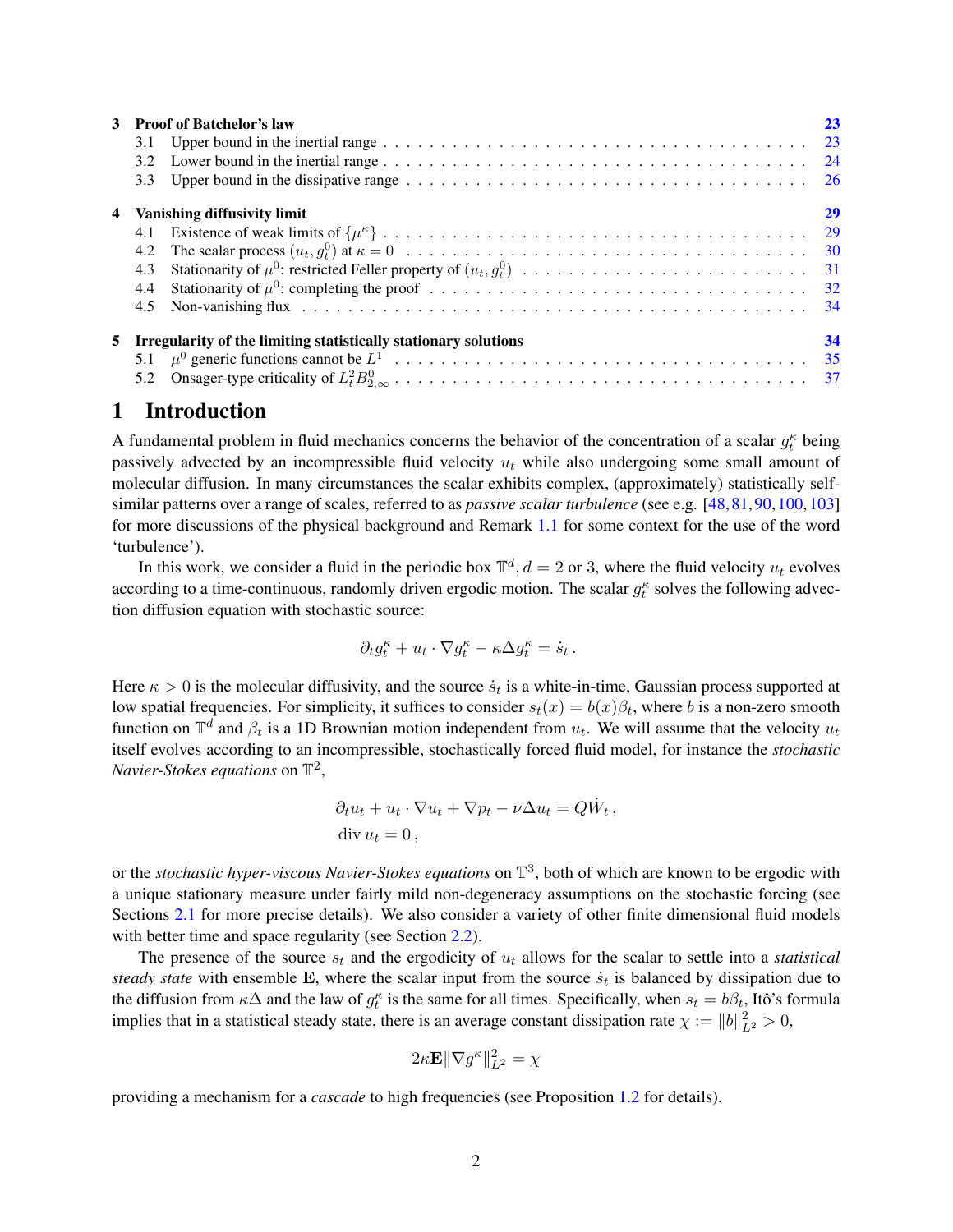| | | |
|---|---|---|
| **3** | **Proof of Batchelor's law** | **23** |
| 3.1 | Upper bound in the inertial range | 23 |
| 3.2 | Lower bound in the inertial range | 24 |
| 3.3 | Upper bound in the dissipative range | 26 |
| **4** | **Vanishing diffusivity limit** | **29** |
| 4.1 | Existence of weak limits of $\{\mu^\kappa\}$ | 29 |
| 4.2 | The scalar process $(u_t, g_t^0)$ at $\kappa = 0$ | 30 |
| 4.3 | Stationarity of $\mu^0$: restricted Feller property of $(u_t, g_t^0)$ | 31 |
| 4.4 | Stationarity of $\mu^0$: completing the proof | 32 |
| 4.5 | Non-vanishing flux | 34 |
| **5** | **Irregularity of the limiting statistically stationary solutions** | **34** |
| 5.1 | $\mu^0$ generic functions cannot be $L^1$ | 35 |
| 5.2 | Onsager-type criticality of $L^2_t B^0_{2,\infty}$ | 37 |

# 1 Introduction

A fundamental problem in fluid mechanics concerns the behavior of the concentration of a scalar $g_t^\kappa$ being passively advected by an incompressible fluid velocity $u_t$ while also undergoing some small amount of molecular diffusion. In many circumstances the scalar exhibits complex, (approximately) statistically self-similar patterns over a range of scales, referred to as *passive scalar turbulence* (see e.g. [48, 81, 90, 100, 103] for more discussions of the physical background and Remark 1.1 for some context for the use of the word 'turbulence').

In this work, we consider a fluid in the periodic box $\mathbb{T}^d, d = 2$ or 3, where the fluid velocity $u_t$ evolves according to a time-continuous, randomly driven ergodic motion. The scalar $g_t^\kappa$ solves the following advection diffusion equation with stochastic source:

$$\partial_t g_t^\kappa + u_t \cdot \nabla g_t^\kappa - \kappa \Delta g_t^\kappa = \dot{s}_t \,.$$

Here $\kappa > 0$ is the molecular diffusivity, and the source $\dot{s}_t$ is a white-in-time, Gaussian process supported at low spatial frequencies. For simplicity, it suffices to consider $s_t(x) = b(x)\beta_t$, where $b$ is a non-zero smooth function on $\mathbb{T}^d$ and $\beta_t$ is a 1D Brownian motion independent from $u_t$. We will assume that the velocity $u_t$ itself evolves according to an incompressible, stochastically forced fluid model, for instance the *stochastic Navier-Stokes equations* on $\mathbb{T}^2$,

$$\begin{aligned}
&\partial_t u_t + u_t \cdot \nabla u_t + \nabla p_t - \nu \Delta u_t = Q\dot{W}_t \,, \\
&\operatorname{div} u_t = 0 \,,
\end{aligned}$$

or the *stochastic hyper-viscous Navier-Stokes equations* on $\mathbb{T}^3$, both of which are known to be ergodic with a unique stationary measure under fairly mild non-degeneracy assumptions on the stochastic forcing (see Sections 2.1 for more precise details). We also consider a variety of other finite dimensional fluid models with better time and space regularity (see Section 2.2).

The presence of the source $s_t$ and the ergodicity of $u_t$ allows for the scalar to settle into a *statistical steady state* with ensemble $\mathbf{E}$, where the scalar input from the source $\dot{s}_t$ is balanced by dissipation due to the diffusion from $\kappa\Delta$ and the law of $g_t^\kappa$ is the same for all times. Specifically, when $s_t = b\beta_t$, Itô's formula implies that in a statistical steady state, there is an average constant dissipation rate $\chi := \|b\|_{L^2}^2 > 0$,

$$2\kappa \mathbf{E}\|\nabla g^\kappa\|_{L^2}^2 = \chi$$

providing a mechanism for a *cascade* to high frequencies (see Proposition 1.2 for details).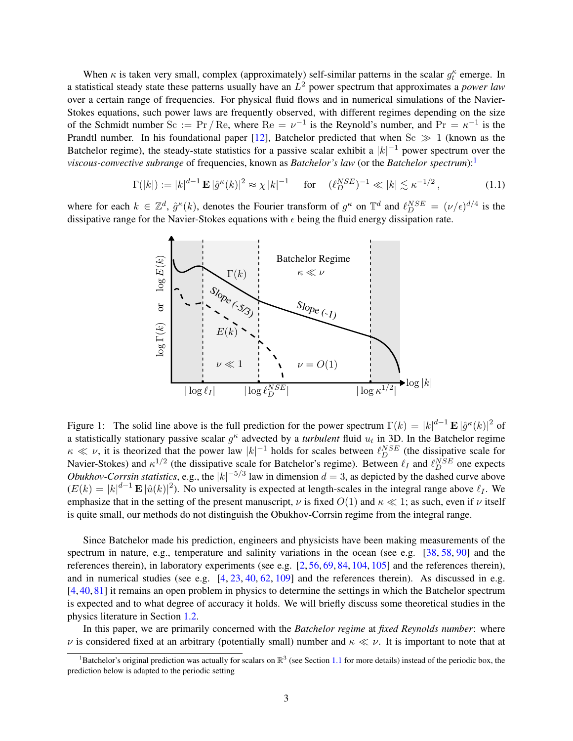When $\kappa$ is taken very small, complex (approximately) self-similar patterns in the scalar $g_t^\kappa$ emerge. In a statistical steady state these patterns usually have an $L^2$ power spectrum that approximates a *power law* over a certain range of frequencies. For physical fluid flows and in numerical simulations of the Navier-Stokes equations, such power laws are frequently observed, with different regimes depending on the size of the Schmidt number $\mathrm{Sc} := \mathrm{Pr}\,/\,\mathrm{Re}$, where $\mathrm{Re} = \nu^{-1}$ is the Reynold's number, and $\mathrm{Pr} = \kappa^{-1}$ is the Prandtl number. In his foundational paper [12], Batchelor predicted that when $\mathrm{Sc} \gg 1$ (known as the Batchelor regime), the steady-state statistics for a passive scalar exhibit a $|k|^{-1}$ power spectrum over the *viscous-convective subrange* of frequencies, known as *Batchelor's law* (or the *Batchelor spectrum*):[1]

$$\Gamma(|k|) := |k|^{d-1}\,\mathbf{E}\,|\hat{g}^\kappa(k)|^2 \approx \chi\,|k|^{-1} \quad \text{ for } \quad (\ell_D^{NSE})^{-1} \ll |k| \lesssim \kappa^{-1/2}, \tag{1.1}$$

where for each $k \in \mathbb{Z}^d$, $\hat{g}^\kappa(k)$, denotes the Fourier transform of $g^\kappa$ on $\mathbb{T}^d$ and $\ell_D^{NSE} = (\nu/\epsilon)^{d/4}$ is the dissipative range for the Navier-Stokes equations with $\epsilon$ being the fluid energy dissipation rate.

Figure 1: The solid line above is the full prediction for the power spectrum $\Gamma(k) = |k|^{d-1}\,\mathbf{E}\,|\hat{g}^\kappa(k)|^2$ of a statistically stationary passive scalar $g^\kappa$ advected by a *turbulent* fluid $u_t$ in 3D. In the Batchelor regime $\kappa \ll \nu$, it is theorized that the power law $|k|^{-1}$ holds for scales between $\ell_D^{NSE}$ (the dissipative scale for Navier-Stokes) and $\kappa^{1/2}$ (the dissipative scale for Batchelor's regime). Between $\ell_I$ and $\ell_D^{NSE}$ one expects *Obukhov-Corrsin statistics*, e.g., the $|k|^{-5/3}$ law in dimension $d = 3$, as depicted by the dashed curve above ($E(k) = |k|^{d-1}\,\mathbf{E}\,|\hat{u}(k)|^2$). No universality is expected at length-scales in the integral range above $\ell_I$. We emphasize that in the setting of the present manuscript, $\nu$ is fixed $O(1)$ and $\kappa \ll 1$; as such, even if $\nu$ itself is quite small, our methods do not distinguish the Obukhov-Corrsin regime from the integral range.

Since Batchelor made his prediction, engineers and physicists have been making measurements of the spectrum in nature, e.g., temperature and salinity variations in the ocean (see e.g. [38, 58, 90] and the references therein), in laboratory experiments (see e.g. [2, 56, 69, 84, 104, 105] and the references therein), and in numerical studies (see e.g. [4, 23, 40, 62, 109] and the references therein). As discussed in e.g. [4, 40, 81] it remains an open problem in physics to determine the settings in which the Batchelor spectrum is expected and to what degree of accuracy it holds. We will briefly discuss some theoretical studies in the physics literature in Section 1.2.

In this paper, we are primarily concerned with the *Batchelor regime* at *fixed Reynolds number*: where $\nu$ is considered fixed at an arbitrary (potentially small) number and $\kappa \ll \nu$. It is important to note that at

[1] Batchelor's original prediction was actually for scalars on $\mathbb{R}^3$ (see Section 1.1 for more details) instead of the periodic box, the prediction below is adapted to the periodic setting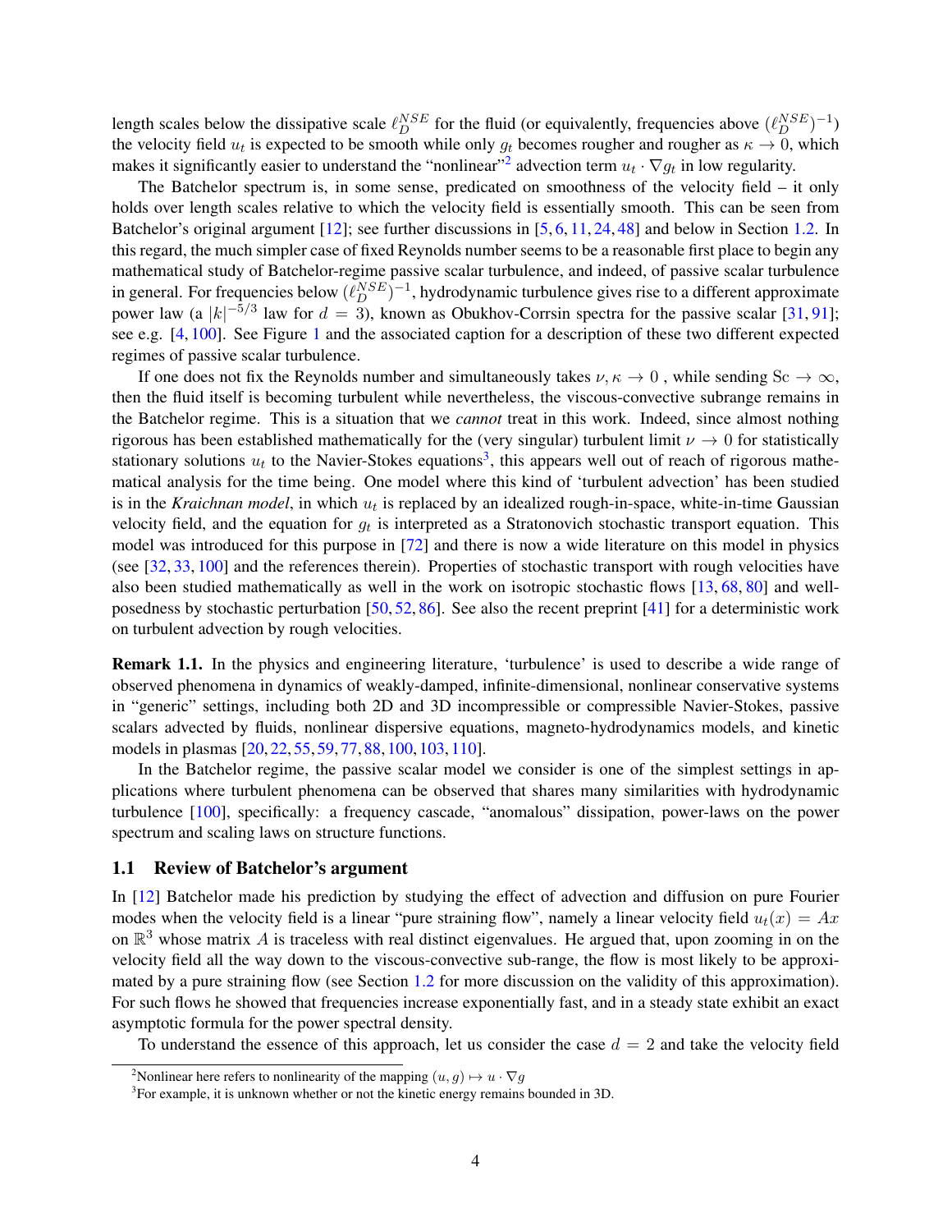length scales below the dissipative scale $\ell_D^{NSE}$ for the fluid (or equivalently, frequencies above $(\ell_D^{NSE})^{-1}$) the velocity field $u_t$ is expected to be smooth while only $g_t$ becomes rougher and rougher as $\kappa \to 0$, which makes it significantly easier to understand the "nonlinear"[2] advection term $u_t \cdot \nabla g_t$ in low regularity.

The Batchelor spectrum is, in some sense, predicated on smoothness of the velocity field – it only holds over length scales relative to which the velocity field is essentially smooth. This can be seen from Batchelor's original argument [12]; see further discussions in [5, 6, 11, 24, 48] and below in Section 1.2. In this regard, the much simpler case of fixed Reynolds number seems to be a reasonable first place to begin any mathematical study of Batchelor-regime passive scalar turbulence, and indeed, of passive scalar turbulence in general. For frequencies below $(\ell_D^{NSE})^{-1}$, hydrodynamic turbulence gives rise to a different approximate power law (a $|k|^{-5/3}$ law for $d = 3$), known as Obukhov-Corrsin spectra for the passive scalar [31, 91]; see e.g. [4, 100]. See Figure 1 and the associated caption for a description of these two different expected regimes of passive scalar turbulence.

If one does not fix the Reynolds number and simultaneously takes $\nu, \kappa \to 0$ , while sending $\mathrm{Sc} \to \infty$, then the fluid itself is becoming turbulent while nevertheless, the viscous-convective subrange remains in the Batchelor regime. This is a situation that we *cannot* treat in this work. Indeed, since almost nothing rigorous has been established mathematically for the (very singular) turbulent limit $\nu \to 0$ for statistically stationary solutions $u_t$ to the Navier-Stokes equations[3], this appears well out of reach of rigorous mathematical analysis for the time being. One model where this kind of 'turbulent advection' has been studied is in the *Kraichnan model*, in which $u_t$ is replaced by an idealized rough-in-space, white-in-time Gaussian velocity field, and the equation for $g_t$ is interpreted as a Stratonovich stochastic transport equation. This model was introduced for this purpose in [72] and there is now a wide literature on this model in physics (see [32, 33, 100] and the references therein). Properties of stochastic transport with rough velocities have also been studied mathematically as well in the work on isotropic stochastic flows [13, 68, 80] and well-posedness by stochastic perturbation [50, 52, 86]. See also the recent preprint [41] for a deterministic work on turbulent advection by rough velocities.

**Remark 1.1.** In the physics and engineering literature, 'turbulence' is used to describe a wide range of observed phenomena in dynamics of weakly-damped, infinite-dimensional, nonlinear conservative systems in "generic" settings, including both 2D and 3D incompressible or compressible Navier-Stokes, passive scalars advected by fluids, nonlinear dispersive equations, magneto-hydrodynamics models, and kinetic models in plasmas [20, 22, 55, 59, 77, 88, 100, 103, 110].

In the Batchelor regime, the passive scalar model we consider is one of the simplest settings in applications where turbulent phenomena can be observed that shares many similarities with hydrodynamic turbulence [100], specifically: a frequency cascade, "anomalous" dissipation, power-laws on the power spectrum and scaling laws on structure functions.

### 1.1 Review of Batchelor's argument

In [12] Batchelor made his prediction by studying the effect of advection and diffusion on pure Fourier modes when the velocity field is a linear "pure straining flow", namely a linear velocity field $u_t(x) = Ax$ on $\mathbb{R}^3$ whose matrix $A$ is traceless with real distinct eigenvalues. He argued that, upon zooming in on the velocity field all the way down to the viscous-convective sub-range, the flow is most likely to be approximated by a pure straining flow (see Section 1.2 for more discussion on the validity of this approximation). For such flows he showed that frequencies increase exponentially fast, and in a steady state exhibit an exact asymptotic formula for the power spectral density.

To understand the essence of this approach, let us consider the case $d = 2$ and take the velocity field

[2] Nonlinear here refers to nonlinearity of the mapping $(u, g) \mapsto u \cdot \nabla g$

[3] For example, it is unknown whether or not the kinetic energy remains bounded in 3D.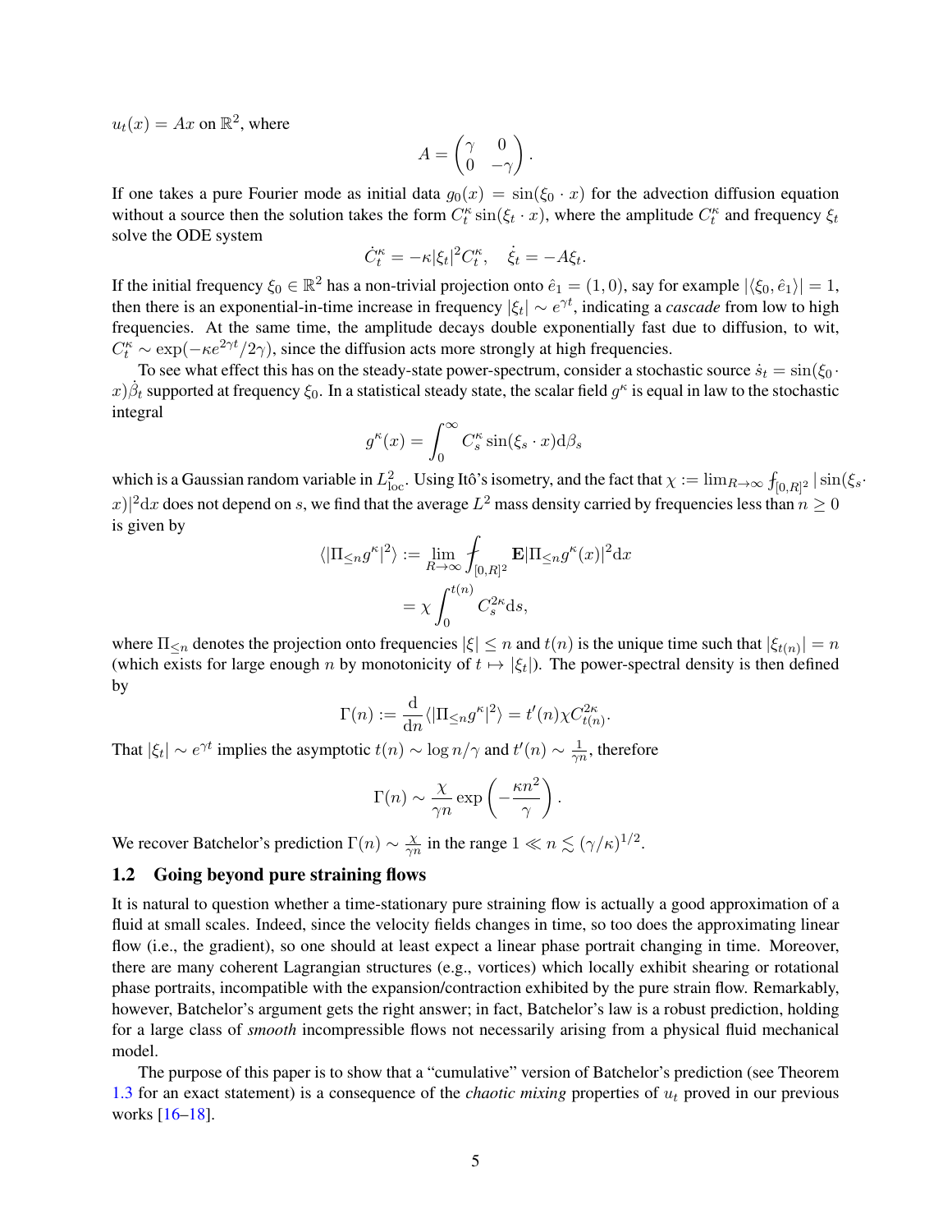$u_t(x) = Ax$ on $\mathbb{R}^2$, where

$$
A = \begin{pmatrix} \gamma & 0 \\ 0 & -\gamma \end{pmatrix}.
$$

If one takes a pure Fourier mode as initial data $g_0(x) = \sin(\xi_0 \cdot x)$ for the advection diffusion equation without a source then the solution takes the form $C_t^\kappa \sin(\xi_t \cdot x)$, where the amplitude $C_t^\kappa$ and frequency $\xi_t$ solve the ODE system

$$
\dot{C}_t^\kappa = -\kappa |\xi_t|^2 C_t^\kappa, \quad \dot{\xi}_t = -A\xi_t.
$$

If the initial frequency $\xi_0 \in \mathbb{R}^2$ has a non-trivial projection onto $\hat{e}_1 = (1,0)$, say for example $|\langle \xi_0, \hat{e}_1\rangle| = 1$, then there is an exponential-in-time increase in frequency $|\xi_t| \sim e^{\gamma t}$, indicating a *cascade* from low to high frequencies. At the same time, the amplitude decays double exponentially fast due to diffusion, to wit, $C_t^\kappa \sim \exp(-\kappa e^{2\gamma t}/2\gamma)$, since the diffusion acts more strongly at high frequencies.

To see what effect this has on the steady-state power-spectrum, consider a stochastic source $\dot{s}_t = \sin(\xi_0 \cdot x)\dot{\beta}_t$ supported at frequency $\xi_0$. In a statistical steady state, the scalar field $g^\kappa$ is equal in law to the stochastic integral

$$
g^\kappa(x) = \int_0^\infty C_s^\kappa \sin(\xi_s \cdot x) \mathrm{d}\beta_s
$$

which is a Gaussian random variable in $L^2_{\mathrm{loc}}$. Using Itô's isometry, and the fact that $\chi := \lim_{R\to\infty} \fint_{[0,R]^2} |\sin(\xi_s \cdot x)|^2 \mathrm{d}x$ does not depend on $s$, we find that the average $L^2$ mass density carried by frequencies less than $n \geq 0$ is given by

$$
\begin{aligned}
\langle |\Pi_{\leq n} g^\kappa|^2 \rangle &:= \lim_{R\to\infty} \fint_{[0,R]^2} \mathbf{E}|\Pi_{\leq n} g^\kappa(x)|^2 \mathrm{d}x \\
&= \chi \int_0^{t(n)} C_s^{2\kappa} \mathrm{d}s,
\end{aligned}
$$

where $\Pi_{\leq n}$ denotes the projection onto frequencies $|\xi| \leq n$ and $t(n)$ is the unique time such that $|\xi_{t(n)}| = n$ (which exists for large enough $n$ by monotonicity of $t \mapsto |\xi_t|$). The power-spectral density is then defined by

$$
\Gamma(n) := \frac{\mathrm{d}}{\mathrm{d}n} \langle |\Pi_{\leq n} g^\kappa|^2 \rangle = t'(n) \chi C_{t(n)}^{2\kappa}.
$$

That $|\xi_t| \sim e^{\gamma t}$ implies the asymptotic $t(n) \sim \log n/\gamma$ and $t'(n) \sim \frac{1}{\gamma n}$, therefore

$$
\Gamma(n) \sim \frac{\chi}{\gamma n} \exp\left(-\frac{\kappa n^2}{\gamma}\right).
$$

We recover Batchelor's prediction $\Gamma(n) \sim \frac{\chi}{\gamma n}$ in the range $1 \ll n \lesssim (\gamma/\kappa)^{1/2}$.

### 1.2 Going beyond pure straining flows

It is natural to question whether a time-stationary pure straining flow is actually a good approximation of a fluid at small scales. Indeed, since the velocity fields changes in time, so too does the approximating linear flow (i.e., the gradient), so one should at least expect a linear phase portrait changing in time. Moreover, there are many coherent Lagrangian structures (e.g., vortices) which locally exhibit shearing or rotational phase portraits, incompatible with the expansion/contraction exhibited by the pure strain flow. Remarkably, however, Batchelor's argument gets the right answer; in fact, Batchelor's law is a robust prediction, holding for a large class of *smooth* incompressible flows not necessarily arising from a physical fluid mechanical model.

The purpose of this paper is to show that a "cumulative" version of Batchelor's prediction (see Theorem 1.3 for an exact statement) is a consequence of the *chaotic mixing* properties of $u_t$ proved in our previous works [16–18].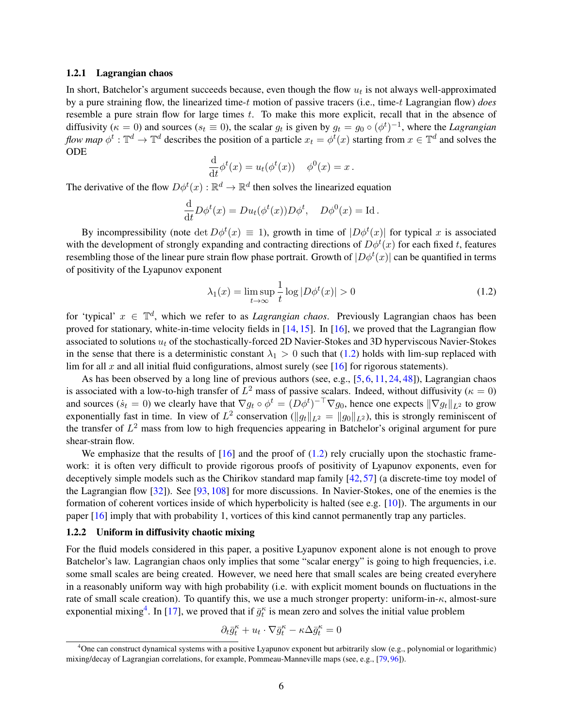### 1.2.1 Lagrangian chaos

In short, Batchelor's argument succeeds because, even though the flow $u_t$ is not always well-approximated by a pure straining flow, the linearized time-$t$ motion of passive tracers (i.e., time-$t$ Lagrangian flow) *does* resemble a pure strain flow for large times $t$. To make this more explicit, recall that in the absence of diffusivity ($\kappa = 0$) and sources ($s_t \equiv 0$), the scalar $g_t$ is given by $g_t = g_0 \circ (\phi^t)^{-1}$, where the *Lagrangian flow map* $\phi^t : \mathbb{T}^d \to \mathbb{T}^d$ describes the position of a particle $x_t = \phi^t(x)$ starting from $x \in \mathbb{T}^d$ and solves the ODE

$$\frac{\mathrm{d}}{\mathrm{d}t}\phi^t(x) = u_t(\phi^t(x)) \quad \phi^0(x) = x\,.$$

The derivative of the flow $D\phi^t(x) : \mathbb{R}^d \to \mathbb{R}^d$ then solves the linearized equation

$$\frac{\mathrm{d}}{\mathrm{d}t}D\phi^t(x) = Du_t(\phi^t(x))D\phi^t, \quad D\phi^0(x) = \mathrm{Id}\,.$$

By incompressibility (note $\det D\phi^t(x) \equiv 1$), growth in time of $|D\phi^t(x)|$ for typical $x$ is associated with the development of strongly expanding and contracting directions of $D\phi^t(x)$ for each fixed $t$, features resembling those of the linear pure strain flow phase portrait. Growth of $|D\phi^t(x)|$ can be quantified in terms of positivity of the Lyapunov exponent

$$\lambda_1(x) = \limsup_{t\to\infty} \frac{1}{t}\log|D\phi^t(x)| > 0 \tag{1.2}$$

for 'typical' $x \in \mathbb{T}^d$, which we refer to as *Lagrangian chaos*. Previously Lagrangian chaos has been proved for stationary, white-in-time velocity fields in [14, 15]. In [16], we proved that the Lagrangian flow associated to solutions $u_t$ of the stochastically-forced 2D Navier-Stokes and 3D hyperviscous Navier-Stokes in the sense that there is a deterministic constant $\lambda_1 > 0$ such that (1.2) holds with lim-sup replaced with lim for all $x$ and all initial fluid configurations, almost surely (see [16] for rigorous statements).

As has been observed by a long line of previous authors (see, e.g., [5, 6, 11, 24, 48]), Lagrangian chaos is associated with a low-to-high transfer of $L^2$ mass of passive scalars. Indeed, without diffusivity ($\kappa = 0$) and sources ($\dot{s}_t = 0$) we clearly have that $\nabla g_t \circ \phi^t = (D\phi^t)^{-\top}\nabla g_0$, hence one expects $\|\nabla g_t\|_{L^2}$ to grow exponentially fast in time. In view of $L^2$ conservation ($\|g_t\|_{L^2} = \|g_0\|_{L^2}$), this is strongly reminiscent of the transfer of $L^2$ mass from low to high frequencies appearing in Batchelor's original argument for pure shear-strain flow.

We emphasize that the results of [16] and the proof of (1.2) rely crucially upon the stochastic framework: it is often very difficult to provide rigorous proofs of positivity of Lyapunov exponents, even for deceptively simple models such as the Chirikov standard map family [42, 57] (a discrete-time toy model of the Lagrangian flow [32]). See [93, 108] for more discussions. In Navier-Stokes, one of the enemies is the formation of coherent vortices inside of which hyperbolicity is halted (see e.g. [10]). The arguments in our paper [16] imply that with probability 1, vortices of this kind cannot permanently trap any particles.

### 1.2.2 Uniform in diffusivity chaotic mixing

For the fluid models considered in this paper, a positive Lyapunov exponent alone is not enough to prove Batchelor's law. Lagrangian chaos only implies that some "scalar energy" is going to high frequencies, i.e. some small scales are being created. However, we need here that small scales are being created everyhere in a reasonably uniform way with high probability (i.e. with explicit moment bounds on fluctuations in the rate of small scale creation). To quantify this, we use a much stronger property: uniform-in-$\kappa$, almost-sure exponential mixing[4]. In [17], we proved that if $\bar{g}^\kappa_t$ is mean zero and solves the initial value problem

$$\partial_t \bar{g}^\kappa_t + u_t \cdot \nabla \bar{g}^\kappa_t - \kappa\Delta \bar{g}^\kappa_t = 0$$

[4] One can construct dynamical systems with a positive Lyapunov exponent but arbitrarily slow (e.g., polynomial or logarithmic) mixing/decay of Lagrangian correlations, for example, Pommeau-Manneville maps (see, e.g., [79, 96]).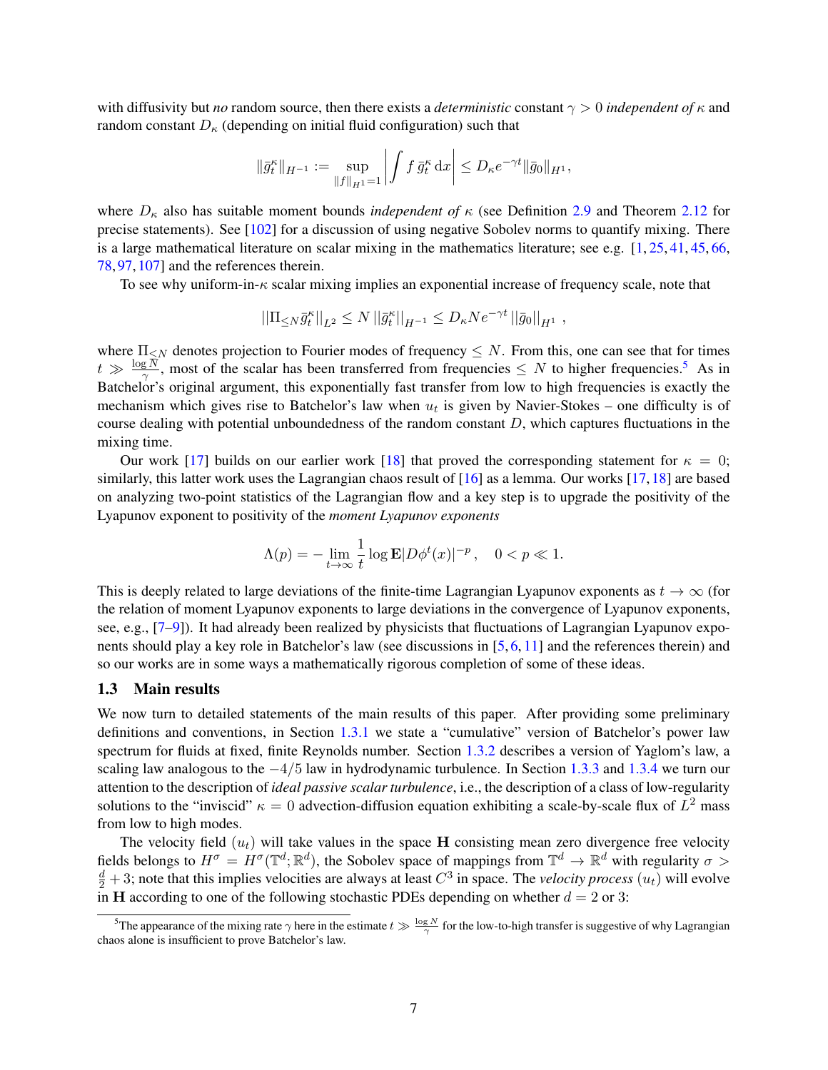with diffusivity but *no* random source, then there exists a *deterministic* constant $\gamma > 0$ *independent of* $\kappa$ and random constant $D_\kappa$ (depending on initial fluid configuration) such that

$$\|\bar{g}_t^\kappa\|_{H^{-1}} := \sup_{\|f\|_{H^1}=1} \left| \int f \, \bar{g}_t^\kappa \, \mathrm{d}x \right| \leq D_\kappa e^{-\gamma t} \|\bar{g}_0\|_{H^1},$$

where $D_\kappa$ also has suitable moment bounds *independent of* $\kappa$ (see Definition 2.9 and Theorem 2.12 for precise statements). See [102] for a discussion of using negative Sobolev norms to quantify mixing. There is a large mathematical literature on scalar mixing in the mathematics literature; see e.g. [1, 25, 41, 45, 66, 78, 97, 107] and the references therein.

To see why uniform-in-$\kappa$ scalar mixing implies an exponential increase of frequency scale, note that

$$||\Pi_{\leq N} \bar{g}_t^\kappa||_{L^2} \leq N \, ||\bar{g}_t^\kappa||_{H^{-1}} \leq D_\kappa N e^{-\gamma t} \, ||\bar{g}_0||_{H^1} \ ,$$

where $\Pi_{\leq N}$ denotes projection to Fourier modes of frequency $\leq N$. From this, one can see that for times $t \gg \frac{\log N}{\gamma}$, most of the scalar has been transferred from frequencies $\leq N$ to higher frequencies.[5] As in Batchelor's original argument, this exponentially fast transfer from low to high frequencies is exactly the mechanism which gives rise to Batchelor's law when $u_t$ is given by Navier-Stokes – one difficulty is of course dealing with potential unboundedness of the random constant $D$, which captures fluctuations in the mixing time.

Our work [17] builds on our earlier work [18] that proved the corresponding statement for $\kappa = 0$; similarly, this latter work uses the Lagrangian chaos result of [16] as a lemma. Our works [17, 18] are based on analyzing two-point statistics of the Lagrangian flow and a key step is to upgrade the positivity of the Lyapunov exponent to positivity of the *moment Lyapunov exponents*

$$\Lambda(p) = -\lim_{t \to \infty} \frac{1}{t} \log \mathbf{E} |D\phi^t(x)|^{-p}, \quad 0 < p \ll 1.$$

This is deeply related to large deviations of the finite-time Lagrangian Lyapunov exponents as $t \to \infty$ (for the relation of moment Lyapunov exponents to large deviations in the convergence of Lyapunov exponents, see, e.g., [7–9]). It had already been realized by physicists that fluctuations of Lagrangian Lyapunov exponents should play a key role in Batchelor's law (see discussions in [5, 6, 11] and the references therein) and so our works are in some ways a mathematically rigorous completion of some of these ideas.

## 1.3 Main results

We now turn to detailed statements of the main results of this paper. After providing some preliminary definitions and conventions, in Section 1.3.1 we state a "cumulative" version of Batchelor's power law spectrum for fluids at fixed, finite Reynolds number. Section 1.3.2 describes a version of Yaglom's law, a scaling law analogous to the $-4/5$ law in hydrodynamic turbulence. In Section 1.3.3 and 1.3.4 we turn our attention to the description of *ideal passive scalar turbulence*, i.e., the description of a class of low-regularity solutions to the "inviscid" $\kappa = 0$ advection-diffusion equation exhibiting a scale-by-scale flux of $L^2$ mass from low to high modes.

The velocity field $(u_t)$ will take values in the space $\mathbf{H}$ consisting mean zero divergence free velocity fields belongs to $H^\sigma = H^\sigma(\mathbb{T}^d; \mathbb{R}^d)$, the Sobolev space of mappings from $\mathbb{T}^d \to \mathbb{R}^d$ with regularity $\sigma > \frac{d}{2} + 3$; note that this implies velocities are always at least $C^3$ in space. The *velocity process* $(u_t)$ will evolve in $\mathbf{H}$ according to one of the following stochastic PDEs depending on whether $d = 2$ or 3:

[5] The appearance of the mixing rate $\gamma$ here in the estimate $t \gg \frac{\log N}{\gamma}$ for the low-to-high transfer is suggestive of why Lagrangian chaos alone is insufficient to prove Batchelor's law.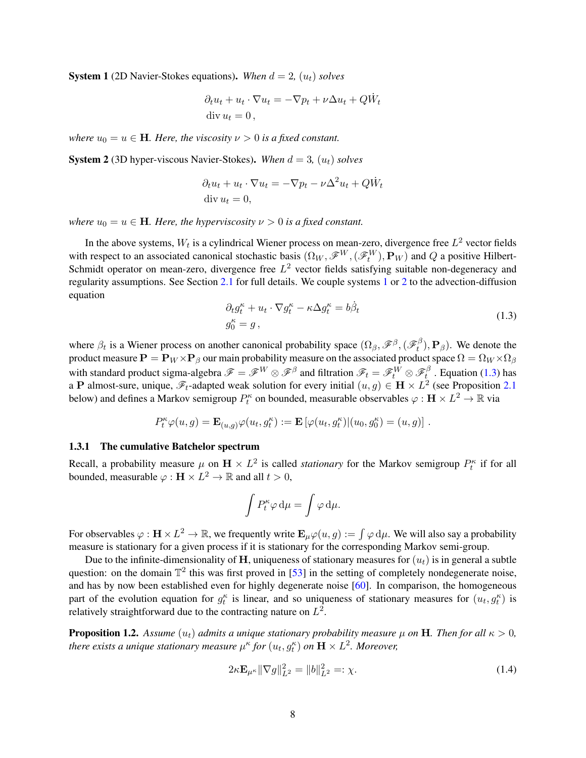**System 1** (2D Navier-Stokes equations)**.** *When $d = 2$, $(u_t)$ solves*

$$\begin{aligned} &\partial_t u_t + u_t \cdot \nabla u_t = -\nabla p_t + \nu \Delta u_t + Q\dot{W}_t \\ &\operatorname{div} u_t = 0\,, \end{aligned}$$

*where $u_0 = u \in \mathbf{H}$. Here, the viscosity $\nu > 0$ is a fixed constant.*

**System 2** (3D hyper-viscous Navier-Stokes)**.** *When $d = 3$, $(u_t)$ solves*

$$\begin{aligned} &\partial_t u_t + u_t \cdot \nabla u_t = -\nabla p_t - \nu \Delta^2 u_t + Q\dot{W}_t \\ &\operatorname{div} u_t = 0, \end{aligned}$$

*where $u_0 = u \in \mathbf{H}$. Here, the hyperviscosity $\nu > 0$ is a fixed constant.*

In the above systems, $W_t$ is a cylindrical Wiener process on mean-zero, divergence free $L^2$ vector fields with respect to an associated canonical stochastic basis $(\Omega_W, \mathscr{F}^W, (\mathscr{F}_t^W), \mathbf{P}_W)$ and $Q$ a positive Hilbert-Schmidt operator on mean-zero, divergence free $L^2$ vector fields satisfying suitable non-degeneracy and regularity assumptions. See Section 2.1 for full details. We couple systems 1 or 2 to the advection-diffusion equation

$$\begin{aligned} &\partial_t g_t^\kappa + u_t \cdot \nabla g_t^\kappa - \kappa \Delta g_t^\kappa = b\dot{\beta}_t \\ &g_0^\kappa = g\,, \end{aligned} \tag{1.3}$$

where $\beta_t$ is a Wiener process on another canonical probability space $(\Omega_\beta, \mathscr{F}^\beta, (\mathscr{F}_t^\beta), \mathbf{P}_\beta)$. We denote the product measure $\mathbf{P} = \mathbf{P}_W \times \mathbf{P}_\beta$ our main probability measure on the associated product space $\Omega = \Omega_W \times \Omega_\beta$ with standard product sigma-algebra $\mathscr{F} = \mathscr{F}^W \otimes \mathscr{F}^\beta$ and filtration $\mathscr{F}_t = \mathscr{F}_t^W \otimes \mathscr{F}_t^\beta$. Equation (1.3) has a $\mathbf{P}$ almost-sure, unique, $\mathscr{F}_t$-adapted weak solution for every initial $(u, g) \in \mathbf{H} \times L^2$ (see Proposition 2.1 below) and defines a Markov semigroup $P_t^\kappa$ on bounded, measurable observables $\varphi : \mathbf{H} \times L^2 \to \mathbb{R}$ via

$$P_t^\kappa \varphi(u, g) = \mathbf{E}_{(u,g)} \varphi(u_t, g_t^\kappa) := \mathbf{E}\left[\varphi(u_t, g_t^\kappa) | (u_0, g_0^\kappa) = (u, g)\right].$$

### 1.3.1 The cumulative Batchelor spectrum

Recall, a probability measure $\mu$ on $\mathbf{H} \times L^2$ is called *stationary* for the Markov semigroup $P_t^\kappa$ if for all bounded, measurable $\varphi : \mathbf{H} \times L^2 \to \mathbb{R}$ and all $t > 0$,

$$\int P_t^\kappa \varphi \, \mathrm{d}\mu = \int \varphi \, \mathrm{d}\mu.$$

For observables $\varphi : \mathbf{H} \times L^2 \to \mathbb{R}$, we frequently write $\mathbf{E}_\mu \varphi(u, g) := \int \varphi \, \mathrm{d}\mu$. We will also say a probability measure is stationary for a given process if it is stationary for the corresponding Markov semi-group.

Due to the infinite-dimensionality of $\mathbf{H}$, uniqueness of stationary measures for $(u_t)$ is in general a subtle question: on the domain $\mathbb{T}^2$ this was first proved in [53] in the setting of completely nondegenerate noise, and has by now been established even for highly degenerate noise [60]. In comparison, the homogeneous part of the evolution equation for $g_t^\kappa$ is linear, and so uniqueness of stationary measures for $(u_t, g_t^\kappa)$ is relatively straightforward due to the contracting nature on $L^2$.

**Proposition 1.2.** *Assume $(u_t)$ admits a unique stationary probability measure $\mu$ on $\mathbf{H}$. Then for all $\kappa > 0$, there exists a unique stationary measure $\mu^\kappa$ for $(u_t, g_t^\kappa)$ on $\mathbf{H} \times L^2$. Moreover,*

$$2\kappa \mathbf{E}_{\mu^\kappa} \|\nabla g\|_{L^2}^2 = \|b\|_{L^2}^2 =: \chi. \tag{1.4}$$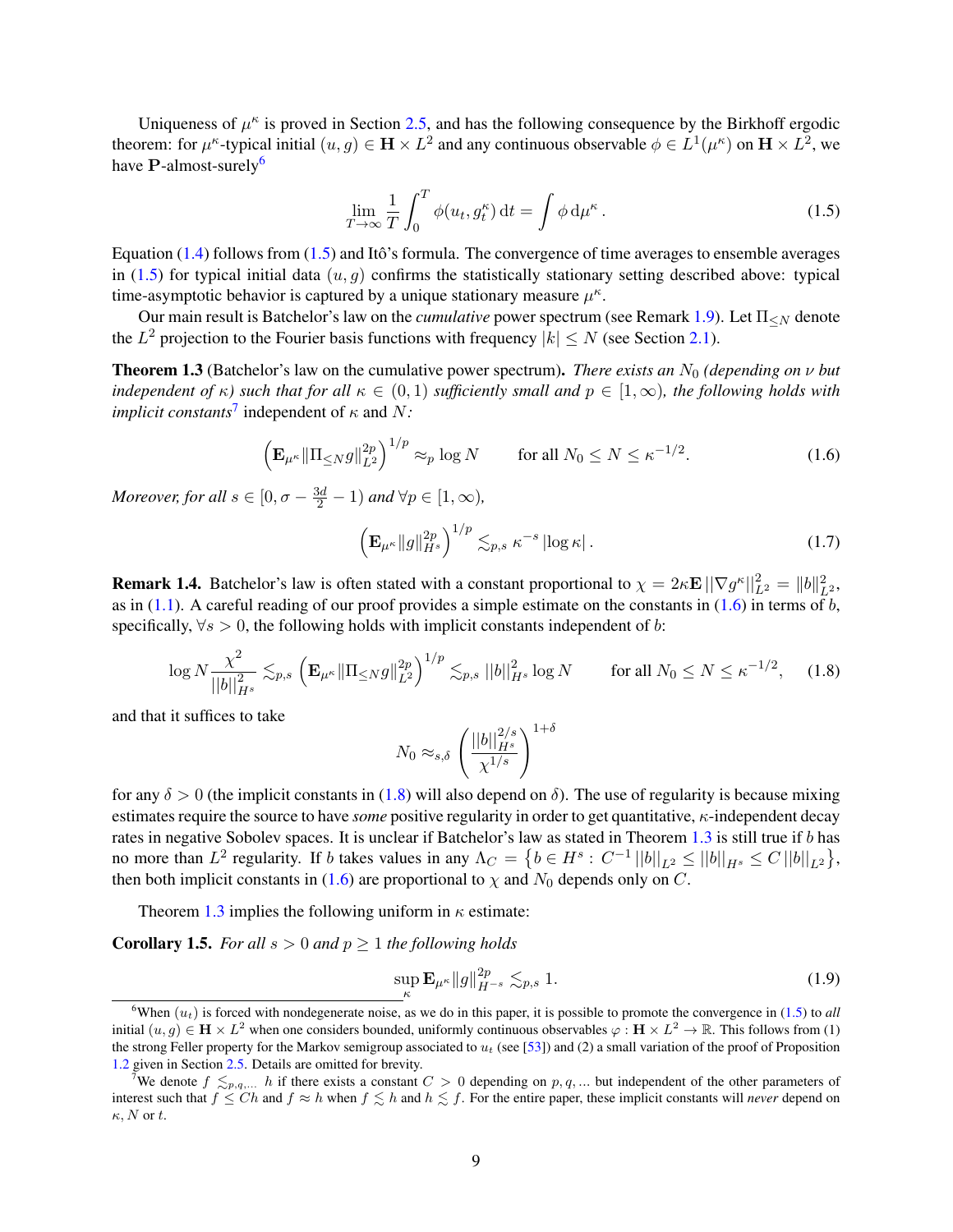Uniqueness of $\mu^\kappa$ is proved in Section 2.5, and has the following consequence by the Birkhoff ergodic theorem: for $\mu^\kappa$-typical initial $(u, g) \in \mathbf{H} \times L^2$ and any continuous observable $\phi \in L^1(\mu^\kappa)$ on $\mathbf{H} \times L^2$, we have $\mathbf{P}$-almost-surely[6]

$$\lim_{T\to\infty} \frac{1}{T} \int_0^T \phi(u_t, g_t^\kappa)\, \mathrm{d}t = \int \phi\, \mathrm{d}\mu^\kappa\,. \tag{1.5}$$

Equation (1.4) follows from (1.5) and Itô's formula. The convergence of time averages to ensemble averages in (1.5) for typical initial data $(u, g)$ confirms the statistically stationary setting described above: typical time-asymptotic behavior is captured by a unique stationary measure $\mu^\kappa$.

Our main result is Batchelor's law on the *cumulative* power spectrum (see Remark 1.9). Let $\Pi_{\le N}$ denote the $L^2$ projection to the Fourier basis functions with frequency $|k| \le N$ (see Section 2.1).

**Theorem 1.3** (Batchelor's law on the cumulative power spectrum). *There exists an $N_0$ (depending on $\nu$ but independent of $\kappa$) such that for all $\kappa \in (0,1)$ sufficiently small and $p \in [1,\infty)$, the following holds with implicit constants*[7] independent of $\kappa$ and $N$*:*

$$\left(\mathbf{E}_{\mu^\kappa} \|\Pi_{\le N} g\|_{L^2}^{2p}\right)^{1/p} \approx_p \log N \qquad \text{for all } N_0 \le N \le \kappa^{-1/2}. \tag{1.6}$$

*Moreover, for all $s \in [0, \sigma - \frac{3d}{2} - 1)$ and $\forall p \in [1,\infty)$,*

$$\left(\mathbf{E}_{\mu^\kappa} \|g\|_{H^s}^{2p}\right)^{1/p} \lesssim_{p,s} \kappa^{-s} \left|\log \kappa\right|. \tag{1.7}$$

**Remark 1.4.** Batchelor's law is often stated with a constant proportional to $\chi = 2\kappa \mathbf{E}\, ||\nabla g^\kappa||_{L^2}^2 = \|b\|_{L^2}^2$, as in (1.1). A careful reading of our proof provides a simple estimate on the constants in (1.6) in terms of $b$, specifically, $\forall s > 0$, the following holds with implicit constants independent of $b$:

$$\log N \frac{\chi^2}{||b||_{H^s}^2} \lesssim_{p,s} \left(\mathbf{E}_{\mu^\kappa} \|\Pi_{\le N} g\|_{L^2}^{2p}\right)^{1/p} \lesssim_{p,s} ||b||_{H^s}^2 \log N \qquad \text{for all } N_0 \le N \le \kappa^{-1/2}, \tag{1.8}$$

and that it suffices to take

$$N_0 \approx_{s,\delta} \left(\frac{||b||_{H^s}^{2/s}}{\chi^{1/s}}\right)^{1+\delta}$$

for any $\delta > 0$ (the implicit constants in (1.8) will also depend on $\delta$). The use of regularity is because mixing estimates require the source to have *some* positive regularity in order to get quantitative, $\kappa$-independent decay rates in negative Sobolev spaces. It is unclear if Batchelor's law as stated in Theorem 1.3 is still true if $b$ has no more than $L^2$ regularity. If $b$ takes values in any $\Lambda_C = \left\{b \in H^s : C^{-1} ||b||_{L^2} \le ||b||_{H^s} \le C\, ||b||_{L^2}\right\}$, then both implicit constants in (1.6) are proportional to $\chi$ and $N_0$ depends only on $C$.

Theorem 1.3 implies the following uniform in $\kappa$ estimate:

**Corollary 1.5.** *For all $s > 0$ and $p \ge 1$ the following holds*

$$\sup_\kappa \mathbf{E}_{\mu^\kappa} \|g\|_{H^{-s}}^{2p} \lesssim_{p,s} 1. \tag{1.9}$$

---

[6] When $(u_t)$ is forced with nondegenerate noise, as we do in this paper, it is possible to promote the convergence in (1.5) to *all* initial $(u, g) \in \mathbf{H} \times L^2$ when one considers bounded, uniformly continuous observables $\varphi : \mathbf{H} \times L^2 \to \mathbb{R}$. This follows from (1) the strong Feller property for the Markov semigroup associated to $u_t$ (see [53]) and (2) a small variation of the proof of Proposition 1.2 given in Section 2.5. Details are omitted for brevity.

[7] We denote $f \lesssim_{p,q,\ldots} h$ if there exists a constant $C > 0$ depending on $p, q, \ldots$ but independent of the other parameters of interest such that $f \le Ch$ and $f \approx h$ when $f \lesssim h$ and $h \lesssim f$. For the entire paper, these implicit constants will *never* depend on $\kappa$, $N$ or $t$.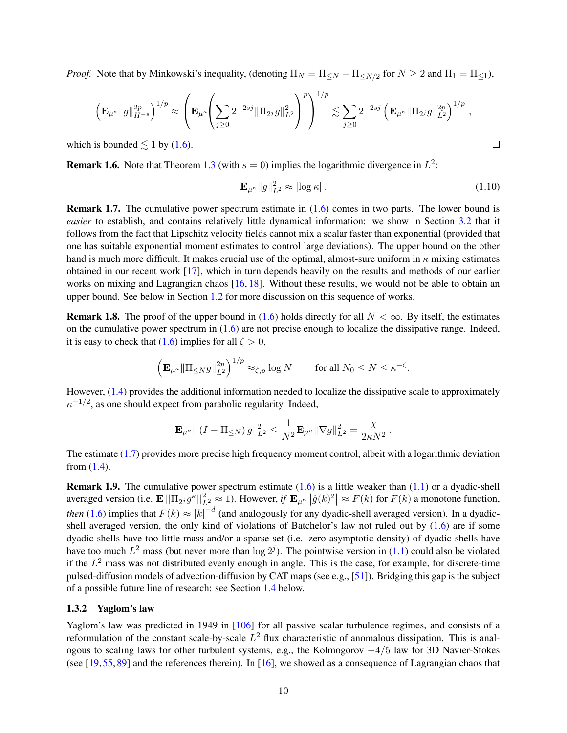*Proof.* Note that by Minkowski's inequality, (denoting $\Pi_N = \Pi_{\leq N} - \Pi_{\leq N/2}$ for $N \geq 2$ and $\Pi_1 = \Pi_{\leq 1}$),

$$\left(\mathbf{E}_{\mu^\kappa}\|g\|_{H^{-s}}^{2p}\right)^{1/p} \approx \left(\mathbf{E}_{\mu^\kappa}\left(\sum_{j\geq 0} 2^{-2sj}\|\Pi_{2^j} g\|_{L^2}^2\right)^p\right)^{1/p} \lesssim \sum_{j\geq 0} 2^{-2sj}\left(\mathbf{E}_{\mu^\kappa}\|\Pi_{2^j} g\|_{L^2}^{2p}\right)^{1/p},$$

which is bounded $\lesssim 1$ by (1.6). $\square$

**Remark 1.6.** Note that Theorem 1.3 (with $s = 0$) implies the logarithmic divergence in $L^2$:

$$\mathbf{E}_{\mu^\kappa}\|g\|_{L^2}^2 \approx |\log \kappa|\,. \tag{1.10}$$

**Remark 1.7.** The cumulative power spectrum estimate in (1.6) comes in two parts. The lower bound is *easier* to establish, and contains relatively little dynamical information: we show in Section 3.2 that it follows from the fact that Lipschitz velocity fields cannot mix a scalar faster than exponential (provided that one has suitable exponential moment estimates to control large deviations). The upper bound on the other hand is much more difficult. It makes crucial use of the optimal, almost-sure uniform in $\kappa$ mixing estimates obtained in our recent work [17], which in turn depends heavily on the results and methods of our earlier works on mixing and Lagrangian chaos [16, 18]. Without these results, we would not be able to obtain an upper bound. See below in Section 1.2 for more discussion on this sequence of works.

**Remark 1.8.** The proof of the upper bound in (1.6) holds directly for all $N < \infty$. By itself, the estimates on the cumulative power spectrum in (1.6) are not precise enough to localize the dissipative range. Indeed, it is easy to check that (1.6) implies for all $\zeta > 0$,

$$\left(\mathbf{E}_{\mu^\kappa}\|\Pi_{\leq N} g\|_{L^2}^{2p}\right)^{1/p} \approx_{\zeta,p} \log N \qquad \text{for all } N_0 \leq N \leq \kappa^{-\zeta}.$$

However, (1.4) provides the additional information needed to localize the dissipative scale to approximately $\kappa^{-1/2}$, as one should expect from parabolic regularity. Indeed,

$$\mathbf{E}_{\mu^\kappa}\|\left(I - \Pi_{\leq N}\right)g\|_{L^2}^2 \leq \frac{1}{N^2}\mathbf{E}_{\mu^\kappa}\|\nabla g\|_{L^2}^2 = \frac{\chi}{2\kappa N^2}\,.$$

The estimate (1.7) provides more precise high frequency moment control, albeit with a logarithmic deviation from (1.4).

**Remark 1.9.** The cumulative power spectrum estimate (1.6) is a little weaker than (1.1) or a dyadic-shell averaged version (i.e. $\mathbf{E}\,\|\Pi_{2^j} g^\kappa\|_{L^2}^2 \approx 1$). However, *if* $\mathbf{E}_{\mu^\kappa}\left|\hat{g}(k)^2\right| \approx F(k)$ for $F(k)$ a monotone function, *then* (1.6) implies that $F(k) \approx |k|^{-d}$ (and analogously for any dyadic-shell averaged version). In a dyadic-shell averaged version, the only kind of violations of Batchelor's law not ruled out by (1.6) are if some dyadic shells have too little mass and/or a sparse set (i.e. zero asymptotic density) of dyadic shells have have too much $L^2$ mass (but never more than $\log 2^j$). The pointwise version in (1.1) could also be violated if the $L^2$ mass was not distributed evenly enough in angle. This is the case, for example, for discrete-time pulsed-diffusion models of advection-diffusion by CAT maps (see e.g., [51]). Bridging this gap is the subject of a possible future line of research: see Section 1.4 below.

### 1.3.2 Yaglom's law

Yaglom's law was predicted in 1949 in [106] for all passive scalar turbulence regimes, and consists of a reformulation of the constant scale-by-scale $L^2$ flux characteristic of anomalous dissipation. This is analogous to scaling laws for other turbulent systems, e.g., the Kolmogorov $-4/5$ law for 3D Navier-Stokes (see [19, 55, 89] and the references therein). In [16], we showed as a consequence of Lagrangian chaos that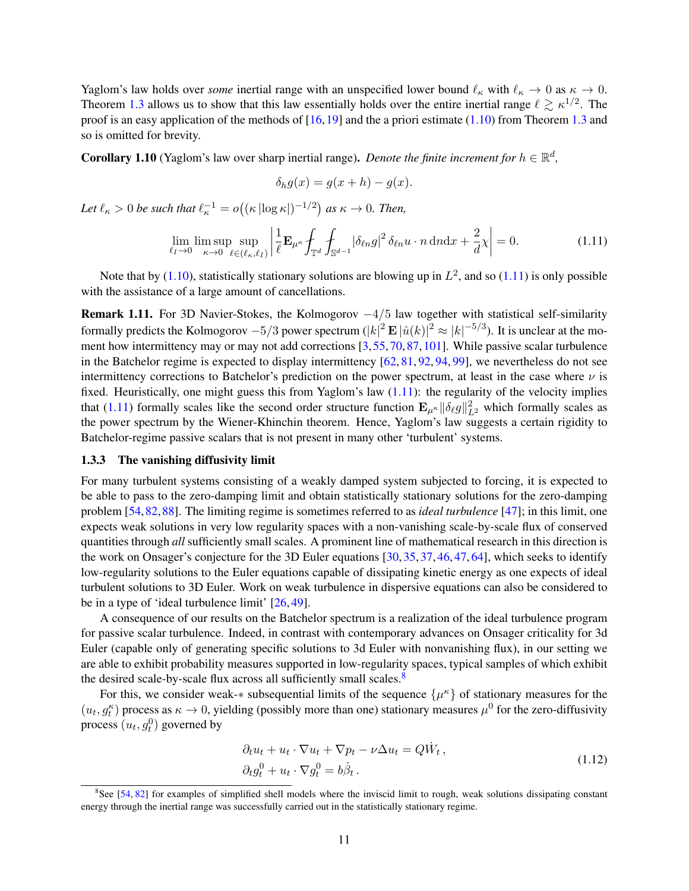Yaglom's law holds over *some* inertial range with an unspecified lower bound $\ell_\kappa$ with $\ell_\kappa \to 0$ as $\kappa \to 0$. Theorem 1.3 allows us to show that this law essentially holds over the entire inertial range $\ell \gtrsim \kappa^{1/2}$. The proof is an easy application of the methods of [16, 19] and the a priori estimate (1.10) from Theorem 1.3 and so is omitted for brevity.

**Corollary 1.10** (Yaglom's law over sharp inertial range)**.** *Denote the finite increment for $h \in \mathbb{R}^d$,*

$$\delta_h g(x) = g(x+h) - g(x).$$

*Let $\ell_\kappa > 0$ be such that $\ell_\kappa^{-1} = o\big((\kappa\,|\log\kappa|)^{-1/2}\big)$ as $\kappa \to 0$. Then,*

$$\lim_{\ell_I \to 0} \limsup_{\kappa \to 0} \sup_{\ell \in (\ell_\kappa, \ell_I)} \left| \frac{1}{\ell} \mathbf{E}_{\mu^\kappa} \fint_{\mathbb{T}^d} \fint_{\mathbb{S}^{d-1}} |\delta_{\ell n} g|^2 \, \delta_{\ell n} u \cdot n \, \mathrm{d}n \mathrm{d}x + \frac{2}{d}\chi \right| = 0. \tag{1.11}$$

Note that by (1.10), statistically stationary solutions are blowing up in $L^2$, and so (1.11) is only possible with the assistance of a large amount of cancellations.

**Remark 1.11.** For 3D Navier-Stokes, the Kolmogorov $-4/5$ law together with statistical self-similarity formally predicts the Kolmogorov $-5/3$ power spectrum ($|k|^2\, \mathbf{E}\, |\hat{u}(k)|^2 \approx |k|^{-5/3}$). It is unclear at the moment how intermittency may or may not add corrections [3, 55, 70, 87, 101]. While passive scalar turbulence in the Batchelor regime is expected to display intermittency [62, 81, 92, 94, 99], we nevertheless do not see intermittency corrections to Batchelor's prediction on the power spectrum, at least in the case where $\nu$ is fixed. Heuristically, one might guess this from Yaglom's law (1.11): the regularity of the velocity implies that (1.11) formally scales like the second order structure function $\mathbf{E}_{\mu^\kappa} \|\delta_\ell g\|_{L^2}^2$ which formally scales as the power spectrum by the Wiener-Khinchin theorem. Hence, Yaglom's law suggests a certain rigidity to Batchelor-regime passive scalars that is not present in many other 'turbulent' systems.

### 1.3.3 The vanishing diffusivity limit

For many turbulent systems consisting of a weakly damped system subjected to forcing, it is expected to be able to pass to the zero-damping limit and obtain statistically stationary solutions for the zero-damping problem [54, 82, 88]. The limiting regime is sometimes referred to as *ideal turbulence* [47]; in this limit, one expects weak solutions in very low regularity spaces with a non-vanishing scale-by-scale flux of conserved quantities through *all* sufficiently small scales. A prominent line of mathematical research in this direction is the work on Onsager's conjecture for the 3D Euler equations [30, 35, 37, 46, 47, 64], which seeks to identify low-regularity solutions to the Euler equations capable of dissipating kinetic energy as one expects of ideal turbulent solutions to 3D Euler. Work on weak turbulence in dispersive equations can also be considered to be in a type of 'ideal turbulence limit' [26, 49].

A consequence of our results on the Batchelor spectrum is a realization of the ideal turbulence program for passive scalar turbulence. Indeed, in contrast with contemporary advances on Onsager criticality for 3d Euler (capable only of generating specific solutions to 3d Euler with nonvanishing flux), in our setting we are able to exhibit probability measures supported in low-regularity spaces, typical samples of which exhibit the desired scale-by-scale flux across all sufficiently small scales.[8]

For this, we consider weak-$*$ subsequential limits of the sequence $\{\mu^\kappa\}$ of stationary measures for the $(u_t, g_t^\kappa)$ process as $\kappa \to 0$, yielding (possibly more than one) stationary measures $\mu^0$ for the zero-diffusivity process $(u_t, g_t^0)$ governed by

$$\begin{aligned} \partial_t u_t + u_t \cdot \nabla u_t + \nabla p_t - \nu \Delta u_t &= Q \dot{W}_t\,, \\ \partial_t g_t^0 + u_t \cdot \nabla g_t^0 &= b \dot{\beta}_t\,. \end{aligned} \tag{1.12}$$

[8] See [54, 82] for examples of simplified shell models where the inviscid limit to rough, weak solutions dissipating constant energy through the inertial range was successfully carried out in the statistically stationary regime.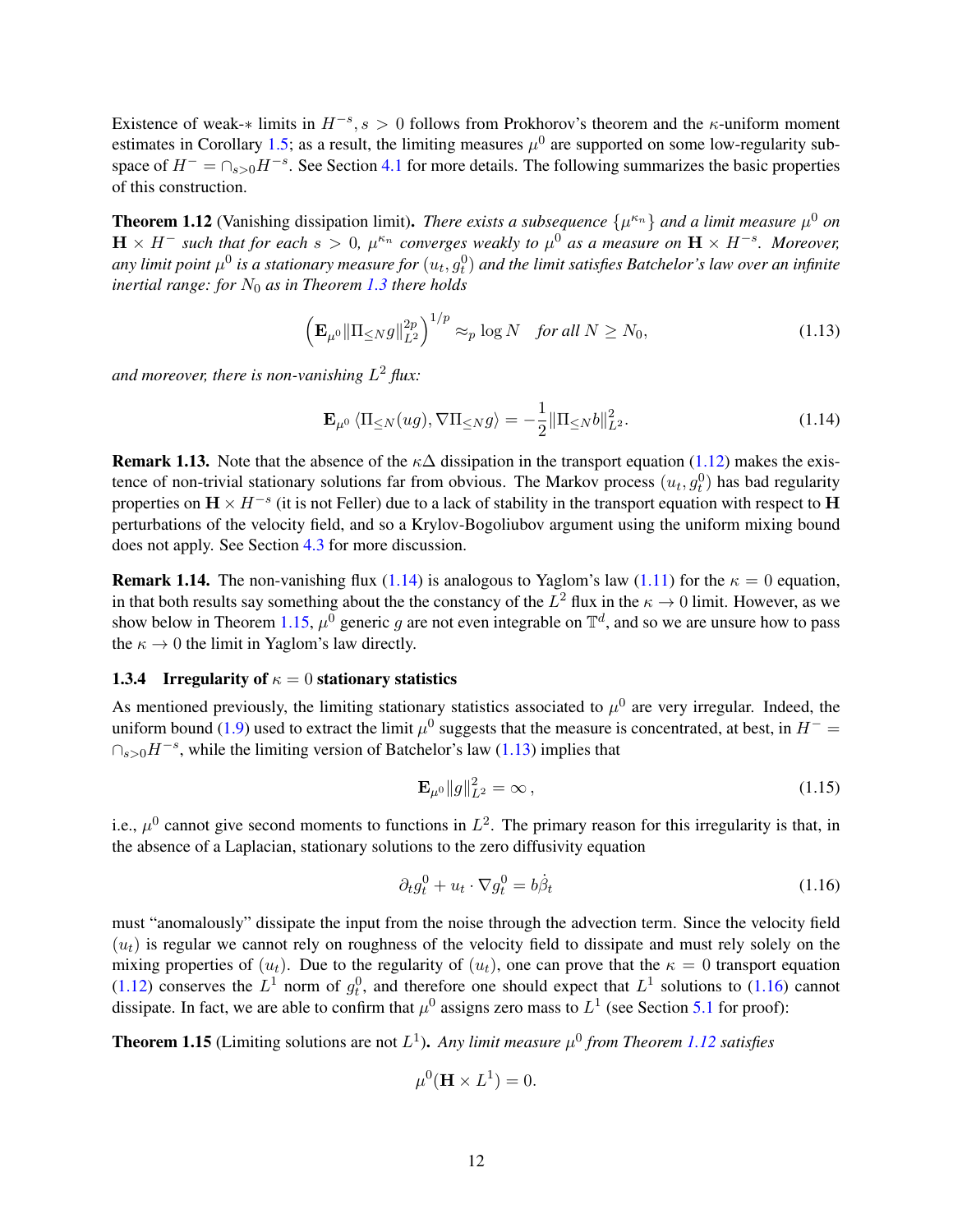Existence of weak-$*$ limits in $H^{-s}, s > 0$ follows from Prokhorov's theorem and the $\kappa$-uniform moment estimates in Corollary 1.5; as a result, the limiting measures $\mu^0$ are supported on some low-regularity subspace of $H^- = \cap_{s>0} H^{-s}$. See Section 4.1 for more details. The following summarizes the basic properties of this construction.

**Theorem 1.12** (Vanishing dissipation limit)**.** *There exists a subsequence $\{\mu^{\kappa_n}\}$ and a limit measure $\mu^0$ on $\mathbf{H} \times H^-$ such that for each $s > 0$, $\mu^{\kappa_n}$ converges weakly to $\mu^0$ as a measure on $\mathbf{H} \times H^{-s}$. Moreover, any limit point $\mu^0$ is a stationary measure for $(u_t, g_t^0)$ and the limit satisfies Batchelor's law over an infinite inertial range: for $N_0$ as in Theorem 1.3 there holds*

$$
\left(\mathbf{E}_{\mu^0} \|\Pi_{\leq N} g\|_{L^2}^{2p}\right)^{1/p} \approx_p \log N \quad \textit{for all } N \geq N_0, \tag{1.13}
$$

*and moreover, there is non-vanishing $L^2$ flux:*

$$
\mathbf{E}_{\mu^0} \langle \Pi_{\leq N}(ug), \nabla \Pi_{\leq N} g\rangle = -\frac{1}{2}\|\Pi_{\leq N} b\|_{L^2}^2. \tag{1.14}
$$

**Remark 1.13.** Note that the absence of the $\kappa\Delta$ dissipation in the transport equation (1.12) makes the existence of non-trivial stationary solutions far from obvious. The Markov process $(u_t, g_t^0)$ has bad regularity properties on $\mathbf{H} \times H^{-s}$ (it is not Feller) due to a lack of stability in the transport equation with respect to $\mathbf{H}$ perturbations of the velocity field, and so a Krylov-Bogoliubov argument using the uniform mixing bound does not apply. See Section 4.3 for more discussion.

**Remark 1.14.** The non-vanishing flux (1.14) is analogous to Yaglom's law (1.11) for the $\kappa = 0$ equation, in that both results say something about the constancy of the $L^2$ flux in the $\kappa \to 0$ limit. However, as we show below in Theorem 1.15, $\mu^0$ generic $g$ are not even integrable on $\mathbb{T}^d$, and so we are unsure how to pass the $\kappa \to 0$ the limit in Yaglom's law directly.

### 1.3.4 Irregularity of $\kappa = 0$ stationary statistics

As mentioned previously, the limiting stationary statistics associated to $\mu^0$ are very irregular. Indeed, the uniform bound (1.9) used to extract the limit $\mu^0$ suggests that the measure is concentrated, at best, in $H^- = \cap_{s>0} H^{-s}$, while the limiting version of Batchelor's law (1.13) implies that

$$
\mathbf{E}_{\mu^0} \|g\|_{L^2}^2 = \infty\,, \tag{1.15}
$$

i.e., $\mu^0$ cannot give second moments to functions in $L^2$. The primary reason for this irregularity is that, in the absence of a Laplacian, stationary solutions to the zero diffusivity equation

$$
\partial_t g_t^0 + u_t \cdot \nabla g_t^0 = b\dot{\beta}_t \tag{1.16}
$$

must "anomalously" dissipate the input from the noise through the advection term. Since the velocity field $(u_t)$ is regular we cannot rely on roughness of the velocity field to dissipate and must rely solely on the mixing properties of $(u_t)$. Due to the regularity of $(u_t)$, one can prove that the $\kappa = 0$ transport equation (1.12) conserves the $L^1$ norm of $g_t^0$, and therefore one should expect that $L^1$ solutions to (1.16) cannot dissipate. In fact, we are able to confirm that $\mu^0$ assigns zero mass to $L^1$ (see Section 5.1 for proof):

**Theorem 1.15** (Limiting solutions are not $L^1$)**.** *Any limit measure $\mu^0$ from Theorem 1.12 satisfies*

$$
\mu^0(\mathbf{H} \times L^1) = 0.
$$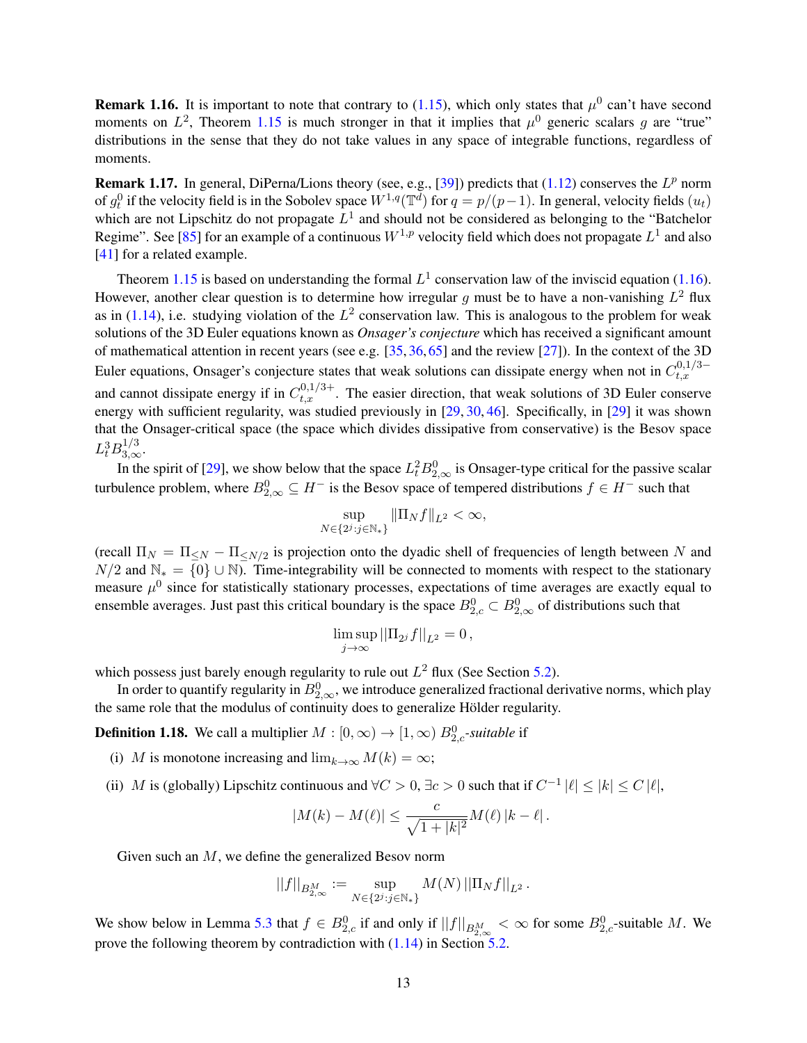**Remark 1.16.** It is important to note that contrary to (1.15), which only states that $\mu^0$ can't have second moments on $L^2$, Theorem 1.15 is much stronger in that it implies that $\mu^0$ generic scalars $g$ are "true" distributions in the sense that they do not take values in any space of integrable functions, regardless of moments.

**Remark 1.17.** In general, DiPerna/Lions theory (see, e.g., [39]) predicts that (1.12) conserves the $L^p$ norm of $g_t^0$ if the velocity field is in the Sobolev space $W^{1,q}(\mathbb{T}^d)$ for $q = p/(p-1)$. In general, velocity fields $(u_t)$ which are not Lipschitz do not propagate $L^1$ and should not be considered as belonging to the "Batchelor Regime". See [85] for an example of a continuous $W^{1,p}$ velocity field which does not propagate $L^1$ and also [41] for a related example.

Theorem 1.15 is based on understanding the formal $L^1$ conservation law of the inviscid equation (1.16). However, another clear question is to determine how irregular $g$ must be to have a non-vanishing $L^2$ flux as in (1.14), i.e. studying violation of the $L^2$ conservation law. This is analogous to the problem for weak solutions of the 3D Euler equations known as *Onsager's conjecture* which has received a significant amount of mathematical attention in recent years (see e.g. [35, 36, 65] and the review [27]). In the context of the 3D Euler equations, Onsager's conjecture states that weak solutions can dissipate energy when not in $C_{t,x}^{0,1/3-}$ and cannot dissipate energy if in $C_{t,x}^{0,1/3+}$. The easier direction, that weak solutions of 3D Euler conserve energy with sufficient regularity, was studied previously in [29, 30, 46]. Specifically, in [29] it was shown that the Onsager-critical space (the space which divides dissipative from conservative) is the Besov space $L_t^3 B_{3,\infty}^{1/3}$.

In the spirit of [29], we show below that the space $L_t^2 B_{2,\infty}^0$ is Onsager-type critical for the passive scalar turbulence problem, where $B_{2,\infty}^0 \subseteq H^-$ is the Besov space of tempered distributions $f \in H^-$ such that

$$
\sup_{N \in \{2^j : j \in \mathbb{N}_*\}} \|\Pi_N f\|_{L^2} < \infty,
$$

(recall $\Pi_N = \Pi_{\leq N} - \Pi_{\leq N/2}$ is projection onto the dyadic shell of frequencies of length between $N$ and $N/2$ and $\mathbb{N}_* = \{0\} \cup \mathbb{N}$). Time-integrability will be connected to moments with respect to the stationary measure $\mu^0$ since for statistically stationary processes, expectations of time averages are exactly equal to ensemble averages. Just past this critical boundary is the space $B_{2,c}^0 \subset B_{2,\infty}^0$ of distributions such that

$$
\limsup_{j \to \infty} ||\Pi_{2^j} f||_{L^2} = 0\,,
$$

which possess just barely enough regularity to rule out $L^2$ flux (See Section 5.2).

In order to quantify regularity in $B_{2,\infty}^0$, we introduce generalized fractional derivative norms, which play the same role that the modulus of continuity does to generalize Hölder regularity.

**Definition 1.18.** We call a multiplier $M : [0, \infty) \to [1, \infty)$ $B_{2,c}^0$*-suitable* if

(i) $M$ is monotone increasing and $\lim_{k\to\infty} M(k) = \infty$;

(ii) $M$ is (globally) Lipschitz continuous and $\forall C > 0$, $\exists c > 0$ such that if $C^{-1} |\ell| \leq |k| \leq C |\ell|$,

$$
|M(k) - M(\ell)| \leq \frac{c}{\sqrt{1 + |k|^2}} M(\ell) \, |k - \ell| \,.
$$

Given such an $M$, we define the generalized Besov norm

$$
||f||_{B_{2,\infty}^M} := \sup_{N \in \{2^j : j \in \mathbb{N}_*\}} M(N) \, ||\Pi_N f||_{L^2} \,.
$$

We show below in Lemma 5.3 that $f \in B_{2,c}^0$ if and only if $||f||_{B_{2,\infty}^M} < \infty$ for some $B_{2,c}^0$-suitable $M$. We prove the following theorem by contradiction with (1.14) in Section 5.2.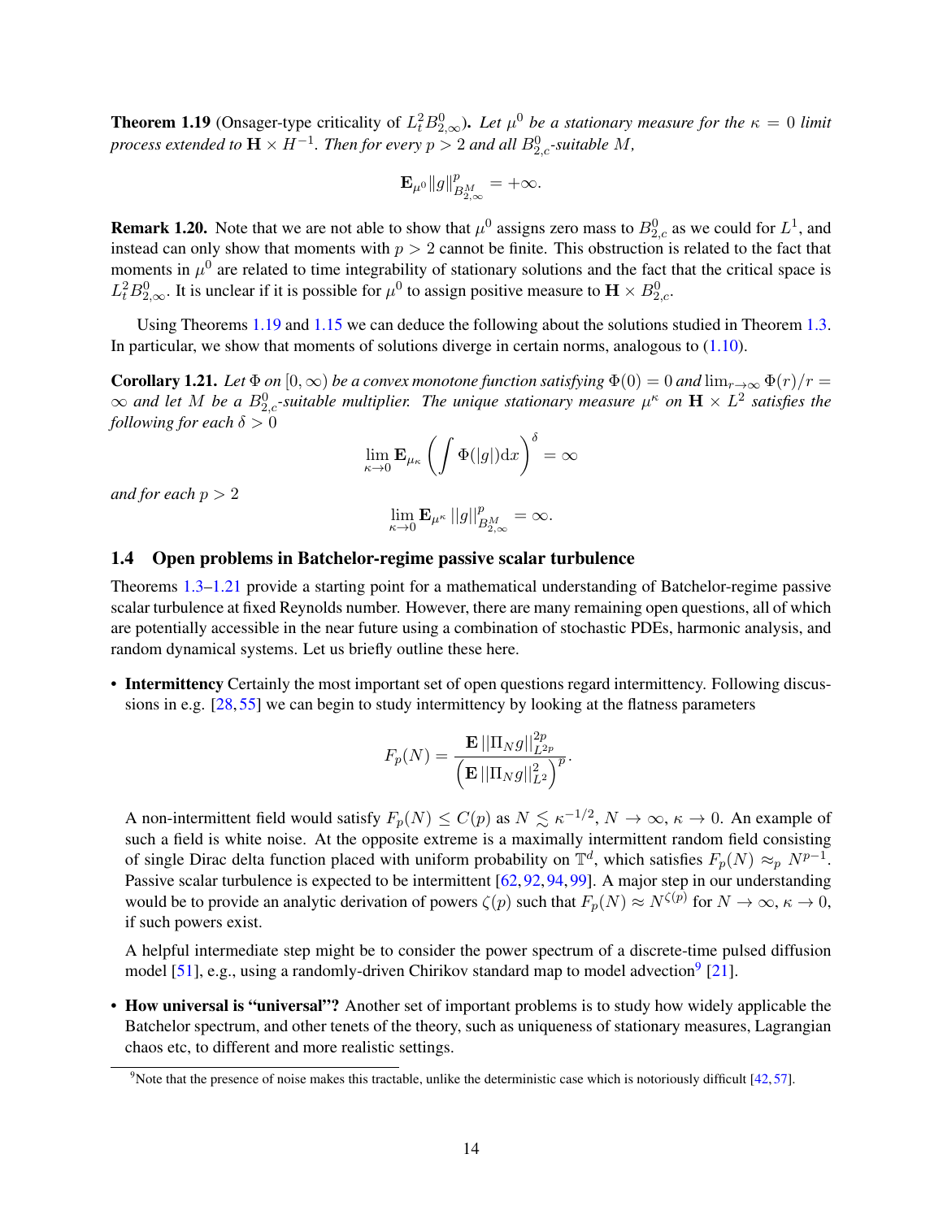**Theorem 1.19** (Onsager-type criticality of $L^2_t B^0_{2,\infty}$)**.** *Let $\mu^0$ be a stationary measure for the $\kappa = 0$ limit process extended to $\mathbf{H} \times H^{-1}$. Then for every $p > 2$ and all $B^0_{2,c}$-suitable $M$,*

$$\mathbf{E}_{\mu^0} \|g\|^p_{B^M_{2,\infty}} = +\infty.$$

**Remark 1.20.** Note that we are not able to show that $\mu^0$ assigns zero mass to $B^0_{2,c}$ as we could for $L^1$, and instead can only show that moments with $p > 2$ cannot be finite. This obstruction is related to the fact that moments in $\mu^0$ are related to time integrability of stationary solutions and the fact that the critical space is $L^2_t B^0_{2,\infty}$. It is unclear if it is possible for $\mu^0$ to assign positive measure to $\mathbf{H} \times B^0_{2,c}$.

Using Theorems 1.19 and 1.15 we can deduce the following about the solutions studied in Theorem 1.3. In particular, we show that moments of solutions diverge in certain norms, analogous to (1.10).

**Corollary 1.21.** *Let $\Phi$ on $[0, \infty)$ be a convex monotone function satisfying $\Phi(0) = 0$ and $\lim_{r\to\infty} \Phi(r)/r = \infty$ and let $M$ be a $B^0_{2,c}$-suitable multiplier. The unique stationary measure $\mu^\kappa$ on $\mathbf{H} \times L^2$ satisfies the following for each $\delta > 0$*

$$\lim_{\kappa \to 0} \mathbf{E}_{\mu_\kappa} \left( \int \Phi(|g|) \mathrm{d}x \right)^\delta = \infty$$

*and for each $p > 2$*

$$\lim_{\kappa \to 0} \mathbf{E}_{\mu^\kappa} \|g\|^p_{B^M_{2,\infty}} = \infty.$$

## 1.4 Open problems in Batchelor-regime passive scalar turbulence

Theorems 1.3–1.21 provide a starting point for a mathematical understanding of Batchelor-regime passive scalar turbulence at fixed Reynolds number. However, there are many remaining open questions, all of which are potentially accessible in the near future using a combination of stochastic PDEs, harmonic analysis, and random dynamical systems. Let us briefly outline these here.

- **Intermittency** Certainly the most important set of open questions regard intermittency. Following discussions in e.g. [28, 55] we can begin to study intermittency by looking at the flatness parameters

  $$F_p(N) = \frac{\mathbf{E}\, \|\Pi_N g\|^{2p}_{L^{2p}}}{\left(\mathbf{E}\, \|\Pi_N g\|^2_{L^2}\right)^p}.$$

  A non-intermittent field would satisfy $F_p(N) \leq C(p)$ as $N \lesssim \kappa^{-1/2}$, $N \to \infty$, $\kappa \to 0$. An example of such a field is white noise. At the opposite extreme is a maximally intermittent random field consisting of single Dirac delta function placed with uniform probability on $\mathbb{T}^d$, which satisfies $F_p(N) \approx_p N^{p-1}$. Passive scalar turbulence is expected to be intermittent [62, 92, 94, 99]. A major step in our understanding would be to provide an analytic derivation of powers $\zeta(p)$ such that $F_p(N) \approx N^{\zeta(p)}$ for $N \to \infty$, $\kappa \to 0$, if such powers exist.

  A helpful intermediate step might be to consider the power spectrum of a discrete-time pulsed diffusion model [51], e.g., using a randomly-driven Chirikov standard map to model advection[9] [21].

- **How universal is "universal"?** Another set of important problems is to study how widely applicable the Batchelor spectrum, and other tenets of the theory, such as uniqueness of stationary measures, Lagrangian chaos etc, to different and more realistic settings.

[9] Note that the presence of noise makes this tractable, unlike the deterministic case which is notoriously difficult [42, 57].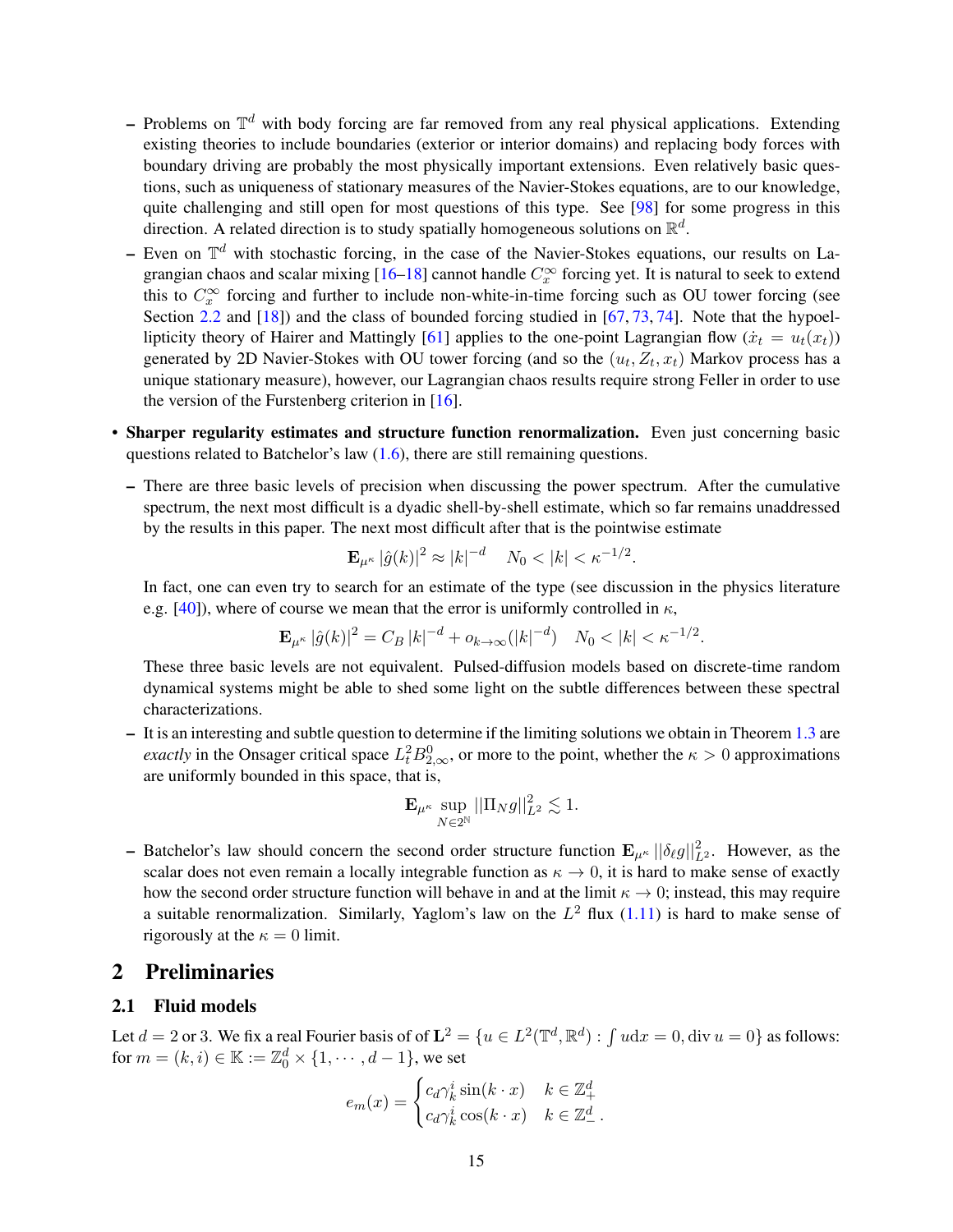- Problems on $\mathbb{T}^d$ with body forcing are far removed from any real physical applications. Extending existing theories to include boundaries (exterior or interior domains) and replacing body forces with boundary driving are probably the most physically important extensions. Even relatively basic questions, such as uniqueness of stationary measures of the Navier-Stokes equations, are to our knowledge, quite challenging and still open for most questions of this type. See [98] for some progress in this direction. A related direction is to study spatially homogeneous solutions on $\mathbb{R}^d$.
  - Even on $\mathbb{T}^d$ with stochastic forcing, in the case of the Navier-Stokes equations, our results on Lagrangian chaos and scalar mixing [16–18] cannot handle $C_x^\infty$ forcing yet. It is natural to seek to extend this to $C_x^\infty$ forcing and further to include non-white-in-time forcing such as OU tower forcing (see Section 2.2 and [18]) and the class of bounded forcing studied in [67, 73, 74]. Note that the hypoellipticity theory of Hairer and Mattingly [61] applies to the one-point Lagrangian flow ($\dot{x}_t = u_t(x_t)$) generated by 2D Navier-Stokes with OU tower forcing (and so the $(u_t, Z_t, x_t)$ Markov process has a unique stationary measure), however, our Lagrangian chaos results require strong Feller in order to use the version of the Furstenberg criterion in [16].

- **Sharper regularity estimates and structure function renormalization.** Even just concerning basic questions related to Batchelor's law (1.6), there are still remaining questions.
  - There are three basic levels of precision when discussing the power spectrum. After the cumulative spectrum, the next most difficult is a dyadic shell-by-shell estimate, which so far remains unaddressed by the results in this paper. The next most difficult after that is the pointwise estimate

$$\mathbf{E}_{\mu^\kappa} |\hat{g}(k)|^2 \approx |k|^{-d} \quad N_0 < |k| < \kappa^{-1/2}.$$

    In fact, one can even try to search for an estimate of the type (see discussion in the physics literature e.g. [40]), where of course we mean that the error is uniformly controlled in $\kappa$,

$$\mathbf{E}_{\mu^\kappa} |\hat{g}(k)|^2 = C_B |k|^{-d} + o_{k\to\infty}(|k|^{-d}) \quad N_0 < |k| < \kappa^{-1/2}.$$

    These three basic levels are not equivalent. Pulsed-diffusion models based on discrete-time random dynamical systems might be able to shed some light on the subtle differences between these spectral characterizations.
  - It is an interesting and subtle question to determine if the limiting solutions we obtain in Theorem 1.3 are *exactly* in the Onsager critical space $L_t^2 B_{2,\infty}^0$, or more to the point, whether the $\kappa > 0$ approximations are uniformly bounded in this space, that is,

$$\mathbf{E}_{\mu^\kappa} \sup_{N \in 2^{\mathbb{N}}} ||\Pi_N g||_{L^2}^2 \lesssim 1.$$

  - Batchelor's law should concern the second order structure function $\mathbf{E}_{\mu^\kappa} ||\delta_\ell g||_{L^2}^2$. However, as the scalar does not even remain a locally integrable function as $\kappa \to 0$, it is hard to make sense of exactly how the second order structure function will behave in and at the limit $\kappa \to 0$; instead, this may require a suitable renormalization. Similarly, Yaglom's law on the $L^2$ flux (1.11) is hard to make sense of rigorously at the $\kappa = 0$ limit.

## 2 Preliminaries

### 2.1 Fluid models

Let $d = 2$ or $3$. We fix a real Fourier basis of of $\mathbf{L}^2 = \{u \in L^2(\mathbb{T}^d, \mathbb{R}^d) : \int u \mathrm{d}x = 0, \operatorname{div} u = 0\}$ as follows: for $m = (k, i) \in \mathbb{K} := \mathbb{Z}_0^d \times \{1, \cdots, d-1\}$, we set

$$e_m(x) = \begin{cases} c_d \gamma_k^i \sin(k \cdot x) & k \in \mathbb{Z}_+^d \\ c_d \gamma_k^i \cos(k \cdot x) & k \in \mathbb{Z}_-^d \end{cases}.$$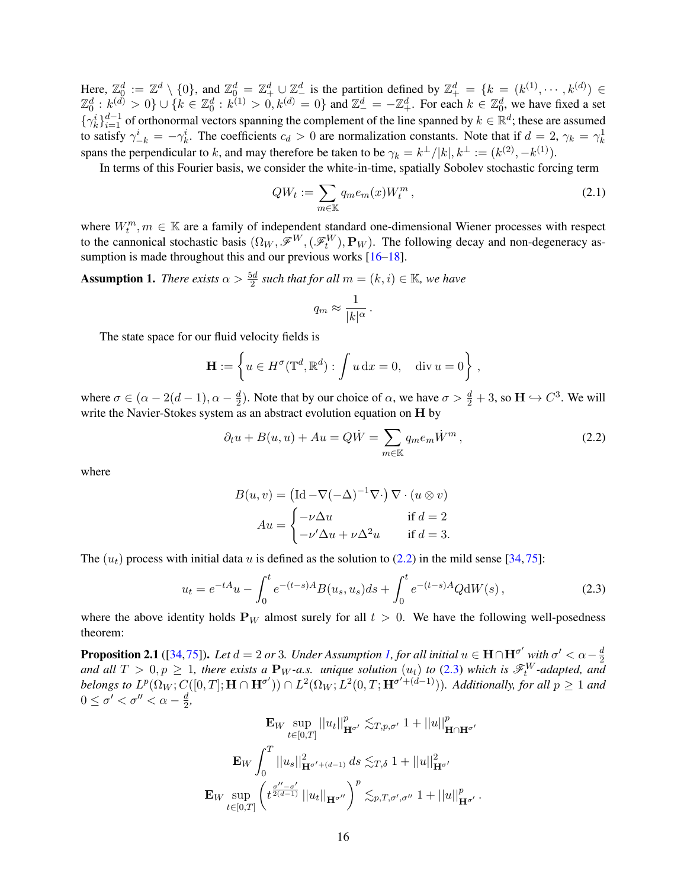Here, $\mathbb{Z}_0^d := \mathbb{Z}^d \setminus \{0\}$, and $\mathbb{Z}_0^d = \mathbb{Z}_+^d \cup \mathbb{Z}_-^d$ is the partition defined by $\mathbb{Z}_+^d = \{k = (k^{(1)}, \cdots, k^{(d)}) \in \mathbb{Z}_0^d : k^{(d)} > 0\} \cup \{k \in \mathbb{Z}_0^d : k^{(1)} > 0, k^{(d)} = 0\}$ and $\mathbb{Z}_-^d = -\mathbb{Z}_+^d$. For each $k \in \mathbb{Z}_0^d$, we have fixed a set $\{\gamma_k^i\}_{i=1}^{d-1}$ of orthonormal vectors spanning the complement of the line spanned by $k \in \mathbb{R}^d$; these are assumed to satisfy $\gamma_{-k}^i = -\gamma_k^i$. The coefficients $c_d > 0$ are normalization constants. Note that if $d = 2$, $\gamma_k = \gamma_k^1$ spans the perpendicular to $k$, and may therefore be taken to be $\gamma_k = k^\perp/|k|, k^\perp := (k^{(2)}, -k^{(1)})$.

In terms of this Fourier basis, we consider the white-in-time, spatially Sobolev stochastic forcing term

$$QW_t := \sum_{m \in \mathbb{K}} q_m e_m(x) W_t^m \,, \tag{2.1}$$

where $W_t^m, m \in \mathbb{K}$ are a family of independent standard one-dimensional Wiener processes with respect to the cannonical stochastic basis $(\Omega_W, \mathscr{F}^W, (\mathscr{F}_t^W), \mathbf{P}_W)$. The following decay and non-degeneracy assumption is made throughout this and our previous works [16–18].

**Assumption 1.** *There exists $\alpha > \frac{5d}{2}$ such that for all $m = (k,i) \in \mathbb{K}$, we have*

$$q_m \approx \frac{1}{|k|^\alpha} \,.$$

The state space for our fluid velocity fields is

$$\mathbf{H} := \left\{ u \in H^\sigma(\mathbb{T}^d, \mathbb{R}^d) : \int u \, \mathrm{d}x = 0, \quad \operatorname{div} u = 0 \right\} ,$$

where $\sigma \in (\alpha - 2(d-1), \alpha - \frac{d}{2})$. Note that by our choice of $\alpha$, we have $\sigma > \frac{d}{2} + 3$, so $\mathbf{H} \hookrightarrow C^3$. We will write the Navier-Stokes system as an abstract evolution equation on $\mathbf{H}$ by

$$\partial_t u + B(u,u) + Au = Q\dot{W} = \sum_{m \in \mathbb{K}} q_m e_m \dot{W}^m \,, \tag{2.2}$$

where

$$B(u,v) = \left(\mathrm{Id} - \nabla(-\Delta)^{-1}\nabla\cdot\right) \nabla \cdot (u \otimes v)$$

$$Au = \begin{cases} -\nu\Delta u & \text{if } d = 2 \\ -\nu'\Delta u + \nu\Delta^2 u & \text{if } d = 3. \end{cases}$$

The $(u_t)$ process with initial data $u$ is defined as the solution to (2.2) in the mild sense [34, 75]:

$$u_t = e^{-tA}u - \int_0^t e^{-(t-s)A} B(u_s, u_s) ds + \int_0^t e^{-(t-s)A} Q \mathrm{d}W(s) \,, \tag{2.3}$$

where the above identity holds $\mathbf{P}_W$ almost surely for all $t > 0$. We have the following well-posedness theorem:

**Proposition 2.1** ([34, 75]). *Let $d = 2$ or 3. Under Assumption 1, for all initial $u \in \mathbf{H} \cap \mathbf{H}^{\sigma'}$ with $\sigma' < \alpha - \frac{d}{2}$ and all $T > 0, p \geq 1$, there exists a $\mathbf{P}_W$-a.s. unique solution $(u_t)$ to (2.3) which is $\mathscr{F}_t^W$-adapted, and belongs to $L^p(\Omega_W; C([0,T]; \mathbf{H} \cap \mathbf{H}^{\sigma'})) \cap L^2(\Omega_W; L^2(0,T; \mathbf{H}^{\sigma' + (d-1)}))$. Additionally, for all $p \geq 1$ and $0 \leq \sigma' < \sigma'' < \alpha - \frac{d}{2}$,*

$$\mathbf{E}_W \sup_{t \in [0,T]} ||u_t||_{\mathbf{H}^{\sigma'}}^p \lesssim_{T,p,\sigma'} 1 + ||u||_{\mathbf{H} \cap \mathbf{H}^{\sigma'}}^p$$

$$\mathbf{E}_W \int_0^T ||u_s||_{\mathbf{H}^{\sigma' + (d-1)}}^2 \, ds \lesssim_{T,\delta} 1 + ||u||_{\mathbf{H}^{\sigma'}}^2$$

$$\mathbf{E}_W \sup_{t \in [0,T]} \left( t^{\frac{\sigma'' - \sigma'}{2(d-1)}} ||u_t||_{\mathbf{H}^{\sigma''}} \right)^p \lesssim_{p,T,\sigma',\sigma''} 1 + ||u||_{\mathbf{H}^{\sigma'}}^p \,.$$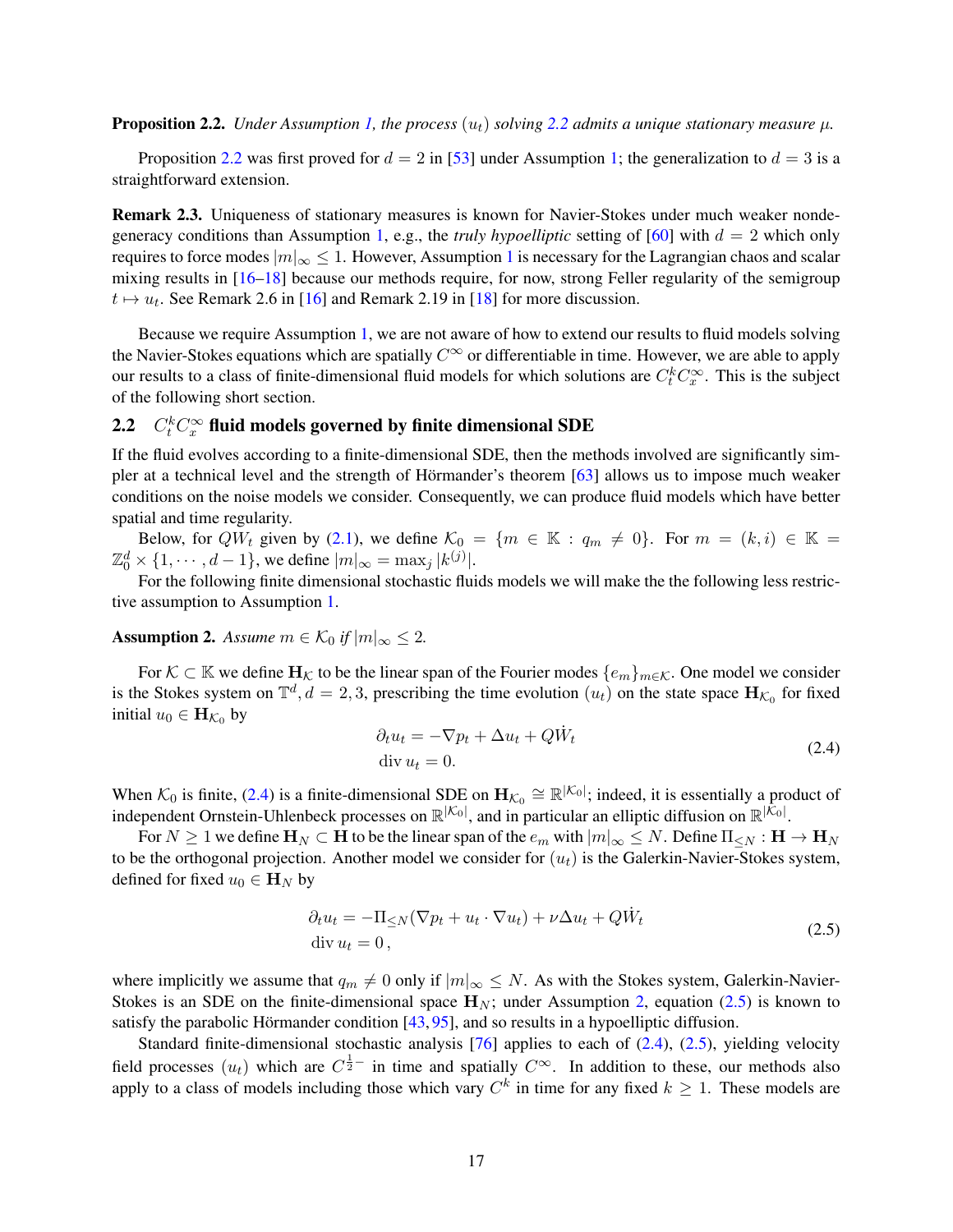**Proposition 2.2.** *Under Assumption 1, the process $(u_t)$ solving 2.2 admits a unique stationary measure $\mu$.*

Proposition 2.2 was first proved for $d = 2$ in [53] under Assumption 1; the generalization to $d = 3$ is a straightforward extension.

**Remark 2.3.** Uniqueness of stationary measures is known for Navier-Stokes under much weaker nondegeneracy conditions than Assumption 1, e.g., the *truly hypoelliptic* setting of [60] with $d = 2$ which only requires to force modes $|m|_\infty \le 1$. However, Assumption 1 is necessary for the Lagrangian chaos and scalar mixing results in [16–18] because our methods require, for now, strong Feller regularity of the semigroup $t \mapsto u_t$. See Remark 2.6 in [16] and Remark 2.19 in [18] for more discussion.

Because we require Assumption 1, we are not aware of how to extend our results to fluid models solving the Navier-Stokes equations which are spatially $C^\infty$ or differentiable in time. However, we are able to apply our results to a class of finite-dimensional fluid models for which solutions are $C^k_t C^\infty_x$. This is the subject of the following short section.

## 2.2 $C^k_t C^\infty_x$ fluid models governed by finite dimensional SDE

If the fluid evolves according to a finite-dimensional SDE, then the methods involved are significantly simpler at a technical level and the strength of Hörmander's theorem [63] allows us to impose much weaker conditions on the noise models we consider. Consequently, we can produce fluid models which have better spatial and time regularity.

Below, for $QW_t$ given by (2.1), we define $\mathcal{K}_0 = \{m \in \mathbb{K} : q_m \neq 0\}$. For $m = (k, i) \in \mathbb{K} = \mathbb{Z}^d_0 \times \{1, \cdots, d-1\}$, we define $|m|_\infty = \max_j |k^{(j)}|$.

For the following finite dimensional stochastic fluids models we will make the the following less restrictive assumption to Assumption 1.

**Assumption 2.** *Assume $m \in \mathcal{K}_0$ if $|m|_\infty \le 2$.*

For $\mathcal{K} \subset \mathbb{K}$ we define $\mathbf{H}_{\mathcal{K}}$ to be the linear span of the Fourier modes $\{e_m\}_{m \in \mathcal{K}}$. One model we consider is the Stokes system on $\mathbb{T}^d, d = 2, 3$, prescribing the time evolution $(u_t)$ on the state space $\mathbf{H}_{\mathcal{K}_0}$ for fixed initial $u_0 \in \mathbf{H}_{\mathcal{K}_0}$ by

$$
\begin{aligned}
&\partial_t u_t = -\nabla p_t + \Delta u_t + Q\dot{W}_t \\
&\operatorname{div} u_t = 0.
\end{aligned}
\tag{2.4}
$$

When $\mathcal{K}_0$ is finite, (2.4) is a finite-dimensional SDE on $\mathbf{H}_{\mathcal{K}_0} \cong \mathbb{R}^{|\mathcal{K}_0|}$; indeed, it is essentially a product of independent Ornstein-Uhlenbeck processes on $\mathbb{R}^{|\mathcal{K}_0|}$, and in particular an elliptic diffusion on $\mathbb{R}^{|\mathcal{K}_0|}$.

For $N \ge 1$ we define $\mathbf{H}_N \subset \mathbf{H}$ to be the linear span of the $e_m$ with $|m|_\infty \le N$. Define $\Pi_{\le N} : \mathbf{H} \to \mathbf{H}_N$ to be the orthogonal projection. Another model we consider for $(u_t)$ is the Galerkin-Navier-Stokes system, defined for fixed $u_0 \in \mathbf{H}_N$ by

$$
\begin{aligned}
&\partial_t u_t = -\Pi_{\le N}(\nabla p_t + u_t \cdot \nabla u_t) + \nu \Delta u_t + Q\dot{W}_t \\
&\operatorname{div} u_t = 0\,,
\end{aligned}
\tag{2.5}
$$

where implicitly we assume that $q_m \neq 0$ only if $|m|_\infty \le N$. As with the Stokes system, Galerkin-Navier-Stokes is an SDE on the finite-dimensional space $\mathbf{H}_N$; under Assumption 2, equation (2.5) is known to satisfy the parabolic Hörmander condition [43, 95], and so results in a hypoelliptic diffusion.

Standard finite-dimensional stochastic analysis [76] applies to each of (2.4), (2.5), yielding velocity field processes $(u_t)$ which are $C^{\frac{1}{2}-}$ in time and spatially $C^\infty$. In addition to these, our methods also apply to a class of models including those which vary $C^k$ in time for any fixed $k \ge 1$. These models are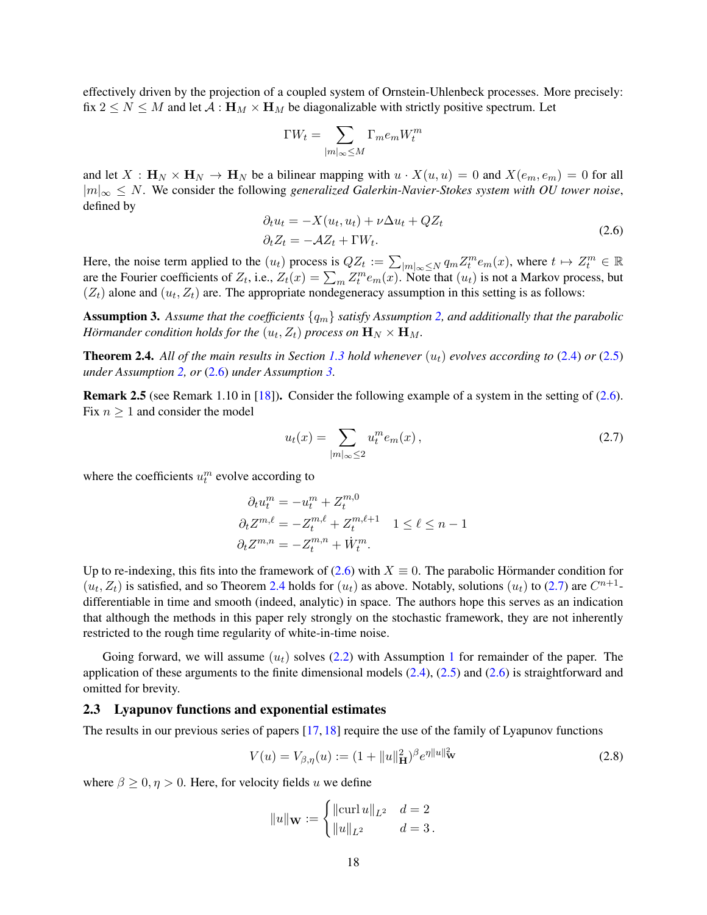effectively driven by the projection of a coupled system of Ornstein-Uhlenbeck processes. More precisely: fix $2 \le N \le M$ and let $\mathcal{A} : \mathbf{H}_M \times \mathbf{H}_M$ be diagonalizable with strictly positive spectrum. Let

$$\Gamma W_t = \sum_{|m|_\infty \le M} \Gamma_m e_m W_t^m$$

and let $X : \mathbf{H}_N \times \mathbf{H}_N \to \mathbf{H}_N$ be a bilinear mapping with $u \cdot X(u,u) = 0$ and $X(e_m, e_m) = 0$ for all $|m|_\infty \le N$. We consider the following *generalized Galerkin-Navier-Stokes system with OU tower noise*, defined by

$$\begin{aligned} \partial_t u_t &= -X(u_t, u_t) + \nu \Delta u_t + Q Z_t \\ \partial_t Z_t &= -\mathcal{A} Z_t + \Gamma W_t. \end{aligned} \tag{2.6}$$

Here, the noise term applied to the $(u_t)$ process is $QZ_t := \sum_{|m|_\infty \le N} q_m Z_t^m e_m(x)$, where $t \mapsto Z_t^m \in \mathbb{R}$ are the Fourier coefficients of $Z_t$, i.e., $Z_t(x) = \sum_m Z_t^m e_m(x)$. Note that $(u_t)$ is not a Markov process, but $(Z_t)$ alone and $(u_t, Z_t)$ are. The appropriate nondegeneracy assumption in this setting is as follows:

**Assumption 3.** *Assume that the coefficients $\{q_m\}$ satisfy Assumption 2, and additionally that the parabolic Hörmander condition holds for the $(u_t, Z_t)$ process on $\mathbf{H}_N \times \mathbf{H}_M$.*

**Theorem 2.4.** *All of the main results in Section 1.3 hold whenever $(u_t)$ evolves according to (2.4) or (2.5) under Assumption 2, or (2.6) under Assumption 3.*

**Remark 2.5** (see Remark 1.10 in [18])**.** Consider the following example of a system in the setting of (2.6). Fix $n \ge 1$ and consider the model

$$u_t(x) = \sum_{|m|_\infty \le 2} u_t^m e_m(x)\,, \tag{2.7}$$

where the coefficients $u_t^m$ evolve according to

$$\begin{aligned} \partial_t u_t^m &= -u_t^m + Z_t^{m,0} \\ \partial_t Z^{m,\ell} &= -Z_t^{m,\ell} + Z_t^{m,\ell+1} \quad 1 \le \ell \le n-1 \\ \partial_t Z^{m,n} &= -Z_t^{m,n} + \dot{W}_t^m. \end{aligned}$$

Up to re-indexing, this fits into the framework of (2.6) with $X \equiv 0$. The parabolic Hörmander condition for $(u_t, Z_t)$ is satisfied, and so Theorem 2.4 holds for $(u_t)$ as above. Notably, solutions $(u_t)$ to (2.7) are $C^{n+1}$-differentiable in time and smooth (indeed, analytic) in space. The authors hope this serves as an indication that although the methods in this paper rely strongly on the stochastic framework, they are not inherently restricted to the rough time regularity of white-in-time noise.

Going forward, we will assume $(u_t)$ solves (2.2) with Assumption 1 for remainder of the paper. The application of these arguments to the finite dimensional models (2.4), (2.5) and (2.6) is straightforward and omitted for brevity.

## 2.3 Lyapunov functions and exponential estimates

The results in our previous series of papers [17, 18] require the use of the family of Lyapunov functions

$$V(u) = V_{\beta,\eta}(u) := (1 + \|u\|_{\mathbf{H}}^2)^\beta e^{\eta \|u\|_{\mathbf{W}}^2} \tag{2.8}$$

where $\beta \ge 0, \eta > 0$. Here, for velocity fields $u$ we define

$$\|u\|_{\mathbf{W}} := \begin{cases} \|\operatorname{curl} u\|_{L^2} & d = 2 \\ \|u\|_{L^2} & d = 3\,. \end{cases}$$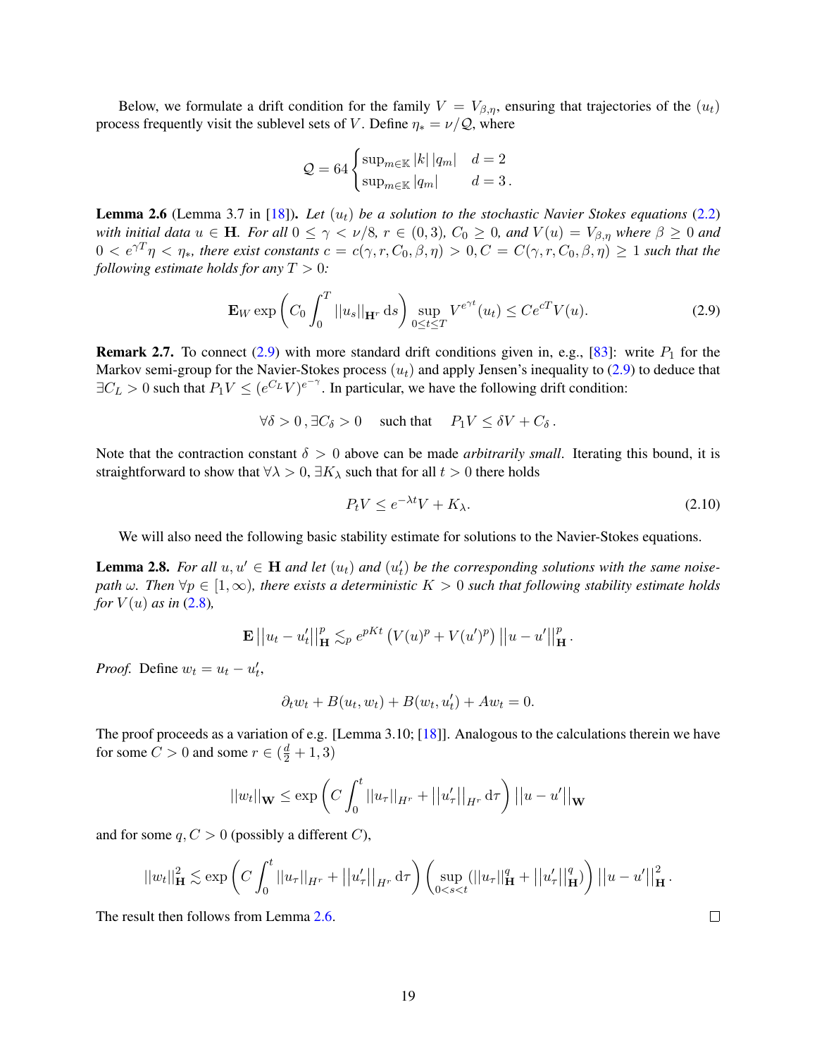Below, we formulate a drift condition for the family $V = V_{\beta,\eta}$, ensuring that trajectories of the $(u_t)$ process frequently visit the sublevel sets of $V$. Define $\eta_* = \nu/\mathcal{Q}$, where

$$\mathcal{Q} = 64 \begin{cases} \sup_{m\in\mathbb{K}} |k|\,|q_m| & d=2 \\ \sup_{m\in\mathbb{K}} |q_m| & d=3\,. \end{cases}$$

**Lemma 2.6** (Lemma 3.7 in [18]). *Let $(u_t)$ be a solution to the stochastic Navier Stokes equations (2.2) with initial data $u \in \mathbf{H}$. For all $0 \le \gamma < \nu/8$, $r \in (0,3)$, $C_0 \ge 0$, and $V(u) = V_{\beta,\eta}$ where $\beta \ge 0$ and $0 < e^{\gamma T}\eta < \eta_*$, there exist constants $c = c(\gamma, r, C_0, \beta, \eta) > 0, C = C(\gamma, r, C_0, \beta, \eta) \ge 1$ such that the following estimate holds for any $T > 0$:*

$$\mathbf{E}_W \exp\left(C_0 \int_0^T ||u_s||_{\mathbf{H}^r}\,\mathrm{d}s\right) \sup_{0\le t\le T} V^{e^{\gamma t}}(u_t) \le C e^{cT} V(u). \tag{2.9}$$

**Remark 2.7.** To connect (2.9) with more standard drift conditions given in, e.g., [83]: write $P_1$ for the Markov semi-group for the Navier-Stokes process $(u_t)$ and apply Jensen's inequality to (2.9) to deduce that $\exists C_L > 0$ such that $P_1 V \le (e^{C_L} V)^{e^{-\gamma}}$. In particular, we have the following drift condition:

$$\forall \delta > 0\,, \exists C_\delta > 0 \quad \text{such that} \quad P_1 V \le \delta V + C_\delta\,.$$

Note that the contraction constant $\delta > 0$ above can be made *arbitrarily small*. Iterating this bound, it is straightforward to show that $\forall \lambda > 0$, $\exists K_\lambda$ such that for all $t > 0$ there holds

$$P_t V \le e^{-\lambda t} V + K_\lambda. \tag{2.10}$$

We will also need the following basic stability estimate for solutions to the Navier-Stokes equations.

**Lemma 2.8.** *For all $u, u' \in \mathbf{H}$ and let $(u_t)$ and $(u'_t)$ be the corresponding solutions with the same noise-path $\omega$. Then $\forall p \in [1,\infty)$, there exists a deterministic $K > 0$ such that following stability estimate holds for $V(u)$ as in (2.8),*

$$\mathbf{E}\,||u_t - u'_t||^p_{\mathbf{H}} \lesssim_p e^{pKt}\left(V(u)^p + V(u')^p\right)||u - u'||^p_{\mathbf{H}}\,.$$

*Proof.* Define $w_t = u_t - u'_t$,

$$\partial_t w_t + B(u_t, w_t) + B(w_t, u'_t) + A w_t = 0.$$

The proof proceeds as a variation of e.g. [Lemma 3.10; [18]]. Analogous to the calculations therein we have for some $C > 0$ and some $r \in (\frac{d}{2}+1, 3)$

$$||w_t||_{\mathbf{W}} \le \exp\left(C\int_0^t ||u_\tau||_{H^r} + ||u'_\tau||_{H^r}\,\mathrm{d}\tau\right)||u - u'||_{\mathbf{W}}$$

and for some $q, C > 0$ (possibly a different $C$),

$$||w_t||^2_{\mathbf{H}} \lesssim \exp\left(C\int_0^t ||u_\tau||_{H^r} + ||u'_\tau||_{H^r}\,\mathrm{d}\tau\right)\left(\sup_{0<s<t}(||u_\tau||^q_{\mathbf{H}} + ||u'_\tau||^q_{\mathbf{H}})\right)||u - u'||^2_{\mathbf{H}}\,.$$

The result then follows from Lemma 2.6. $\square$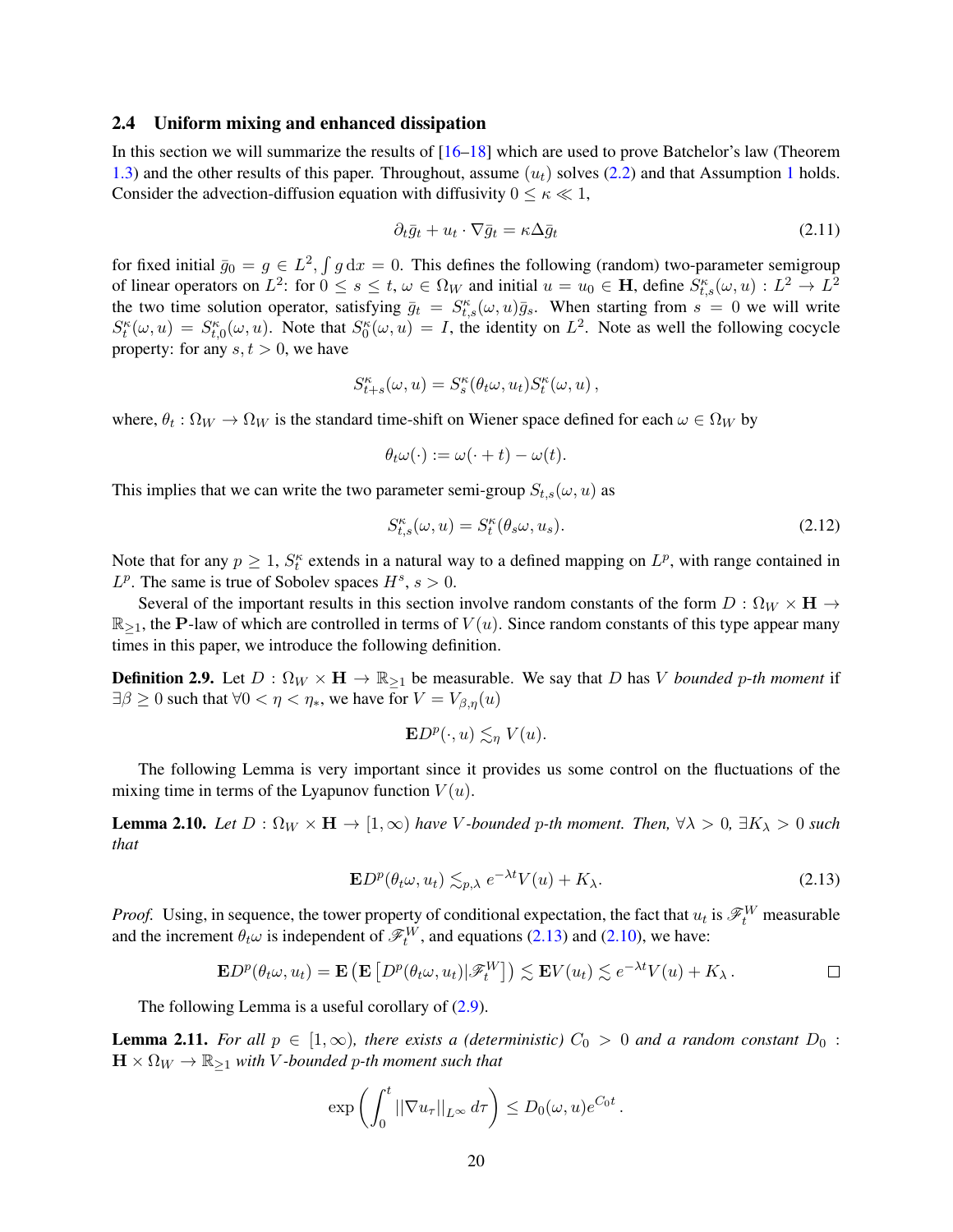### 2.4 Uniform mixing and enhanced dissipation

In this section we will summarize the results of [16–18] which are used to prove Batchelor's law (Theorem 1.3) and the other results of this paper. Throughout, assume $(u_t)$ solves (2.2) and that Assumption 1 holds. Consider the advection-diffusion equation with diffusivity $0 \leq \kappa \ll 1$,

$$\partial_t \bar{g}_t + u_t \cdot \nabla \bar{g}_t = \kappa \Delta \bar{g}_t \tag{2.11}$$

for fixed initial $\bar{g}_0 = g \in L^2$, $\int g \,\mathrm{d}x = 0$. This defines the following (random) two-parameter semigroup of linear operators on $L^2$: for $0 \leq s \leq t$, $\omega \in \Omega_W$ and initial $u = u_0 \in \mathbf{H}$, define $S^\kappa_{t,s}(\omega, u) : L^2 \to L^2$ the two time solution operator, satisfying $\bar{g}_t = S^\kappa_{t,s}(\omega, u)\bar{g}_s$. When starting from $s = 0$ we will write $S^\kappa_t(\omega, u) = S^\kappa_{t,0}(\omega, u)$. Note that $S^\kappa_0(\omega, u) = I$, the identity on $L^2$. Note as well the following cocycle property: for any $s, t > 0$, we have

$$S^\kappa_{t+s}(\omega, u) = S^\kappa_s(\theta_t\omega, u_t) S^\kappa_t(\omega, u)\,,$$

where, $\theta_t : \Omega_W \to \Omega_W$ is the standard time-shift on Wiener space defined for each $\omega \in \Omega_W$ by

$$\theta_t\omega(\cdot) := \omega(\cdot + t) - \omega(t).$$

This implies that we can write the two parameter semi-group $S_{t,s}(\omega, u)$ as

$$S^\kappa_{t,s}(\omega, u) = S^\kappa_t(\theta_s\omega, u_s). \tag{2.12}$$

Note that for any $p \geq 1$, $S^\kappa_t$ extends in a natural way to a defined mapping on $L^p$, with range contained in $L^p$. The same is true of Sobolev spaces $H^s$, $s > 0$.

Several of the important results in this section involve random constants of the form $D : \Omega_W \times \mathbf{H} \to \mathbb{R}_{\geq 1}$, the $\mathbf{P}$-law of which are controlled in terms of $V(u)$. Since random constants of this type appear many times in this paper, we introduce the following definition.

**Definition 2.9.** Let $D : \Omega_W \times \mathbf{H} \to \mathbb{R}_{\geq 1}$ be measurable. We say that $D$ has $V$ *bounded p-th moment* if $\exists \beta \geq 0$ such that $\forall 0 < \eta < \eta_*$, we have for $V = V_{\beta,\eta}(u)$

$$\mathbf{E} D^p(\cdot, u) \lesssim_\eta V(u).$$

The following Lemma is very important since it provides us some control on the fluctuations of the mixing time in terms of the Lyapunov function $V(u)$.

**Lemma 2.10.** *Let $D : \Omega_W \times \mathbf{H} \to [1, \infty)$ have $V$-bounded p-th moment. Then, $\forall \lambda > 0$, $\exists K_\lambda > 0$ such that*

$$\mathbf{E} D^p(\theta_t\omega, u_t) \lesssim_{p,\lambda} e^{-\lambda t} V(u) + K_\lambda. \tag{2.13}$$

*Proof.* Using, in sequence, the tower property of conditional expectation, the fact that $u_t$ is $\mathscr{F}^W_t$ measurable and the increment $\theta_t\omega$ is independent of $\mathscr{F}^W_t$, and equations (2.13) and (2.10), we have:

$$\mathbf{E} D^p(\theta_t\omega, u_t) = \mathbf{E}\left(\mathbf{E}\left[D^p(\theta_t\omega, u_t) | \mathscr{F}^W_t\right]\right) \lesssim \mathbf{E} V(u_t) \lesssim e^{-\lambda t} V(u) + K_\lambda\,. \qquad \square$$

The following Lemma is a useful corollary of (2.9).

**Lemma 2.11.** *For all $p \in [1, \infty)$, there exists a (deterministic) $C_0 > 0$ and a random constant $D_0 : \mathbf{H} \times \Omega_W \to \mathbb{R}_{\geq 1}$ with $V$-bounded p-th moment such that*

$$\exp\left(\int_0^t ||\nabla u_\tau||_{L^\infty}\, d\tau\right) \leq D_0(\omega, u) e^{C_0 t}\,.$$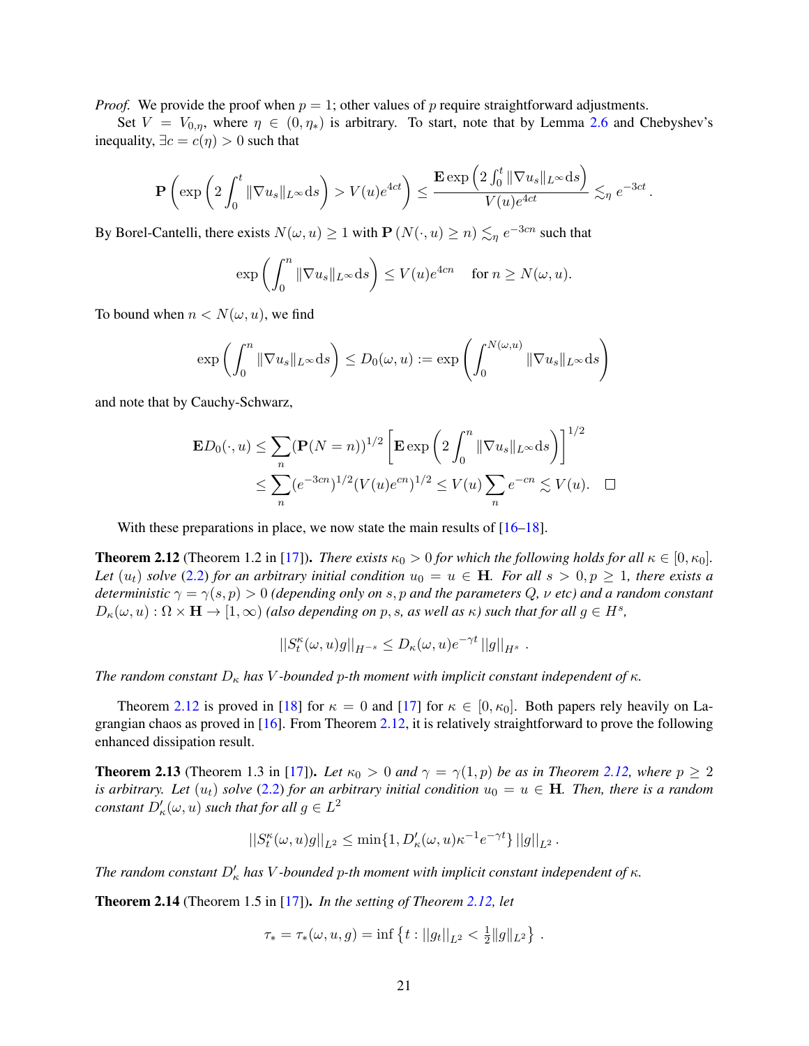*Proof.* We provide the proof when $p = 1$; other values of $p$ require straightforward adjustments.

Set $V = V_{0,\eta}$, where $\eta \in (0, \eta_*)$ is arbitrary. To start, note that by Lemma 2.6 and Chebyshev's inequality, $\exists c = c(\eta) > 0$ such that

$$\mathbf{P}\left(\exp\left(2\int_0^t \|\nabla u_s\|_{L^\infty} \mathrm{d}s\right) > V(u)e^{4ct}\right) \le \frac{\mathbf{E}\exp\left(2\int_0^t \|\nabla u_s\|_{L^\infty}\mathrm{d}s\right)}{V(u)e^{4ct}} \lesssim_\eta e^{-3ct}.$$

By Borel-Cantelli, there exists $N(\omega, u) \ge 1$ with $\mathbf{P}\left(N(\cdot, u) \ge n\right) \lesssim_\eta e^{-3cn}$ such that

$$\exp\left(\int_0^n \|\nabla u_s\|_{L^\infty}\mathrm{d}s\right) \le V(u)e^{4cn} \quad \text{ for } n \ge N(\omega, u).$$

To bound when $n < N(\omega, u)$, we find

$$\exp\left(\int_0^n \|\nabla u_s\|_{L^\infty}\mathrm{d}s\right) \le D_0(\omega, u) := \exp\left(\int_0^{N(\omega,u)} \|\nabla u_s\|_{L^\infty}\mathrm{d}s\right)$$

and note that by Cauchy-Schwarz,

$$\begin{aligned}
\mathbf{E}D_0(\cdot, u) &\le \sum_n (\mathbf{P}(N = n))^{1/2}\left[\mathbf{E}\exp\left(2\int_0^n \|\nabla u_s\|_{L^\infty}\mathrm{d}s\right)\right]^{1/2} \\
&\le \sum_n (e^{-3cn})^{1/2}(V(u)e^{cn})^{1/2} \le V(u)\sum_n e^{-cn} \lesssim V(u). \qquad \square
\end{aligned}$$

With these preparations in place, we now state the main results of [16–18].

**Theorem 2.12** (Theorem 1.2 in [17]). *There exists $\kappa_0 > 0$ for which the following holds for all $\kappa \in [0, \kappa_0]$. Let $(u_t)$ solve (2.2) for an arbitrary initial condition $u_0 = u \in \mathbf{H}$. For all $s > 0, p \ge 1$, there exists a deterministic $\gamma = \gamma(s, p) > 0$ (depending only on $s, p$ and the parameters $Q$, $\nu$ etc) and a random constant $D_\kappa(\omega, u) : \Omega \times \mathbf{H} \to [1, \infty)$ (also depending on $p, s$, as well as $\kappa$) such that for all $g \in H^s$,*

$$||S_t^\kappa(\omega, u)g||_{H^{-s}} \le D_\kappa(\omega, u)e^{-\gamma t}\,||g||_{H^s}\ .$$

*The random constant $D_\kappa$ has $V$-bounded $p$-th moment with implicit constant independent of $\kappa$.*

Theorem 2.12 is proved in [18] for $\kappa = 0$ and [17] for $\kappa \in [0, \kappa_0]$. Both papers rely heavily on Lagrangian chaos as proved in [16]. From Theorem 2.12, it is relatively straightforward to prove the following enhanced dissipation result.

**Theorem 2.13** (Theorem 1.3 in [17]). *Let $\kappa_0 > 0$ and $\gamma = \gamma(1, p)$ be as in Theorem 2.12, where $p \ge 2$ is arbitrary. Let $(u_t)$ solve (2.2) for an arbitrary initial condition $u_0 = u \in \mathbf{H}$. Then, there is a random constant $D'_\kappa(\omega, u)$ such that for all $g \in L^2$*

$$||S_t^\kappa(\omega, u)g||_{L^2} \le \min\{1, D'_\kappa(\omega, u)\kappa^{-1}e^{-\gamma t}\}\,||g||_{L^2}\ .$$

*The random constant $D'_\kappa$ has $V$-bounded $p$-th moment with implicit constant independent of $\kappa$.*

**Theorem 2.14** (Theorem 1.5 in [17]). *In the setting of Theorem 2.12, let*

$$\tau_* = \tau_*(\omega, u, g) = \inf\left\{t : ||g_t||_{L^2} < \tfrac{1}{2}\|g\|_{L^2}\right\}\ .$$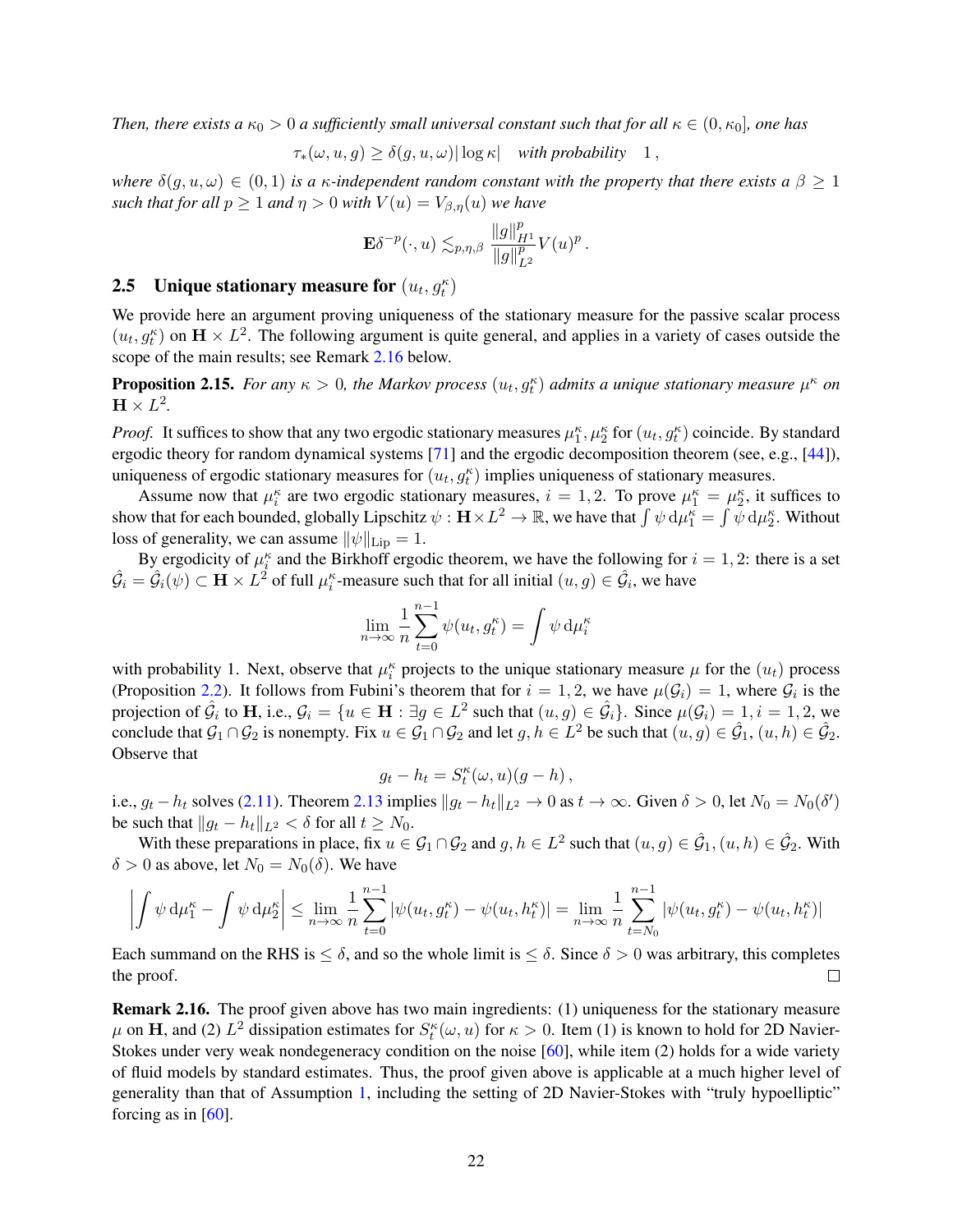*Then, there exists a $\kappa_0 > 0$ a sufficiently small universal constant such that for all $\kappa \in (0, \kappa_0]$, one has*

$$\tau_*(\omega, u, g) \geq \delta(g, u, \omega)|\log \kappa| \quad \text{with probability} \quad 1\,,$$

*where $\delta(g, u, \omega) \in (0, 1)$ is a $\kappa$-independent random constant with the property that there exists a $\beta \geq 1$ such that for all $p \geq 1$ and $\eta > 0$ with $V(u) = V_{\beta,\eta}(u)$ we have*

$$\mathbf{E}\delta^{-p}(\cdot, u) \lesssim_{p,\eta,\beta} \frac{\|g\|_{H^1}^p}{\|g\|_{L^2}^p} V(u)^p\,.$$

## 2.5 Unique stationary measure for $(u_t, g_t^\kappa)$

We provide here an argument proving uniqueness of the stationary measure for the passive scalar process $(u_t, g_t^\kappa)$ on $\mathbf{H} \times L^2$. The following argument is quite general, and applies in a variety of cases outside the scope of the main results; see Remark 2.16 below.

**Proposition 2.15.** *For any $\kappa > 0$, the Markov process $(u_t, g_t^\kappa)$ admits a unique stationary measure $\mu^\kappa$ on $\mathbf{H} \times L^2$.*

*Proof.* It suffices to show that any two ergodic stationary measures $\mu_1^\kappa, \mu_2^\kappa$ for $(u_t, g_t^\kappa)$ coincide. By standard ergodic theory for random dynamical systems [71] and the ergodic decomposition theorem (see, e.g., [44]), uniqueness of ergodic stationary measures for $(u_t, g_t^\kappa)$ implies uniqueness of stationary measures.

Assume now that $\mu_i^\kappa$ are two ergodic stationary measures, $i = 1, 2$. To prove $\mu_1^\kappa = \mu_2^\kappa$, it suffices to show that for each bounded, globally Lipschitz $\psi : \mathbf{H} \times L^2 \to \mathbb{R}$, we have that $\int \psi \, \mathrm{d}\mu_1^\kappa = \int \psi \, \mathrm{d}\mu_2^\kappa$. Without loss of generality, we can assume $\|\psi\|_{\mathrm{Lip}} = 1$.

By ergodicity of $\mu_i^\kappa$ and the Birkhoff ergodic theorem, we have the following for $i = 1, 2$: there is a set $\hat{\mathcal{G}}_i = \hat{\mathcal{G}}_i(\psi) \subset \mathbf{H} \times L^2$ of full $\mu_i^\kappa$-measure such that for all initial $(u, g) \in \hat{\mathcal{G}}_i$, we have

$$\lim_{n \to \infty} \frac{1}{n} \sum_{t=0}^{n-1} \psi(u_t, g_t^\kappa) = \int \psi \, \mathrm{d}\mu_i^\kappa$$

with probability 1. Next, observe that $\mu_i^\kappa$ projects to the unique stationary measure $\mu$ for the $(u_t)$ process (Proposition 2.2). It follows from Fubini's theorem that for $i = 1, 2$, we have $\mu(\mathcal{G}_i) = 1$, where $\mathcal{G}_i$ is the projection of $\hat{\mathcal{G}}_i$ to $\mathbf{H}$, i.e., $\mathcal{G}_i = \{u \in \mathbf{H} : \exists g \in L^2 \text{ such that } (u, g) \in \hat{\mathcal{G}}_i\}$. Since $\mu(\mathcal{G}_i) = 1, i = 1, 2$, we conclude that $\mathcal{G}_1 \cap \mathcal{G}_2$ is nonempty. Fix $u \in \mathcal{G}_1 \cap \mathcal{G}_2$ and let $g, h \in L^2$ be such that $(u, g) \in \hat{\mathcal{G}}_1$, $(u, h) \in \hat{\mathcal{G}}_2$. Observe that

$$g_t - h_t = S_t^\kappa(\omega, u)(g - h)\,,$$

i.e., $g_t - h_t$ solves (2.11). Theorem 2.13 implies $\|g_t - h_t\|_{L^2} \to 0$ as $t \to \infty$. Given $\delta > 0$, let $N_0 = N_0(\delta')$ be such that $\|g_t - h_t\|_{L^2} < \delta$ for all $t \geq N_0$.

With these preparations in place, fix $u \in \mathcal{G}_1 \cap \mathcal{G}_2$ and $g, h \in L^2$ such that $(u, g) \in \hat{\mathcal{G}}_1$, $(u, h) \in \hat{\mathcal{G}}_2$. With $\delta > 0$ as above, let $N_0 = N_0(\delta)$. We have

$$\left| \int \psi \, \mathrm{d}\mu_1^\kappa - \int \psi \, \mathrm{d}\mu_2^\kappa \right| \leq \lim_{n \to \infty} \frac{1}{n} \sum_{t=0}^{n-1} |\psi(u_t, g_t^\kappa) - \psi(u_t, h_t^\kappa)| = \lim_{n \to \infty} \frac{1}{n} \sum_{t=N_0}^{n-1} |\psi(u_t, g_t^\kappa) - \psi(u_t, h_t^\kappa)|$$

Each summand on the RHS is $\leq \delta$, and so the whole limit is $\leq \delta$. Since $\delta > 0$ was arbitrary, this completes the proof. $\square$

**Remark 2.16.** The proof given above has two main ingredients: (1) uniqueness for the stationary measure $\mu$ on $\mathbf{H}$, and (2) $L^2$ dissipation estimates for $S_t^\kappa(\omega, u)$ for $\kappa > 0$. Item (1) is known to hold for 2D Navier-Stokes under very weak nondegeneracy condition on the noise [60], while item (2) holds for a wide variety of fluid models by standard estimates. Thus, the proof given above is applicable at a much higher level of generality than that of Assumption 1, including the setting of 2D Navier-Stokes with "truly hypoelliptic" forcing as in [60].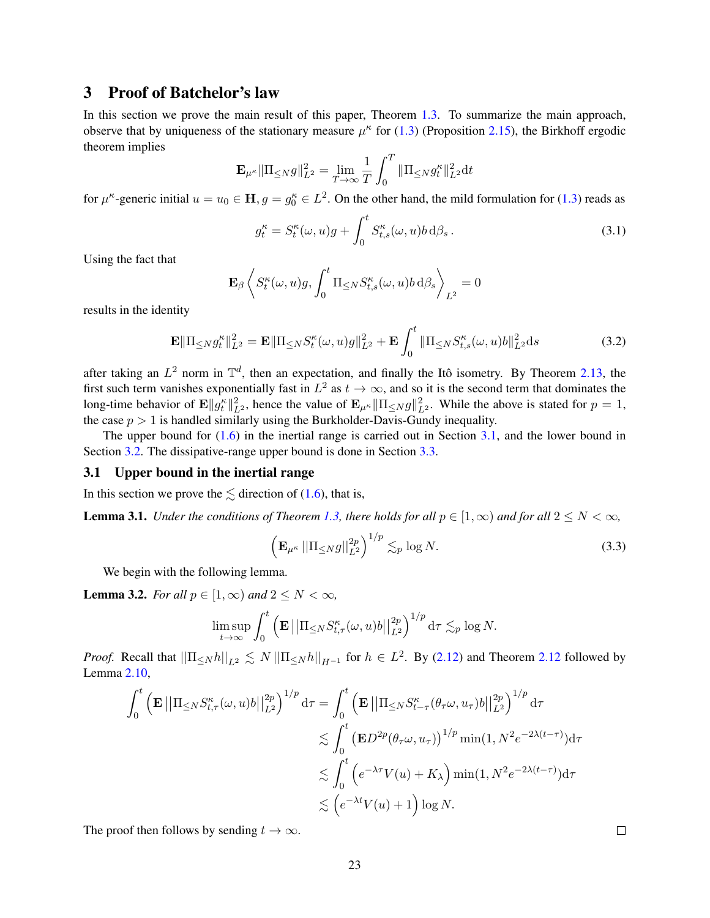## 3 Proof of Batchelor's law

In this section we prove the main result of this paper, Theorem 1.3. To summarize the main approach, observe that by uniqueness of the stationary measure $\mu^\kappa$ for (1.3) (Proposition 2.15), the Birkhoff ergodic theorem implies

$$\mathbf{E}_{\mu^\kappa}\|\Pi_{\leq N} g\|_{L^2}^2 = \lim_{T\to\infty}\frac{1}{T}\int_0^T \|\Pi_{\leq N} g_t^\kappa\|_{L^2}^2 \mathrm{d}t$$

for $\mu^\kappa$-generic initial $u = u_0 \in \mathbf{H}, g = g_0^\kappa \in L^2$. On the other hand, the mild formulation for (1.3) reads as

$$g_t^\kappa = S_t^\kappa(\omega, u) g + \int_0^t S_{t,s}^\kappa(\omega, u) b \, \mathrm{d}\beta_s \,. \tag{3.1}$$

Using the fact that

$$\mathbf{E}_\beta \left\langle S_t^\kappa(\omega,u)g, \int_0^t \Pi_{\leq N} S_{t,s}^\kappa(\omega,u) b \, \mathrm{d}\beta_s \right\rangle_{L^2} = 0$$

results in the identity

$$\mathbf{E}\|\Pi_{\leq N} g_t^\kappa\|_{L^2}^2 = \mathbf{E}\|\Pi_{\leq N} S_t^\kappa(\omega,u) g\|_{L^2}^2 + \mathbf{E}\int_0^t \|\Pi_{\leq N} S_{t,s}^\kappa(\omega,u) b\|_{L^2}^2 \mathrm{d}s \tag{3.2}$$

after taking an $L^2$ norm in $\mathbb{T}^d$, then an expectation, and finally the Itô isometry. By Theorem 2.13, the first such term vanishes exponentially fast in $L^2$ as $t\to\infty$, and so it is the second term that dominates the long-time behavior of $\mathbf{E}\|g_t^\kappa\|_{L^2}^2$, hence the value of $\mathbf{E}_{\mu^\kappa}\|\Pi_{\leq N} g\|_{L^2}^2$. While the above is stated for $p=1$, the case $p>1$ is handled similarly using the Burkholder-Davis-Gundy inequality.

The upper bound for (1.6) in the inertial range is carried out in Section 3.1, and the lower bound in Section 3.2. The dissipative-range upper bound is done in Section 3.3.

### 3.1 Upper bound in the inertial range

In this section we prove the $\lesssim$ direction of (1.6), that is,

**Lemma 3.1.** *Under the conditions of Theorem 1.3, there holds for all $p \in [1,\infty)$ and for all $2 \leq N < \infty$,*

$$\left(\mathbf{E}_{\mu^\kappa} \|\Pi_{\leq N} g\|_{L^2}^{2p}\right)^{1/p} \lesssim_p \log N. \tag{3.3}$$

We begin with the following lemma.

**Lemma 3.2.** *For all $p\in[1,\infty)$ and $2 \leq N < \infty$,*

$$\limsup_{t\to\infty}\int_0^t \left(\mathbf{E}\left\|\Pi_{\leq N} S_{t,\tau}^\kappa(\omega,u) b\right\|_{L^2}^{2p}\right)^{1/p} \mathrm{d}\tau \lesssim_p \log N.$$

*Proof.* Recall that $\|\Pi_{\leq N} h\|_{L^2} \lesssim N \|\Pi_{\leq N} h\|_{H^{-1}}$ for $h\in L^2$. By (2.12) and Theorem 2.12 followed by Lemma 2.10,

$$\begin{aligned}
\int_0^t \left(\mathbf{E}\left\|\Pi_{\leq N} S_{t,\tau}^\kappa(\omega,u) b\right\|_{L^2}^{2p}\right)^{1/p} \mathrm{d}\tau &= \int_0^t \left(\mathbf{E}\left\|\Pi_{\leq N} S_{t-\tau}^\kappa(\theta_\tau\omega,u_\tau) b\right\|_{L^2}^{2p}\right)^{1/p} \mathrm{d}\tau \\
&\lesssim \int_0^t \left(\mathbf{E} D^{2p}(\theta_\tau\omega, u_\tau)\right)^{1/p} \min(1, N^2 e^{-2\lambda(t-\tau)}) \mathrm{d}\tau \\
&\lesssim \int_0^t \left(e^{-\lambda\tau} V(u) + K_\lambda\right) \min(1, N^2 e^{-2\lambda(t-\tau)}) \mathrm{d}\tau \\
&\lesssim \left(e^{-\lambda t} V(u) + 1\right) \log N.
\end{aligned}$$

The proof then follows by sending $t\to\infty$. $\square$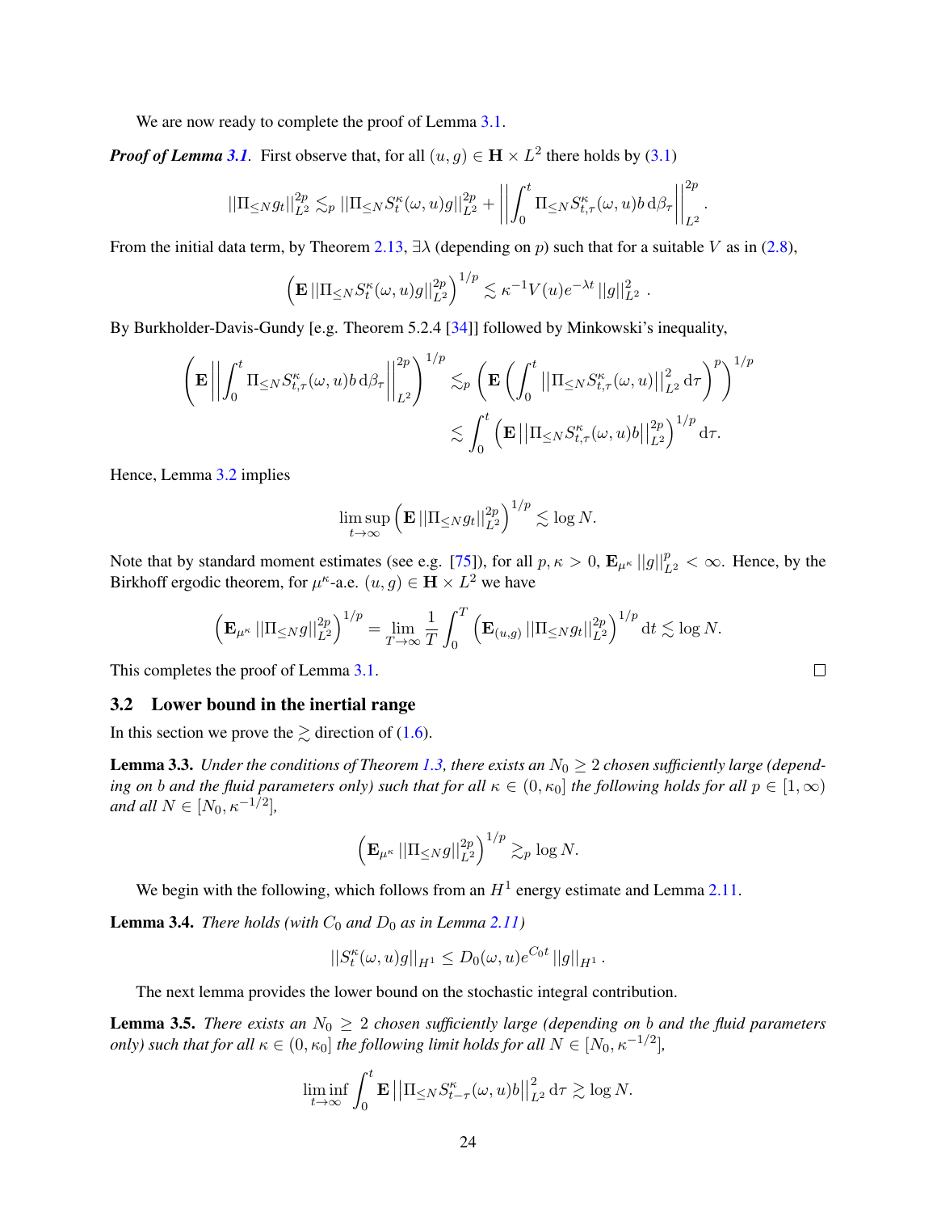We are now ready to complete the proof of Lemma 3.1.

***Proof of Lemma 3.1.*** First observe that, for all $(u, g) \in \mathbf{H} \times L^2$ there holds by (3.1)

$$
\left|\left|\Pi_{\leq N} g_t\right|\right|_{L^2}^{2p} \lesssim_p \left|\left|\Pi_{\leq N} S_t^\kappa(\omega, u) g\right|\right|_{L^2}^{2p} + \left|\left|\int_0^t \Pi_{\leq N} S_{t,\tau}^\kappa(\omega, u) b \, \mathrm{d}\beta_\tau\right|\right|_{L^2}^{2p}.
$$

From the initial data term, by Theorem 2.13, $\exists \lambda$ (depending on $p$) such that for a suitable $V$ as in (2.8),

$$
\left(\mathbf{E}\left|\left|\Pi_{\leq N} S_t^\kappa(\omega, u) g\right|\right|_{L^2}^{2p}\right)^{1/p} \lesssim \kappa^{-1} V(u) e^{-\lambda t} \left|\left|g\right|\right|_{L^2}^2 .
$$

By Burkholder-Davis-Gundy [e.g. Theorem 5.2.4 [34]] followed by Minkowski's inequality,

$$
\begin{aligned}
\left(\mathbf{E}\left|\left|\int_0^t \Pi_{\leq N} S_{t,\tau}^\kappa(\omega, u) b \, \mathrm{d}\beta_\tau\right|\right|_{L^2}^{2p}\right)^{1/p} &\lesssim_p \left(\mathbf{E}\left(\int_0^t \left|\left|\Pi_{\leq N} S_{t,\tau}^\kappa(\omega, u)\right|\right|_{L^2}^2 \mathrm{d}\tau\right)^p\right)^{1/p} \\
&\lesssim \int_0^t \left(\mathbf{E}\left|\left|\Pi_{\leq N} S_{t,\tau}^\kappa(\omega, u) b\right|\right|_{L^2}^{2p}\right)^{1/p} \mathrm{d}\tau.
\end{aligned}
$$

Hence, Lemma 3.2 implies

$$
\limsup_{t \to \infty} \left(\mathbf{E}\left|\left|\Pi_{\leq N} g_t\right|\right|_{L^2}^{2p}\right)^{1/p} \lesssim \log N.
$$

Note that by standard moment estimates (see e.g. [75]), for all $p, \kappa > 0$, $\mathbf{E}_{\mu^\kappa} \left|\left|g\right|\right|_{L^2}^p < \infty$. Hence, by the Birkhoff ergodic theorem, for $\mu^\kappa$-a.e. $(u, g) \in \mathbf{H} \times L^2$ we have

$$
\left(\mathbf{E}_{\mu^\kappa}\left|\left|\Pi_{\leq N} g\right|\right|_{L^2}^{2p}\right)^{1/p} = \lim_{T \to \infty} \frac{1}{T} \int_0^T \left(\mathbf{E}_{(u,g)}\left|\left|\Pi_{\leq N} g_t\right|\right|_{L^2}^{2p}\right)^{1/p} \mathrm{d}t \lesssim \log N.
$$

This completes the proof of Lemma 3.1. □

### 3.2 Lower bound in the inertial range

In this section we prove the $\gtrsim$ direction of (1.6).

**Lemma 3.3.** *Under the conditions of Theorem 1.3, there exists an $N_0 \geq 2$ chosen sufficiently large (depending on $b$ and the fluid parameters only) such that for all $\kappa \in (0, \kappa_0]$ the following holds for all $p \in [1, \infty)$ and all $N \in [N_0, \kappa^{-1/2}]$,*

$$
\left(\mathbf{E}_{\mu^\kappa}\left|\left|\Pi_{\leq N} g\right|\right|_{L^2}^{2p}\right)^{1/p} \gtrsim_p \log N.
$$

We begin with the following, which follows from an $H^1$ energy estimate and Lemma 2.11.

**Lemma 3.4.** *There holds (with $C_0$ and $D_0$ as in Lemma 2.11)*

$$
\left|\left|S_t^\kappa(\omega, u) g\right|\right|_{H^1} \leq D_0(\omega, u) e^{C_0 t} \left|\left|g\right|\right|_{H^1}.
$$

The next lemma provides the lower bound on the stochastic integral contribution.

**Lemma 3.5.** *There exists an $N_0 \geq 2$ chosen sufficiently large (depending on $b$ and the fluid parameters only) such that for all $\kappa \in (0, \kappa_0]$ the following limit holds for all $N \in [N_0, \kappa^{-1/2}]$,*

$$
\liminf_{t \to \infty} \int_0^t \mathbf{E}\left|\left|\Pi_{\leq N} S_{t-\tau}^\kappa(\omega, u) b\right|\right|_{L^2}^2 \mathrm{d}\tau \gtrsim \log N.
$$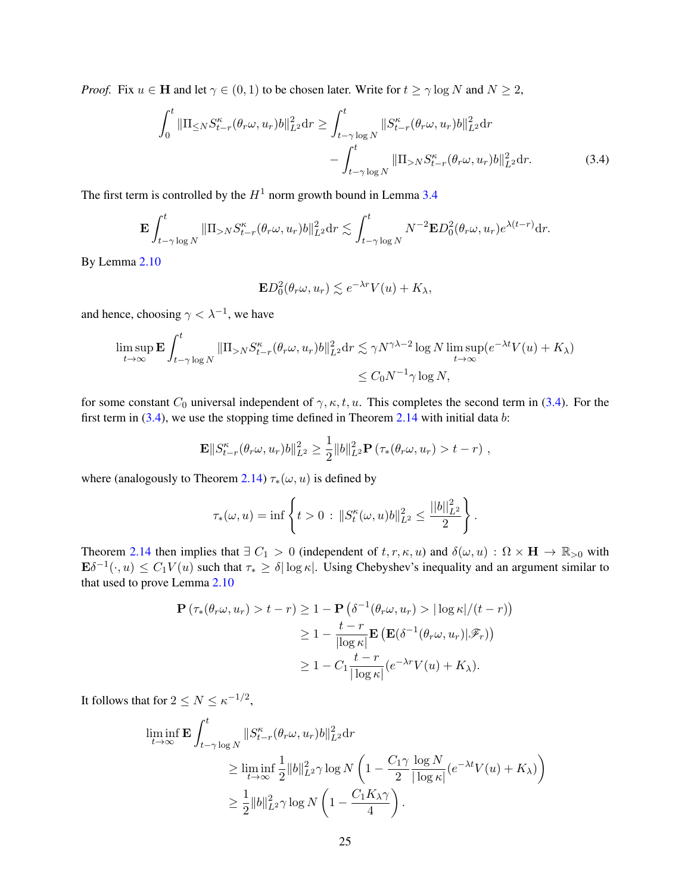*Proof.* Fix $u \in \mathbf{H}$ and let $\gamma \in (0,1)$ to be chosen later. Write for $t \geq \gamma \log N$ and $N \geq 2$,

$$
\begin{aligned}
\int_0^t \|\Pi_{\leq N} S^\kappa_{t-r}(\theta_r\omega, u_r) b\|^2_{L^2} \mathrm{d}r \geq & \int_{t-\gamma \log N}^t \|S^\kappa_{t-r}(\theta_r\omega, u_r) b\|^2_{L^2} \mathrm{d}r \\
& - \int_{t-\gamma \log N}^t \|\Pi_{> N} S^\kappa_{t-r}(\theta_r\omega, u_r) b\|^2_{L^2} \mathrm{d}r. \qquad (3.4)
\end{aligned}
$$

The first term is controlled by the $H^1$ norm growth bound in Lemma 3.4

$$
\mathbf{E} \int_{t-\gamma \log N}^t \|\Pi_{>N} S^\kappa_{t-r}(\theta_r\omega, u_r) b\|^2_{L^2} \mathrm{d}r \lesssim \int_{t-\gamma \log N}^t N^{-2} \mathbf{E} D_0^2(\theta_r\omega, u_r) e^{\lambda(t-r)} \mathrm{d}r.
$$

By Lemma 2.10

$$
\mathbf{E} D_0^2(\theta_r\omega, u_r) \lesssim e^{-\lambda r} V(u) + K_\lambda,
$$

and hence, choosing $\gamma < \lambda^{-1}$, we have

$$
\begin{aligned}
\limsup_{t\to\infty} \mathbf{E} \int_{t-\gamma \log N}^t \|\Pi_{>N} S^\kappa_{t-r}(\theta_r\omega, u_r) b\|^2_{L^2} \mathrm{d}r &\lesssim \gamma N^{\gamma\lambda - 2} \log N \limsup_{t\to\infty} (e^{-\lambda t} V(u) + K_\lambda) \\
&\leq C_0 N^{-1} \gamma \log N,
\end{aligned}
$$

for some constant $C_0$ universal independent of $\gamma, \kappa, t, u$. This completes the second term in (3.4). For the first term in (3.4), we use the stopping time defined in Theorem 2.14 with initial data $b$:

$$
\mathbf{E} \|S^\kappa_{t-r}(\theta_r\omega, u_r) b\|^2_{L^2} \geq \frac{1}{2} \|b\|^2_{L^2} \mathbf{P}\left(\tau_*(\theta_r\omega, u_r) > t - r\right),
$$

where (analogously to Theorem 2.14) $\tau_*(\omega, u)$ is defined by

$$
\tau_*(\omega, u) = \inf \left\{ t > 0 \, : \, \|S^\kappa_t(\omega, u) b\|^2_{L^2} \leq \frac{||b||^2_{L^2}}{2} \right\}.
$$

Theorem 2.14 then implies that $\exists\, C_1 > 0$ (independent of $t, r, \kappa, u$) and $\delta(\omega, u) : \Omega \times \mathbf{H} \to \mathbb{R}_{>0}$ with $\mathbf{E}\delta^{-1}(\cdot, u) \leq C_1 V(u)$ such that $\tau_* \geq \delta |\log \kappa|$. Using Chebyshev's inequality and an argument similar to that used to prove Lemma 2.10

$$
\begin{aligned}
\mathbf{P}\left(\tau_*(\theta_r\omega, u_r) > t - r\right) &\geq 1 - \mathbf{P}\left(\delta^{-1}(\theta_r\omega, u_r) > |\log \kappa|/(t-r)\right) \\
&\geq 1 - \frac{t-r}{|\log \kappa|} \mathbf{E}\left(\mathbf{E}(\delta^{-1}(\theta_r\omega, u_r)|\mathscr{F}_r)\right) \\
&\geq 1 - C_1 \frac{t-r}{|\log \kappa|}(e^{-\lambda r} V(u) + K_\lambda).
\end{aligned}
$$

It follows that for $2 \leq N \leq \kappa^{-1/2}$,

$$
\begin{aligned}
\liminf_{t\to\infty} \mathbf{E} & \int_{t-\gamma \log N}^t \|S^\kappa_{t-r}(\theta_r\omega, u_r) b\|^2_{L^2} \mathrm{d}r \\
&\geq \liminf_{t\to\infty} \frac{1}{2} \|b\|^2_{L^2} \gamma \log N \left(1 - \frac{C_1 \gamma}{2} \frac{\log N}{|\log \kappa|}(e^{-\lambda t} V(u) + K_\lambda)\right) \\
&\geq \frac{1}{2} \|b\|^2_{L^2} \gamma \log N \left(1 - \frac{C_1 K_\lambda \gamma}{4}\right).
\end{aligned}
$$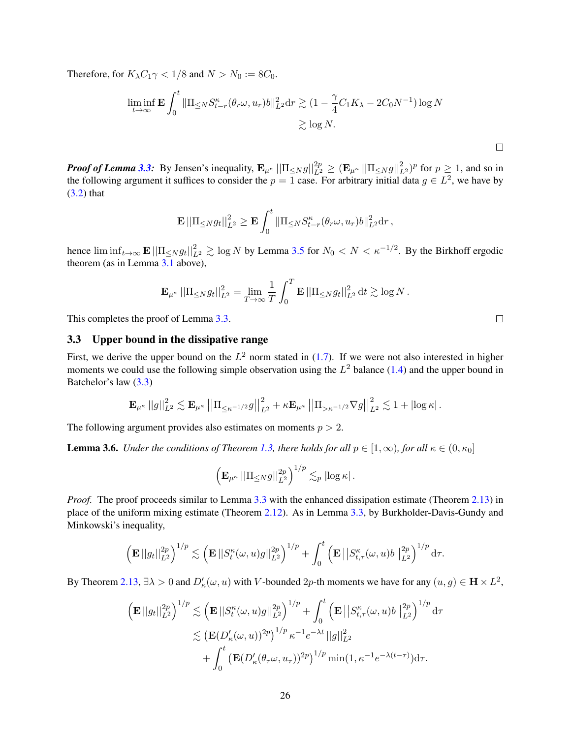Therefore, for $K_\lambda C_1 \gamma < 1/8$ and $N > N_0 := 8C_0$.

$$\liminf_{t\to\infty} \mathbf{E} \int_0^t \|\Pi_{\leq N} S^\kappa_{t-r}(\theta_r\omega, u_r)b\|^2_{L^2} \mathrm{d}r \gtrsim (1 - \frac{\gamma}{4} C_1 K_\lambda - 2C_0 N^{-1}) \log N$$
$$\gtrsim \log N.$$

$\square$

***Proof of Lemma 3.3:*** By Jensen's inequality, $\mathbf{E}_{\mu^\kappa} \|\Pi_{\leq N} g\|^{2p}_{L^2} \geq (\mathbf{E}_{\mu^\kappa} \|\Pi_{\leq N} g\|^2_{L^2})^p$ for $p \geq 1$, and so in the following argument it suffices to consider the $p = 1$ case. For arbitrary initial data $g \in L^2$, we have by (3.2) that

$$\mathbf{E} \|\Pi_{\leq N} g_t\|^2_{L^2} \geq \mathbf{E} \int_0^t \|\Pi_{\leq N} S^\kappa_{t-r}(\theta_r\omega, u_r)b\|^2_{L^2} \mathrm{d}r\,,$$

hence $\liminf_{t\to\infty} \mathbf{E} \|\Pi_{\leq N} g_t\|^2_{L^2} \gtrsim \log N$ by Lemma 3.5 for $N_0 < N < \kappa^{-1/2}$. By the Birkhoff ergodic theorem (as in Lemma 3.1 above),

$$\mathbf{E}_{\mu^\kappa} \|\Pi_{\leq N} g_t\|^2_{L^2} = \lim_{T\to\infty} \frac{1}{T} \int_0^T \mathbf{E} \|\Pi_{\leq N} g_t\|^2_{L^2} \,\mathrm{d}t \gtrsim \log N\,.$$

This completes the proof of Lemma 3.3. $\square$

### 3.3 Upper bound in the dissipative range

First, we derive the upper bound on the $L^2$ norm stated in (1.7). If we were not also interested in higher moments we could use the following simple observation using the $L^2$ balance (1.4) and the upper bound in Batchelor's law (3.3)

$$\mathbf{E}_{\mu^\kappa} \|g\|^2_{L^2} \lesssim \mathbf{E}_{\mu^\kappa} \left\|\Pi_{\leq \kappa^{-1/2}} g\right\|^2_{L^2} + \kappa \mathbf{E}_{\mu^\kappa} \left\|\Pi_{> \kappa^{-1/2}} \nabla g\right\|^2_{L^2} \lesssim 1 + |\log \kappa|\,.$$

The following argument provides also estimates on moments $p > 2$.

**Lemma 3.6.** *Under the conditions of Theorem 1.3, there holds for all $p \in [1, \infty)$, for all $\kappa \in (0, \kappa_0]$*

$$\left(\mathbf{E}_{\mu^\kappa} \|\Pi_{\leq N} g\|^{2p}_{L^2}\right)^{1/p} \lesssim_p |\log \kappa|\,.$$

*Proof.* The proof proceeds similar to Lemma 3.3 with the enhanced dissipation estimate (Theorem 2.13) in place of the uniform mixing estimate (Theorem 2.12). As in Lemma 3.3, by Burkholder-Davis-Gundy and Minkowski's inequality,

$$\left(\mathbf{E} \|g_t\|^{2p}_{L^2}\right)^{1/p} \lesssim \left(\mathbf{E} \|S^\kappa_t(\omega, u) g\|^{2p}_{L^2}\right)^{1/p} + \int_0^t \left(\mathbf{E} \left\|S^\kappa_{t,\tau}(\omega, u) b\right\|^{2p}_{L^2}\right)^{1/p} \mathrm{d}\tau.$$

By Theorem 2.13, $\exists \lambda > 0$ and $D'_\kappa(\omega, u)$ with $V$-bounded $2p$-th moments we have for any $(u, g) \in \mathbf{H} \times L^2$,

$$\begin{aligned}
\left(\mathbf{E} \|g_t\|^{2p}_{L^2}\right)^{1/p} &\lesssim \left(\mathbf{E} \|S^\kappa_t(\omega, u) g\|^{2p}_{L^2}\right)^{1/p} + \int_0^t \left(\mathbf{E} \left\|S^\kappa_{t,\tau}(\omega, u) b\right\|^{2p}_{L^2}\right)^{1/p} \mathrm{d}\tau \\
&\lesssim \left(\mathbf{E}(D'_\kappa(\omega, u))^{2p}\right)^{1/p} \kappa^{-1} e^{-\lambda t} \|g\|^2_{L^2} \\
&\quad + \int_0^t \left(\mathbf{E}(D'_\kappa(\theta_\tau\omega, u_\tau))^{2p}\right)^{1/p} \min(1, \kappa^{-1} e^{-\lambda(t-\tau)}) \mathrm{d}\tau.
\end{aligned}$$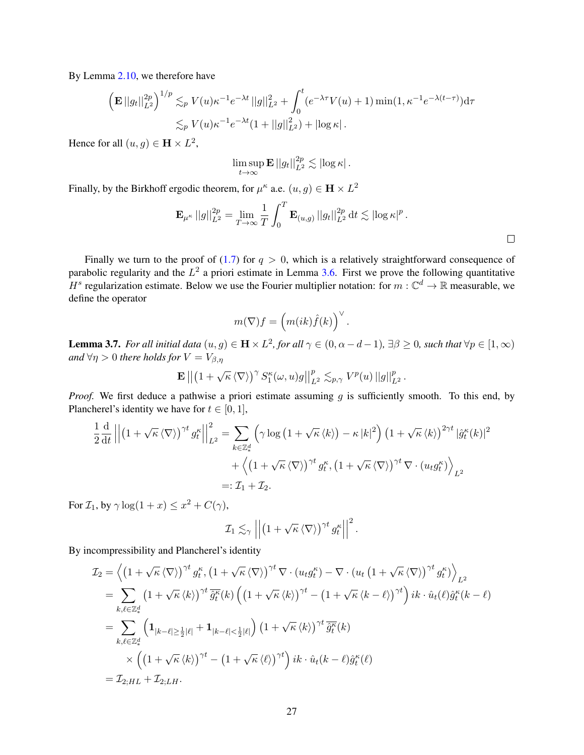By Lemma 2.10, we therefore have

$$
\left(\mathbf{E}\,||g_t||_{L^2}^{2p}\right)^{1/p} \lesssim_p V(u)\kappa^{-1}e^{-\lambda t}\,||g||_{L^2}^2 + \int_0^t (e^{-\lambda\tau}V(u)+1)\min(1,\kappa^{-1}e^{-\lambda(t-\tau)})\mathrm{d}\tau
$$
$$
\lesssim_p V(u)\kappa^{-1}e^{-\lambda t}(1+||g||_{L^2}^2) + |\log\kappa|\,.
$$

Hence for all $(u,g)\in\mathbf{H}\times L^2$,

$$
\limsup_{t\to\infty}\mathbf{E}\,||g_t||_{L^2}^{2p} \lesssim |\log\kappa|\,.
$$

Finally, by the Birkhoff ergodic theorem, for $\mu^\kappa$ a.e. $(u,g)\in\mathbf{H}\times L^2$

$$
\mathbf{E}_{\mu^\kappa}\,||g||_{L^2}^{2p} = \lim_{T\to\infty}\frac{1}{T}\int_0^T \mathbf{E}_{(u,g)}\,||g_t||_{L^2}^{2p}\,\mathrm{d}t \lesssim |\log\kappa|^p\,.
$$

□

Finally we turn to the proof of (1.7) for $q>0$, which is a relatively straightforward consequence of parabolic regularity and the $L^2$ a priori estimate in Lemma 3.6. First we prove the following quantitative $H^s$ regularization estimate. Below we use the Fourier multiplier notation: for $m:\mathbb{C}^d\to\mathbb{R}$ measurable, we define the operator

$$
m(\nabla)f = \left(m(ik)\hat{f}(k)\right)^{\vee}.
$$

**Lemma 3.7.** *For all initial data $(u,g)\in\mathbf{H}\times L^2$, for all $\gamma\in(0,\alpha-d-1)$, $\exists\beta\geq 0$, such that $\forall p\in[1,\infty)$ and $\forall\eta>0$ there holds for $V=V_{\beta,\eta}$*

$$
\mathbf{E}\left|\left|\left(1+\sqrt{\kappa}\langle\nabla\rangle\right)^{\gamma} S_1^\kappa(\omega,u)g\right|\right|_{L^2}^p \lesssim_{p,\gamma} V^p(u)\,||g||_{L^2}^p\,.
$$

*Proof.* We first deduce a pathwise a priori estimate assuming $g$ is sufficiently smooth. To this end, by Plancherel's identity we have for $t\in[0,1]$,

$$
\begin{aligned}
\frac{1}{2}\frac{\mathrm{d}}{\mathrm{d}t}\left|\left|\left(1+\sqrt{\kappa}\langle\nabla\rangle\right)^{\gamma t} g_t^\kappa\right|\right|_{L^2}^2 &= \sum_{k\in\mathbb{Z}_*^d}\left(\gamma\log\left(1+\sqrt{\kappa}\langle k\rangle\right)-\kappa|k|^2\right)\left(1+\sqrt{\kappa}\langle k\rangle\right)^{2\gamma t}|\hat{g}_t^\kappa(k)|^2\\
&\quad + \left\langle\left(1+\sqrt{\kappa}\langle\nabla\rangle\right)^{\gamma t} g_t^\kappa,\left(1+\sqrt{\kappa}\langle\nabla\rangle\right)^{\gamma t}\nabla\cdot(u_t g_t^\kappa)\right\rangle_{L^2}\\
&=: \mathcal{I}_1+\mathcal{I}_2.
\end{aligned}
$$

For $\mathcal{I}_1$, by $\gamma\log(1+x)\leq x^2+C(\gamma)$,

$$
\mathcal{I}_1 \lesssim_\gamma \left|\left|\left(1+\sqrt{\kappa}\langle\nabla\rangle\right)^{\gamma t} g_t^\kappa\right|\right|^2.
$$

By incompressibility and Plancherel's identity

$$
\begin{aligned}
\mathcal{I}_2 &= \left\langle\left(1+\sqrt{\kappa}\langle\nabla\rangle\right)^{\gamma t} g_t^\kappa,\left(1+\sqrt{\kappa}\langle\nabla\rangle\right)^{\gamma t}\nabla\cdot(u_t g_t^\kappa)-\nabla\cdot\left(u_t\left(1+\sqrt{\kappa}\langle\nabla\rangle\right)^{\gamma t} g_t^\kappa\right)\right\rangle_{L^2}\\
&= \sum_{k,\ell\in\mathbb{Z}_*^d}\left(1+\sqrt{\kappa}\langle k\rangle\right)^{\gamma t}\overline{\hat{g}_t^\kappa}(k)\left(\left(1+\sqrt{\kappa}\langle k\rangle\right)^{\gamma t}-\left(1+\sqrt{\kappa}\langle k-\ell\rangle\right)^{\gamma t}\right) ik\cdot\hat{u}_t(\ell)\hat{g}_t^\kappa(k-\ell)\\
&= \sum_{k,\ell\in\mathbb{Z}_*^d}\left(\mathbf{1}_{|k-\ell|\geq\frac{1}{2}|\ell|}+\mathbf{1}_{|k-\ell|<\frac{1}{2}|\ell|}\right)\left(1+\sqrt{\kappa}\langle k\rangle\right)^{\gamma t}\overline{\hat{g}_t^\kappa}(k)\\
&\qquad\times\left(\left(1+\sqrt{\kappa}\langle k\rangle\right)^{\gamma t}-\left(1+\sqrt{\kappa}\langle\ell\rangle\right)^{\gamma t}\right) ik\cdot\hat{u}_t(k-\ell)\hat{g}_t^\kappa(\ell)\\
&= \mathcal{I}_{2;HL}+\mathcal{I}_{2;LH}.
\end{aligned}
$$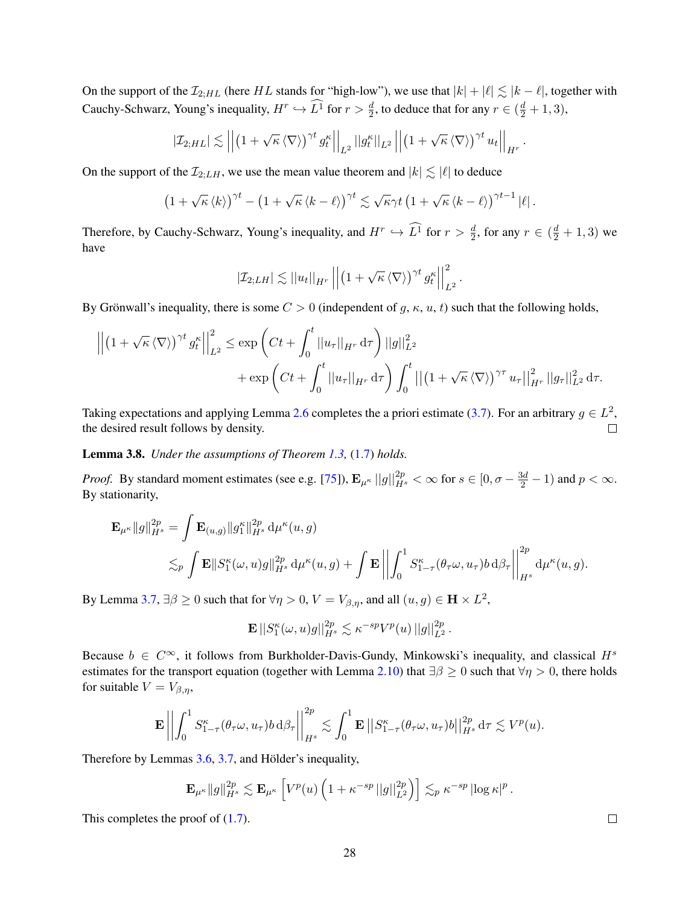On the support of the $\mathcal{I}_{2;HL}$ (here $HL$ stands for "high-low"), we use that $|k| + |\ell| \lesssim |k-\ell|$, together with Cauchy-Schwarz, Young's inequality, $H^r \hookrightarrow \widehat{L^1}$ for $r > \frac{d}{2}$, to deduce that for any $r \in (\frac{d}{2}+1, 3)$,

$$|\mathcal{I}_{2;HL}| \lesssim \left|\left|\left(1+\sqrt{\kappa}\left\langle\nabla\right\rangle\right)^{\gamma t} g_t^\kappa\right|\right|_{L^2} ||g_t^\kappa||_{L^2} \left|\left|\left(1+\sqrt{\kappa}\left\langle\nabla\right\rangle\right)^{\gamma t} u_t\right|\right|_{H^r}.$$

On the support of the $\mathcal{I}_{2;LH}$, we use the mean value theorem and $|k| \lesssim |\ell|$ to deduce

$$\left(1+\sqrt{\kappa}\left\langle k\right\rangle\right)^{\gamma t} - \left(1+\sqrt{\kappa}\left\langle k-\ell\right\rangle\right)^{\gamma t} \lesssim \sqrt{\kappa}\gamma t\left(1+\sqrt{\kappa}\left\langle k-\ell\right\rangle\right)^{\gamma t-1}|\ell|.$$

Therefore, by Cauchy-Schwarz, Young's inequality, and $H^r \hookrightarrow \widehat{L^1}$ for $r > \frac{d}{2}$, for any $r \in (\frac{d}{2}+1, 3)$ we have

$$|\mathcal{I}_{2;LH}| \lesssim ||u_t||_{H^r} \left|\left|\left(1+\sqrt{\kappa}\left\langle\nabla\right\rangle\right)^{\gamma t} g_t^\kappa\right|\right|_{L^2}^2.$$

By Grönwall's inequality, there is some $C > 0$ (independent of $g$, $\kappa$, $u$, $t$) such that the following holds,

$$\begin{aligned}
\left|\left|\left(1+\sqrt{\kappa}\left\langle\nabla\right\rangle\right)^{\gamma t} g_t^\kappa\right|\right|_{L^2}^2 &\leq \exp\left(Ct + \int_0^t ||u_\tau||_{H^r}\,\mathrm{d}\tau\right)||g||_{L^2}^2 \\
&\quad + \exp\left(Ct + \int_0^t ||u_\tau||_{H^r}\,\mathrm{d}\tau\right)\int_0^t \left|\left|\left(1+\sqrt{\kappa}\left\langle\nabla\right\rangle\right)^{\gamma\tau} u_\tau\right|\right|_{H^r}^2 ||g_\tau||_{L^2}^2\,\mathrm{d}\tau.
\end{aligned}$$

Taking expectations and applying Lemma 2.6 completes the a priori estimate (3.7). For an arbitrary $g \in L^2$, the desired result follows by density. $\square$

**Lemma 3.8.** *Under the assumptions of Theorem 1.3,* (1.7) *holds.*

*Proof.* By standard moment estimates (see e.g. [75]), $\mathbf{E}_{\mu^\kappa}||g||_{H^s}^{2p} < \infty$ for $s \in [0, \sigma - \frac{3d}{2} - 1)$ and $p < \infty$. By stationarity,

$$\begin{aligned}
\mathbf{E}_{\mu^\kappa}||g||_{H^s}^{2p} &= \int \mathbf{E}_{(u,g)}||g_1^\kappa||_{H^s}^{2p}\,\mathrm{d}\mu^\kappa(u,g) \\
&\lesssim_p \int \mathbf{E}||S_1^\kappa(\omega,u)g||_{H^s}^{2p}\,\mathrm{d}\mu^\kappa(u,g) + \int \mathbf{E}\left|\left|\int_0^1 S_{1-\tau}^\kappa(\theta_\tau\omega,u_\tau)b\,\mathrm{d}\beta_\tau\right|\right|_{H^s}^{2p}\mathrm{d}\mu^\kappa(u,g).
\end{aligned}$$

By Lemma 3.7, $\exists \beta \geq 0$ such that for $\forall \eta > 0$, $V = V_{\beta,\eta}$, and all $(u,g) \in \mathbf{H} \times L^2$,

$$\mathbf{E}\,||S_1^\kappa(\omega,u)g||_{H^s}^{2p} \lesssim \kappa^{-sp}V^p(u)\,||g||_{L^2}^{2p}.$$

Because $b \in C^\infty$, it follows from Burkholder-Davis-Gundy, Minkowski's inequality, and classical $H^s$ estimates for the transport equation (together with Lemma 2.10) that $\exists \beta \geq 0$ such that $\forall \eta > 0$, there holds for suitable $V = V_{\beta,\eta}$,

$$\mathbf{E}\left|\left|\int_0^1 S_{1-\tau}^\kappa(\theta_\tau\omega,u_\tau)b\,\mathrm{d}\beta_\tau\right|\right|_{H^s}^{2p} \lesssim \int_0^1 \mathbf{E}\,||S_{1-\tau}^\kappa(\theta_\tau\omega,u_\tau)b||_{H^s}^{2p}\,\mathrm{d}\tau \lesssim V^p(u).$$

Therefore by Lemmas 3.6, 3.7, and Hölder's inequality,

$$\mathbf{E}_{\mu^\kappa}||g||_{H^s}^{2p} \lesssim \mathbf{E}_{\mu^\kappa}\left[V^p(u)\left(1+\kappa^{-sp}\,||g||_{L^2}^{2p}\right)\right] \lesssim_p \kappa^{-sp}\,|\log\kappa|^p.$$

This completes the proof of (1.7). $\square$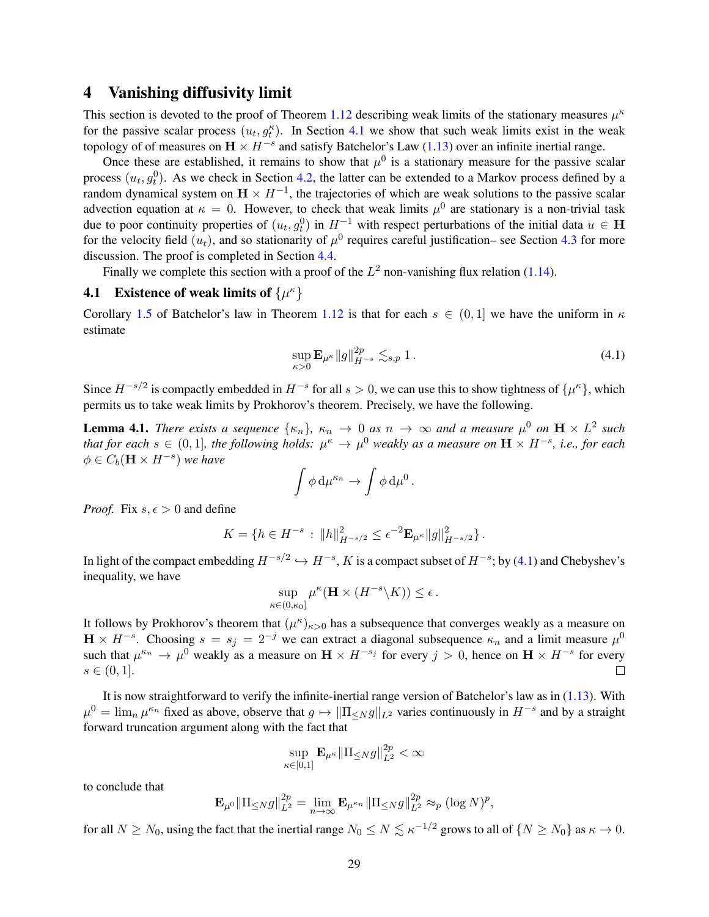# 4 Vanishing diffusivity limit

This section is devoted to the proof of Theorem 1.12 describing weak limits of the stationary measures $\mu^\kappa$ for the passive scalar process $(u_t, g_t^\kappa)$. In Section 4.1 we show that such weak limits exist in the weak topology of of measures on $\mathbf{H} \times H^{-s}$ and satisfy Batchelor's Law (1.13) over an infinite inertial range.

Once these are established, it remains to show that $\mu^0$ is a stationary measure for the passive scalar process $(u_t, g_t^0)$. As we check in Section 4.2, the latter can be extended to a Markov process defined by a random dynamical system on $\mathbf{H} \times H^{-1}$, the trajectories of which are weak solutions to the passive scalar advection equation at $\kappa = 0$. However, to check that weak limits $\mu^0$ are stationary is a non-trivial task due to poor continuity properties of $(u_t, g_t^0)$ in $H^{-1}$ with respect perturbations of the initial data $u \in \mathbf{H}$ for the velocity field $(u_t)$, and so stationarity of $\mu^0$ requires careful justification– see Section 4.3 for more discussion. The proof is completed in Section 4.4.

Finally we complete this section with a proof of the $L^2$ non-vanishing flux relation (1.14).

## 4.1 Existence of weak limits of $\{\mu^\kappa\}$

Corollary 1.5 of Batchelor's law in Theorem 1.12 is that for each $s \in (0, 1]$ we have the uniform in $\kappa$ estimate

$$
\sup_{\kappa > 0} \mathbf{E}_{\mu^\kappa} \|g\|_{H^{-s}}^{2p} \lesssim_{s,p} 1\,. \tag{4.1}
$$

Since $H^{-s/2}$ is compactly embedded in $H^{-s}$ for all $s > 0$, we can use this to show tightness of $\{\mu^\kappa\}$, which permits us to take weak limits by Prokhorov's theorem. Precisely, we have the following.

**Lemma 4.1.** *There exists a sequence $\{\kappa_n\}$, $\kappa_n \to 0$ as $n \to \infty$ and a measure $\mu^0$ on $\mathbf{H} \times L^2$ such that for each $s \in (0, 1]$, the following holds: $\mu^\kappa \to \mu^0$ weakly as a measure on $\mathbf{H} \times H^{-s}$, i.e., for each $\phi \in C_b(\mathbf{H} \times H^{-s})$ we have*

$$
\int \phi \, \mathrm{d}\mu^{\kappa_n} \to \int \phi \, \mathrm{d}\mu^0 \,.
$$

*Proof.* Fix $s, \epsilon > 0$ and define

$$
K = \{h \in H^{-s} \, : \, \|h\|_{H^{-s/2}}^2 \leq \epsilon^{-2} \mathbf{E}_{\mu^\kappa} \|g\|_{H^{-s/2}}^2\}\,.
$$

In light of the compact embedding $H^{-s/2} \hookrightarrow H^{-s}$, $K$ is a compact subset of $H^{-s}$; by (4.1) and Chebyshev's inequality, we have

$$
\sup_{\kappa \in (0, \kappa_0]} \mu^\kappa(\mathbf{H} \times (H^{-s} \backslash K)) \leq \epsilon\,.
$$

It follows by Prokhorov's theorem that $(\mu^\kappa)_{\kappa > 0}$ has a subsequence that converges weakly as a measure on $\mathbf{H} \times H^{-s}$. Choosing $s = s_j = 2^{-j}$ we can extract a diagonal subsequence $\kappa_n$ and a limit measure $\mu^0$ such that $\mu^{\kappa_n} \to \mu^0$ weakly as a measure on $\mathbf{H} \times H^{-s_j}$ for every $j > 0$, hence on $\mathbf{H} \times H^{-s}$ for every $s \in (0, 1]$. $\square$

It is now straightforward to verify the infinite-inertial range version of Batchelor's law as in (1.13). With $\mu^0 = \lim_n \mu^{\kappa_n}$ fixed as above, observe that $g \mapsto \|\Pi_{\leq N} g\|_{L^2}$ varies continuously in $H^{-s}$ and by a straight forward truncation argument along with the fact that

$$
\sup_{\kappa \in [0,1]} \mathbf{E}_{\mu^\kappa} \|\Pi_{\leq N} g\|_{L^2}^{2p} < \infty
$$

to conclude that

$$
\mathbf{E}_{\mu^0} \|\Pi_{\leq N} g\|_{L^2}^{2p} = \lim_{n \to \infty} \mathbf{E}_{\mu^{\kappa_n}} \|\Pi_{\leq N} g\|_{L^2}^{2p} \approx_p (\log N)^p,
$$

for all $N \geq N_0$, using the fact that the inertial range $N_0 \leq N \lesssim \kappa^{-1/2}$ grows to all of $\{N \geq N_0\}$ as $\kappa \to 0$.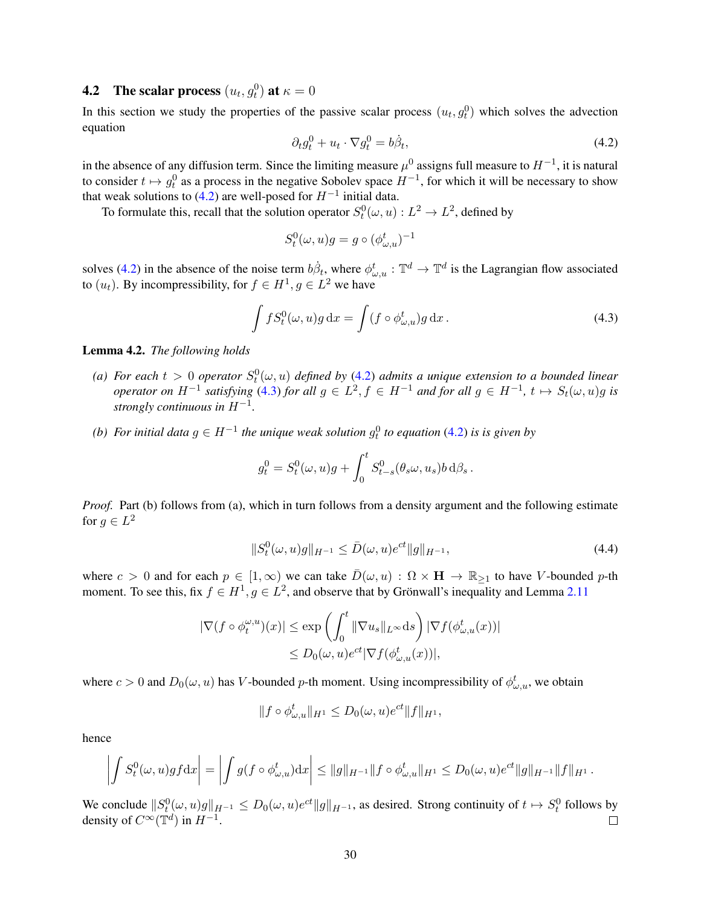### 4.2 The scalar process $(u_t, g_t^0)$ at $\kappa = 0$

In this section we study the properties of the passive scalar process $(u_t, g_t^0)$ which solves the advection equation

$$\partial_t g_t^0 + u_t \cdot \nabla g_t^0 = b\dot{\beta}_t, \tag{4.2}$$

in the absence of any diffusion term. Since the limiting measure $\mu^0$ assigns full measure to $H^{-1}$, it is natural to consider $t \mapsto g_t^0$ as a process in the negative Sobolev space $H^{-1}$, for which it will be necessary to show that weak solutions to (4.2) are well-posed for $H^{-1}$ initial data.

To formulate this, recall that the solution operator $S_t^0(\omega, u) : L^2 \to L^2$, defined by

$$S_t^0(\omega, u)g = g \circ (\phi_{\omega,u}^t)^{-1}$$

solves (4.2) in the absence of the noise term $b\dot{\beta}_t$, where $\phi_{\omega,u}^t : \mathbb{T}^d \to \mathbb{T}^d$ is the Lagrangian flow associated to $(u_t)$. By incompressibility, for $f \in H^1, g \in L^2$ we have

$$\int f S_t^0(\omega, u)g \,\mathrm{d}x = \int (f \circ \phi_{\omega,u}^t) g \,\mathrm{d}x\,. \tag{4.3}$$

**Lemma 4.2.** *The following holds*

- *(a) For each $t > 0$ operator $S_t^0(\omega, u)$ defined by (4.2) admits a unique extension to a bounded linear operator on $H^{-1}$ satisfying (4.3) for all $g \in L^2, f \in H^{-1}$ and for all $g \in H^{-1}$, $t \mapsto S_t(\omega, u)g$ is strongly continuous in $H^{-1}$.*
- *(b) For initial data $g \in H^{-1}$ the unique weak solution $g_t^0$ to equation (4.2) is is given by*

$$g_t^0 = S_t^0(\omega, u)g + \int_0^t S_{t-s}^0(\theta_s\omega, u_s) b \,\mathrm{d}\beta_s\,.$$

*Proof.* Part (b) follows from (a), which in turn follows from a density argument and the following estimate for $g \in L^2$

$$\|S_t^0(\omega, u)g\|_{H^{-1}} \leq \bar{D}(\omega, u)e^{ct}\|g\|_{H^{-1}}, \tag{4.4}$$

where $c > 0$ and for each $p \in [1, \infty)$ we can take $\bar{D}(\omega, u) : \Omega \times \mathbf{H} \to \mathbb{R}_{\geq 1}$ to have $V$-bounded $p$-th moment. To see this, fix $f \in H^1, g \in L^2$, and observe that by Grönwall's inequality and Lemma 2.11

$$\begin{aligned}
|\nabla(f \circ \phi_t^{\omega,u})(x)| &\leq \exp\left(\int_0^t \|\nabla u_s\|_{L^\infty} \mathrm{d}s\right) |\nabla f(\phi_{\omega,u}^t(x))| \\
&\leq D_0(\omega, u)e^{ct}|\nabla f(\phi_{\omega,u}^t(x))|,
\end{aligned}$$

where $c > 0$ and $D_0(\omega, u)$ has $V$-bounded $p$-th moment. Using incompressibility of $\phi_{\omega,u}^t$, we obtain

$$\|f \circ \phi_{\omega,u}^t\|_{H^1} \leq D_0(\omega, u)e^{ct}\|f\|_{H^1},$$

hence

$$\left|\int S_t^0(\omega, u)gf\mathrm{d}x\right| = \left|\int g(f \circ \phi_{\omega,u}^t)\mathrm{d}x\right| \leq \|g\|_{H^{-1}}\|f \circ \phi_{\omega,u}^t\|_{H^1} \leq D_0(\omega, u)e^{ct}\|g\|_{H^{-1}}\|f\|_{H^1}\,.$$

We conclude $\|S_t^0(\omega, u)g\|_{H^{-1}} \leq D_0(\omega, u)e^{ct}\|g\|_{H^{-1}}$, as desired. Strong continuity of $t \mapsto S_t^0$ follows by density of $C^\infty(\mathbb{T}^d)$ in $H^{-1}$. $\square$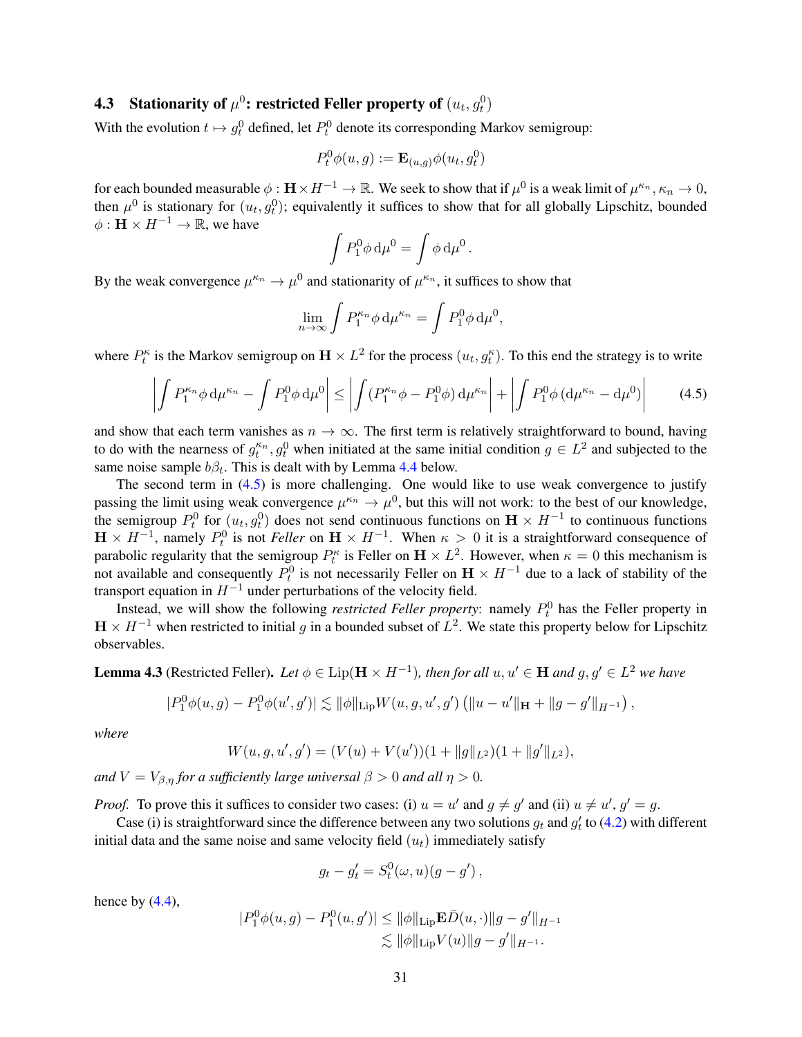### 4.3 Stationarity of $\mu^0$: restricted Feller property of $(u_t, g_t^0)$

With the evolution $t \mapsto g_t^0$ defined, let $P_t^0$ denote its corresponding Markov semigroup:

$$P_t^0 \phi(u, g) := \mathbf{E}_{(u,g)} \phi(u_t, g_t^0)$$

for each bounded measurable $\phi : \mathbf{H} \times H^{-1} \to \mathbb{R}$. We seek to show that if $\mu^0$ is a weak limit of $\mu^{\kappa_n}$, $\kappa_n \to 0$, then $\mu^0$ is stationary for $(u_t, g_t^0)$; equivalently it suffices to show that for all globally Lipschitz, bounded $\phi : \mathbf{H} \times H^{-1} \to \mathbb{R}$, we have

$$\int P_1^0 \phi \, \mathrm{d}\mu^0 = \int \phi \, \mathrm{d}\mu^0 .$$

By the weak convergence $\mu^{\kappa_n} \to \mu^0$ and stationarity of $\mu^{\kappa_n}$, it suffices to show that

$$\lim_{n \to \infty} \int P_1^{\kappa_n} \phi \, \mathrm{d}\mu^{\kappa_n} = \int P_1^0 \phi \, \mathrm{d}\mu^0,$$

where $P_t^\kappa$ is the Markov semigroup on $\mathbf{H} \times L^2$ for the process $(u_t, g_t^\kappa)$. To this end the strategy is to write

$$\left| \int P_1^{\kappa_n} \phi \, \mathrm{d}\mu^{\kappa_n} - \int P_1^0 \phi \, \mathrm{d}\mu^0 \right| \leq \left| \int (P_1^{\kappa_n} \phi - P_1^0 \phi) \, \mathrm{d}\mu^{\kappa_n} \right| + \left| \int P_1^0 \phi \, (\mathrm{d}\mu^{\kappa_n} - \mathrm{d}\mu^0) \right| \tag{4.5}$$

and show that each term vanishes as $n \to \infty$. The first term is relatively straightforward to bound, having to do with the nearness of $g_t^{\kappa_n}, g_t^0$ when initiated at the same initial condition $g \in L^2$ and subjected to the same noise sample $b\beta_t$. This is dealt with by Lemma 4.4 below.

The second term in (4.5) is more challenging. One would like to use weak convergence to justify passing the limit using weak convergence $\mu^{\kappa_n} \to \mu^0$, but this will not work: to the best of our knowledge, the semigroup $P_t^0$ for $(u_t, g_t^0)$ does not send continuous functions on $\mathbf{H} \times H^{-1}$ to continuous functions $\mathbf{H} \times H^{-1}$, namely $P_t^0$ is not *Feller* on $\mathbf{H} \times H^{-1}$. When $\kappa > 0$ it is a straightforward consequence of parabolic regularity that the semigroup $P_t^\kappa$ is Feller on $\mathbf{H} \times L^2$. However, when $\kappa = 0$ this mechanism is not available and consequently $P_t^0$ is not necessarily Feller on $\mathbf{H} \times H^{-1}$ due to a lack of stability of the transport equation in $H^{-1}$ under perturbations of the velocity field.

Instead, we will show the following *restricted Feller property*: namely $P_t^0$ has the Feller property in $\mathbf{H} \times H^{-1}$ when restricted to initial $g$ in a bounded subset of $L^2$. We state this property below for Lipschitz observables.

**Lemma 4.3** (Restricted Feller). *Let $\phi \in \mathrm{Lip}(\mathbf{H} \times H^{-1})$, then for all $u, u' \in \mathbf{H}$ and $g, g' \in L^2$ we have*

$$|P_1^0 \phi(u, g) - P_1^0 \phi(u', g')| \lesssim \|\phi\|_{\mathrm{Lip}} W(u, g, u', g') \left( \|u - u'\|_{\mathbf{H}} + \|g - g'\|_{H^{-1}} \right),$$

*where*

$$W(u, g, u', g') = (V(u) + V(u'))(1 + \|g\|_{L^2})(1 + \|g'\|_{L^2}),$$

*and $V = V_{\beta, \eta}$ for a sufficiently large universal $\beta > 0$ and all $\eta > 0$.*

*Proof.* To prove this it suffices to consider two cases: (i) $u = u'$ and $g \neq g'$ and (ii) $u \neq u'$, $g' = g$.

Case (i) is straightforward since the difference between any two solutions $g_t$ and $g_t'$ to (4.2) with different initial data and the same noise and same velocity field $(u_t)$ immediately satisfy

$$g_t - g_t' = S_t^0(\omega, u)(g - g') ,$$

hence by (4.4),

$$\begin{aligned} |P_1^0 \phi(u, g) - P_1^0(u, g')| &\leq \|\phi\|_{\mathrm{Lip}} \mathbf{E} \bar{D}(u, \cdot) \|g - g'\|_{H^{-1}} \\ &\lesssim \|\phi\|_{\mathrm{Lip}} V(u) \|g - g'\|_{H^{-1}}. \end{aligned}$$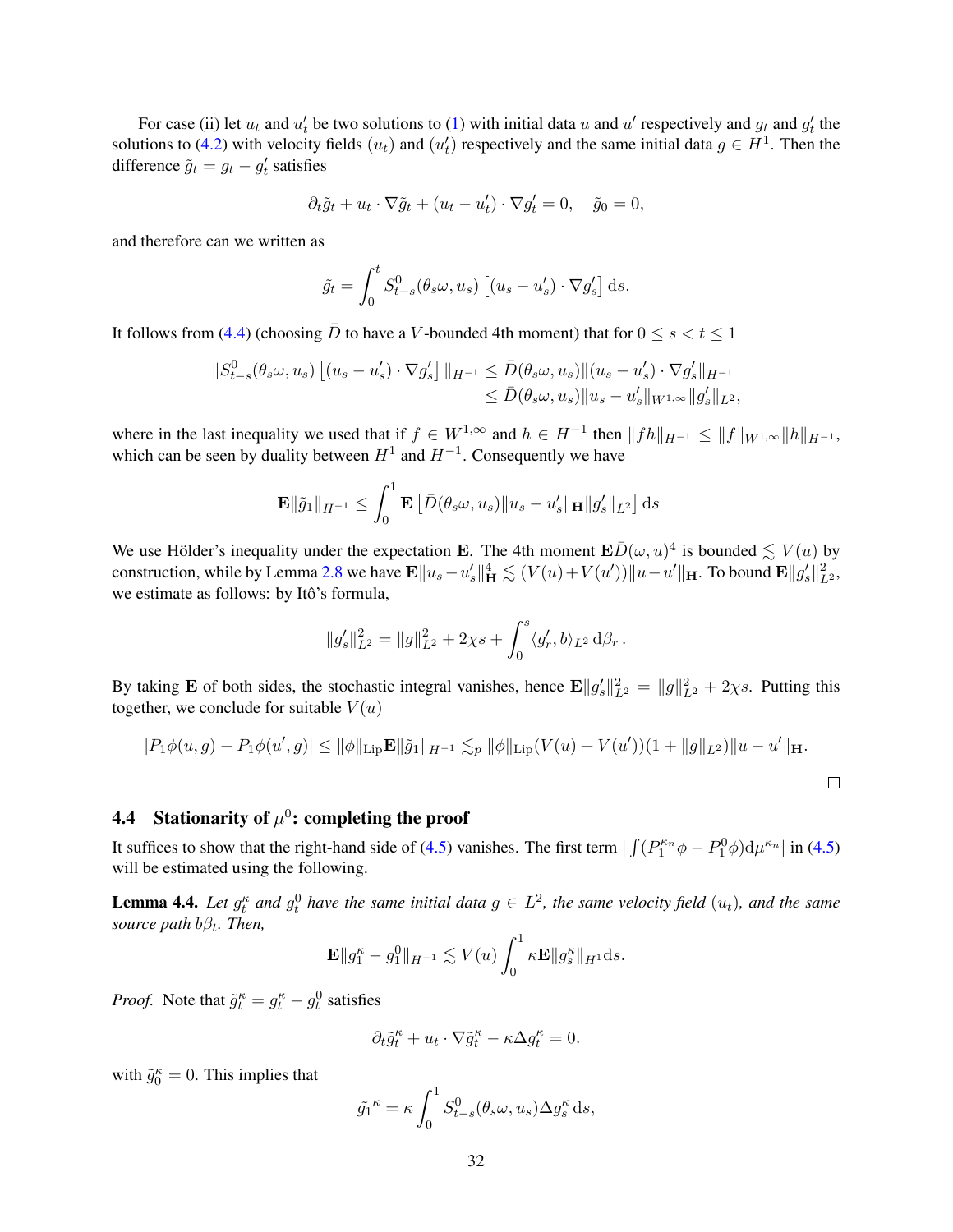For case (ii) let $u_t$ and $u'_t$ be two solutions to (1) with initial data $u$ and $u'$ respectively and $g_t$ and $g'_t$ the solutions to (4.2) with velocity fields $(u_t)$ and $(u'_t)$ respectively and the same initial data $g \in H^1$. Then the difference $\tilde{g}_t = g_t - g'_t$ satisfies

$$\partial_t \tilde{g}_t + u_t \cdot \nabla \tilde{g}_t + (u_t - u'_t) \cdot \nabla g'_t = 0, \quad \tilde{g}_0 = 0,$$

and therefore can we written as

$$\tilde{g}_t = \int_0^t S^0_{t-s}(\theta_s \omega, u_s) \left[ (u_s - u'_s) \cdot \nabla g'_s \right] \mathrm{d}s.$$

It follows from (4.4) (choosing $\bar{D}$ to have a $V$-bounded 4th moment) that for $0 \le s < t \le 1$

$$\begin{aligned}
\| S^0_{t-s}(\theta_s \omega, u_s) \left[ (u_s - u'_s) \cdot \nabla g'_s \right] \|_{H^{-1}} &\le \bar{D}(\theta_s \omega, u_s) \| (u_s - u'_s) \cdot \nabla g'_s \|_{H^{-1}} \\
&\le \bar{D}(\theta_s \omega, u_s) \| u_s - u'_s \|_{W^{1,\infty}} \| g'_s \|_{L^2},
\end{aligned}$$

where in the last inequality we used that if $f \in W^{1,\infty}$ and $h \in H^{-1}$ then $\|fh\|_{H^{-1}} \le \|f\|_{W^{1,\infty}} \|h\|_{H^{-1}}$, which can be seen by duality between $H^1$ and $H^{-1}$. Consequently we have

$$\mathbf{E} \|\tilde{g}_1\|_{H^{-1}} \le \int_0^1 \mathbf{E} \left[ \bar{D}(\theta_s \omega, u_s) \|u_s - u'_s\|_{\mathbf{H}} \|g'_s\|_{L^2} \right] \mathrm{d}s$$

We use Hölder's inequality under the expectation $\mathbf{E}$. The 4th moment $\mathbf{E}\bar{D}(\omega, u)^4$ is bounded $\lesssim V(u)$ by construction, while by Lemma 2.8 we have $\mathbf{E}\|u_s - u'_s\|^4_{\mathbf{H}} \lesssim (V(u) + V(u'))\|u - u'\|_{\mathbf{H}}$. To bound $\mathbf{E}\|g'_s\|^2_{L^2}$, we estimate as follows: by Itô's formula,

$$\|g'_s\|^2_{L^2} = \|g\|^2_{L^2} + 2\chi s + \int_0^s \langle g'_r, b \rangle_{L^2} \, \mathrm{d}\beta_r \, .$$

By taking $\mathbf{E}$ of both sides, the stochastic integral vanishes, hence $\mathbf{E}\|g'_s\|^2_{L^2} = \|g\|^2_{L^2} + 2\chi s$. Putting this together, we conclude for suitable $V(u)$

$$|P_1 \phi(u, g) - P_1 \phi(u', g)| \le \|\phi\|_{\mathrm{Lip}} \mathbf{E} \|\tilde{g}_1\|_{H^{-1}} \lesssim_p \|\phi\|_{\mathrm{Lip}} (V(u) + V(u'))(1 + \|g\|_{L^2}) \|u - u'\|_{\mathbf{H}}.$$

□

## 4.4 Stationarity of $\mu^0$: completing the proof

It suffices to show that the right-hand side of (4.5) vanishes. The first term $|\int (P_1^{\kappa_n} \phi - P_1^0 \phi) \mathrm{d}\mu^{\kappa_n}|$ in (4.5) will be estimated using the following.

**Lemma 4.4.** *Let $g^\kappa_t$ and $g^0_t$ have the same initial data $g \in L^2$, the same velocity field $(u_t)$, and the same source path $b\beta_t$. Then,*

$$\mathbf{E}\|g^\kappa_1 - g^0_1\|_{H^{-1}} \lesssim V(u) \int_0^1 \kappa \mathbf{E} \|g^\kappa_s\|_{H^1} \mathrm{d}s.$$

*Proof.* Note that $\tilde{g}^\kappa_t = g^\kappa_t - g^0_t$ satisfies

$$\partial_t \tilde{g}^\kappa_t + u_t \cdot \nabla \tilde{g}^\kappa_t - \kappa \Delta g^\kappa_t = 0.$$

with $\tilde{g}^\kappa_0 = 0$. This implies that

$$\tilde{g_1}^\kappa = \kappa \int_0^1 S^0_{t-s}(\theta_s \omega, u_s) \Delta g^\kappa_s \, \mathrm{d}s,$$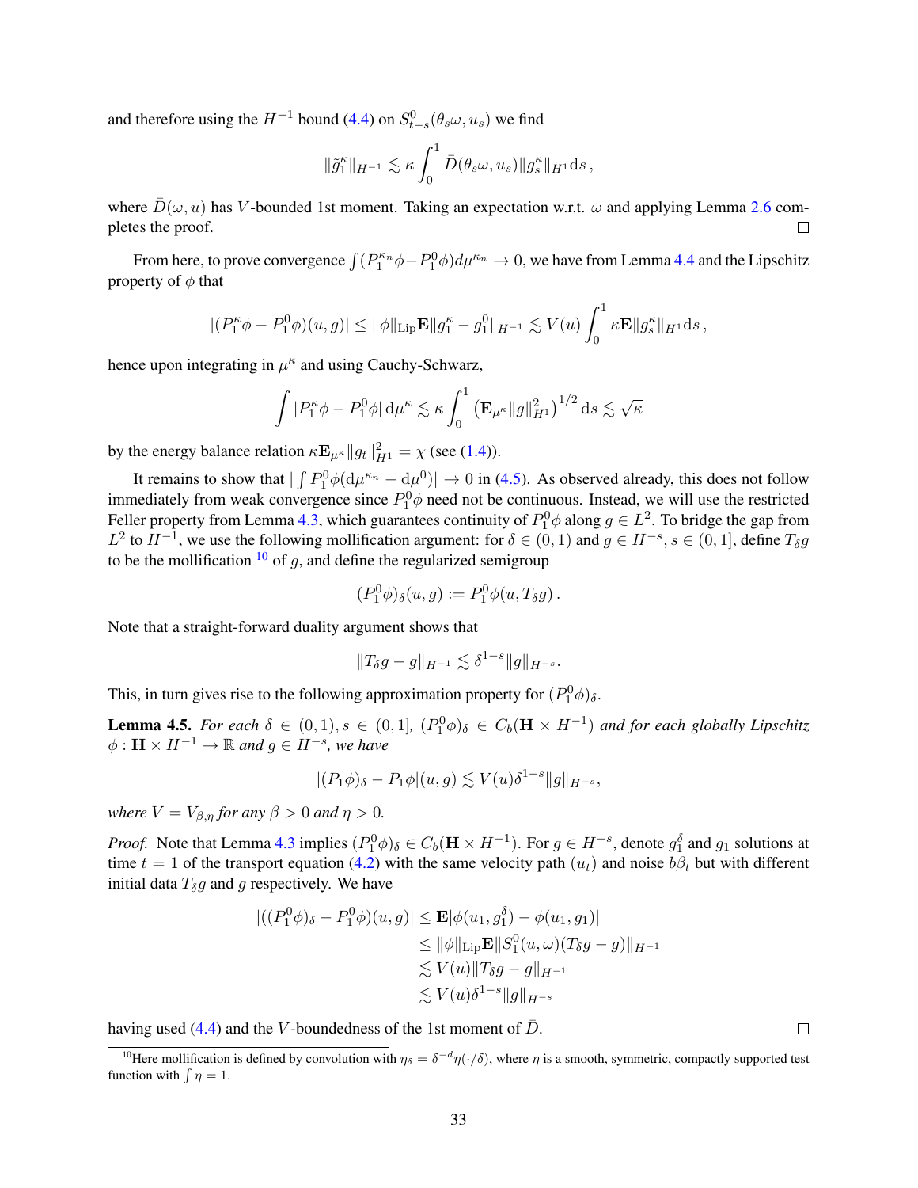and therefore using the $H^{-1}$ bound (4.4) on $S^0_{t-s}(\theta_s\omega, u_s)$ we find

$$\|\tilde{g}^\kappa_1\|_{H^{-1}} \lesssim \kappa \int_0^1 \bar{D}(\theta_s\omega, u_s)\|g^\kappa_s\|_{H^1}\mathrm{d}s\,,$$

where $\bar{D}(\omega, u)$ has $V$-bounded 1st moment. Taking an expectation w.r.t. $\omega$ and applying Lemma 2.6 completes the proof. □

From here, to prove convergence $\int(P^{\kappa_n}_1\phi - P^0_1\phi)d\mu^{\kappa_n} \to 0$, we have from Lemma 4.4 and the Lipschitz property of $\phi$ that

$$|(P^\kappa_1\phi - P^0_1\phi)(u,g)| \le \|\phi\|_{\mathrm{Lip}}\mathbf{E}\|g^\kappa_1 - g^0_1\|_{H^{-1}} \lesssim V(u)\int_0^1 \kappa\mathbf{E}\|g^\kappa_s\|_{H^1}\mathrm{d}s\,,$$

hence upon integrating in $\mu^\kappa$ and using Cauchy-Schwarz,

$$\int |P^\kappa_1\phi - P^0_1\phi|\,\mathrm{d}\mu^\kappa \lesssim \kappa\int_0^1 \left(\mathbf{E}_{\mu^\kappa}\|g\|^2_{H^1}\right)^{1/2}\mathrm{d}s \lesssim \sqrt{\kappa}$$

by the energy balance relation $\kappa\mathbf{E}_{\mu^\kappa}\|g_t\|^2_{H^1} = \chi$ (see (1.4)).

It remains to show that $|\int P^0_1\phi(\mathrm{d}\mu^{\kappa_n} - \mathrm{d}\mu^0)| \to 0$ in (4.5). As observed already, this does not follow immediately from weak convergence since $P^0_1\phi$ need not be continuous. Instead, we will use the restricted Feller property from Lemma 4.3, which guarantees continuity of $P^0_1\phi$ along $g \in L^2$. To bridge the gap from $L^2$ to $H^{-1}$, we use the following mollification argument: for $\delta \in (0,1)$ and $g \in H^{-s}, s \in (0,1]$, define $T_\delta g$ to be the mollification [10] of $g$, and define the regularized semigroup

$$(P^0_1\phi)_\delta(u,g) := P^0_1\phi(u, T_\delta g)\,.$$

Note that a straight-forward duality argument shows that

$$\|T_\delta g - g\|_{H^{-1}} \lesssim \delta^{1-s}\|g\|_{H^{-s}}.$$

This, in turn gives rise to the following approximation property for $(P^0_1\phi)_\delta$.

**Lemma 4.5.** *For each $\delta \in (0,1), s \in (0,1]$, $(P^0_1\phi)_\delta \in C_b(\mathbf{H}\times H^{-1})$ and for each globally Lipschitz $\phi : \mathbf{H}\times H^{-1} \to \mathbb{R}$ and $g \in H^{-s}$, we have*

$$|(P_1\phi)_\delta - P_1\phi|(u,g) \lesssim V(u)\delta^{1-s}\|g\|_{H^{-s}},$$

*where $V = V_{\beta,\eta}$ for any $\beta > 0$ and $\eta > 0$.*

*Proof.* Note that Lemma 4.3 implies $(P^0_1\phi)_\delta \in C_b(\mathbf{H}\times H^{-1})$. For $g \in H^{-s}$, denote $g^\delta_1$ and $g_1$ solutions at time $t = 1$ of the transport equation (4.2) with the same velocity path $(u_t)$ and noise $b\beta_t$ but with different initial data $T_\delta g$ and $g$ respectively. We have

$$\begin{aligned}
|((P^0_1\phi)_\delta - P^0_1\phi)(u,g)| &\le \mathbf{E}|\phi(u_1, g^\delta_1) - \phi(u_1, g_1)| \\
&\le \|\phi\|_{\mathrm{Lip}}\mathbf{E}\|S^0_1(u,\omega)(T_\delta g - g)\|_{H^{-1}} \\
&\lesssim V(u)\|T_\delta g - g\|_{H^{-1}} \\
&\lesssim V(u)\delta^{1-s}\|g\|_{H^{-s}}
\end{aligned}$$

having used (4.4) and the $V$-boundedness of the 1st moment of $\bar{D}$. □

[10] Here mollification is defined by convolution with $\eta_\delta = \delta^{-d}\eta(\cdot/\delta)$, where $\eta$ is a smooth, symmetric, compactly supported test function with $\int\eta = 1$.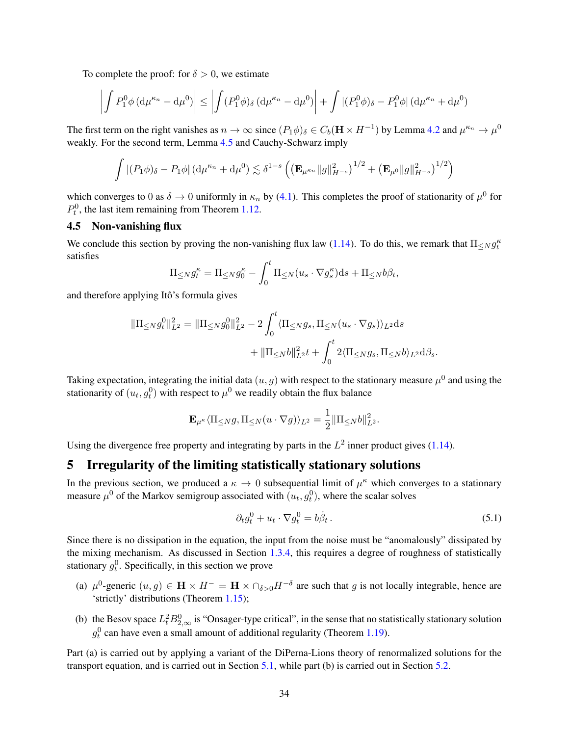To complete the proof: for $\delta > 0$, we estimate

$$\left| \int P_1^0 \phi \, (\mathrm{d}\mu^{\kappa_n} - \mathrm{d}\mu^0) \right| \leq \left| \int (P_1^0 \phi)_\delta \, (\mathrm{d}\mu^{\kappa_n} - \mathrm{d}\mu^0) \right| + \int |(P_1^0 \phi)_\delta - P_1^0 \phi| \, (\mathrm{d}\mu^{\kappa_n} + \mathrm{d}\mu^0)$$

The first term on the right vanishes as $n \to \infty$ since $(P_1 \phi)_\delta \in C_b(\mathbf{H} \times H^{-1})$ by Lemma 4.2 and $\mu^{\kappa_n} \to \mu^0$ weakly. For the second term, Lemma 4.5 and Cauchy-Schwarz imply

$$\int |(P_1 \phi)_\delta - P_1 \phi| \, (\mathrm{d}\mu^{\kappa_n} + \mathrm{d}\mu^0) \lesssim \delta^{1-s} \left( \left( \mathbf{E}_{\mu^{\kappa_n}} \|g\|_{H^{-s}}^2 \right)^{1/2} + \left( \mathbf{E}_{\mu^0} \|g\|_{H^{-s}}^2 \right)^{1/2} \right)$$

which converges to 0 as $\delta \to 0$ uniformly in $\kappa_n$ by (4.1). This completes the proof of stationarity of $\mu^0$ for $P_t^0$, the last item remaining from Theorem 1.12.

### 4.5 Non-vanishing flux

We conclude this section by proving the non-vanishing flux law (1.14). To do this, we remark that $\Pi_{\leq N} g_t^\kappa$ satisfies

$$\Pi_{\leq N} g_t^\kappa = \Pi_{\leq N} g_0^\kappa - \int_0^t \Pi_{\leq N}(u_s \cdot \nabla g_s^\kappa) \mathrm{d}s + \Pi_{\leq N} b \beta_t,$$

and therefore applying Itô's formula gives

$$\begin{aligned}
\|\Pi_{\leq N} g_t^0\|_{L^2}^2 = \|\Pi_{\leq N} g_0^0\|_{L^2}^2 - 2 \int_0^t \langle \Pi_{\leq N} g_s, \Pi_{\leq N}(u_s \cdot \nabla g_s) \rangle_{L^2} \mathrm{d}s \\
+ \|\Pi_{\leq N} b\|_{L^2}^2 t + \int_0^t 2 \langle \Pi_{\leq N} g_s, \Pi_{\leq N} b \rangle_{L^2} \mathrm{d}\beta_s.
\end{aligned}$$

Taking expectation, integrating the initial data $(u, g)$ with respect to the stationary measure $\mu^0$ and using the stationarity of $(u_t, g_t^0)$ with respect to $\mu^0$ we readily obtain the flux balance

$$\mathbf{E}_{\mu^\kappa} \langle \Pi_{\leq N} g, \Pi_{\leq N}(u \cdot \nabla g) \rangle_{L^2} = \frac{1}{2} \|\Pi_{\leq N} b\|_{L^2}^2.$$

Using the divergence free property and integrating by parts in the $L^2$ inner product gives (1.14).

## 5 Irregularity of the limiting statistically stationary solutions

In the previous section, we produced a $\kappa \to 0$ subsequential limit of $\mu^\kappa$ which converges to a stationary measure $\mu^0$ of the Markov semigroup associated with $(u_t, g_t^0)$, where the scalar solves

$$\partial_t g_t^0 + u_t \cdot \nabla g_t^0 = b \dot{\beta}_t \, . \tag{5.1}$$

Since there is no dissipation in the equation, the input from the noise must be "anomalously" dissipated by the mixing mechanism. As discussed in Section 1.3.4, this requires a degree of roughness of statistically stationary $g_t^0$. Specifically, in this section we prove

(a) $\mu^0$-generic $(u, g) \in \mathbf{H} \times H^- = \mathbf{H} \times \cap_{\delta > 0} H^{-\delta}$ are such that $g$ is not locally integrable, hence are 'strictly' distributions (Theorem 1.15);

(b) the Besov space $L_t^2 B_{2,\infty}^0$ is "Onsager-type critical", in the sense that no statistically stationary solution $g_t^0$ can have even a small amount of additional regularity (Theorem 1.19).

Part (a) is carried out by applying a variant of the DiPerna-Lions theory of renormalized solutions for the transport equation, and is carried out in Section 5.1, while part (b) is carried out in Section 5.2.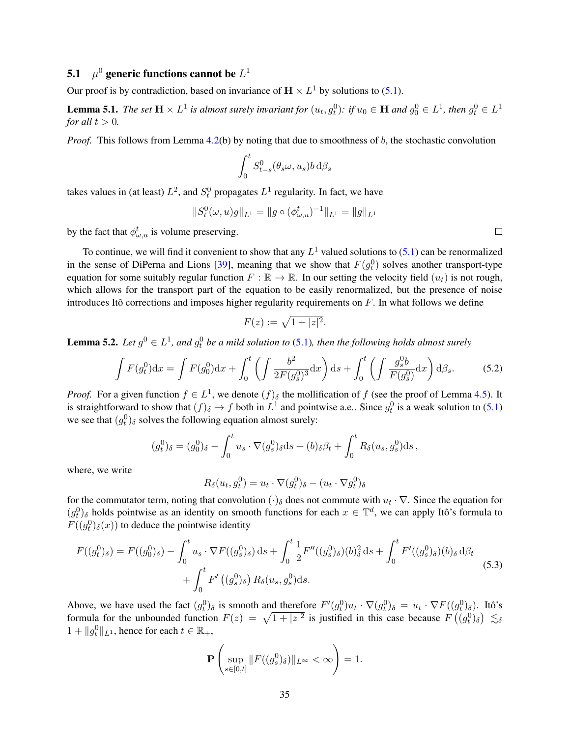### 5.1 $\mu^0$ generic functions cannot be $L^1$

Our proof is by contradiction, based on invariance of $\mathbf{H} \times L^1$ by solutions to (5.1).

**Lemma 5.1.** *The set $\mathbf{H} \times L^1$ is almost surely invariant for $(u_t, g_t^0)$: if $u_0 \in \mathbf{H}$ and $g_0^0 \in L^1$, then $g_t^0 \in L^1$ for all $t > 0$.*

*Proof.* This follows from Lemma 4.2(b) by noting that due to smoothness of $b$, the stochastic convolution

$$\int_0^t S^0_{t-s}(\theta_s \omega, u_s) b \, \mathrm{d}\beta_s$$

takes values in (at least) $L^2$, and $S_t^0$ propagates $L^1$ regularity. In fact, we have

$$\|S_t^0(\omega, u) g\|_{L^1} = \|g \circ (\phi^t_{\omega,u})^{-1}\|_{L^1} = \|g\|_{L^1}$$

by the fact that $\phi^t_{\omega,u}$ is volume preserving. □

To continue, we will find it convenient to show that any $L^1$ valued solutions to (5.1) can be renormalized in the sense of DiPerna and Lions [39], meaning that we show that $F(g_t^0)$ solves another transport-type equation for some suitably regular function $F : \mathbb{R} \to \mathbb{R}$. In our setting the velocity field $(u_t)$ is not rough, which allows for the transport part of the equation to be easily renormalized, but the presence of noise introduces Itô corrections and imposes higher regularity requirements on $F$. In what follows we define

$$F(z) := \sqrt{1 + |z|^2}.$$

**Lemma 5.2.** *Let $g^0 \in L^1$, and $g_t^0$ be a mild solution to (5.1), then the following holds almost surely*

$$\int F(g_t^0) \mathrm{d}x = \int F(g_0^0) \mathrm{d}x + \int_0^t \left( \int \frac{b^2}{2F(g_s^0)^3} \mathrm{d}x \right) \mathrm{d}s + \int_0^t \left( \int \frac{g_s^0 b}{F(g_s^0)} \mathrm{d}x \right) \mathrm{d}\beta_s. \tag{5.2}$$

*Proof.* For a given function $f \in L^1$, we denote $(f)_\delta$ the mollification of $f$ (see the proof of Lemma 4.5). It is straightforward to show that $(f)_\delta \to f$ both in $L^1$ and pointwise a.e.. Since $g_t^0$ is a weak solution to (5.1) we see that $(g_t^0)_\delta$ solves the following equation almost surely:

$$(g_t^0)_\delta = (g_0^0)_\delta - \int_0^t u_s \cdot \nabla (g_s^0)_\delta \mathrm{d}s + (b)_\delta \beta_t + \int_0^t R_\delta(u_s, g_s^0) \mathrm{d}s \,,$$

where, we write

$$R_\delta(u_t, g_t^0) = u_t \cdot \nabla (g_t^0)_\delta - (u_t \cdot \nabla g_t^0)_\delta$$

for the commutator term, noting that convolution $(\cdot)_\delta$ does not commute with $u_t \cdot \nabla$. Since the equation for $(g_t^0)_\delta$ holds pointwise as an identity on smooth functions for each $x \in \mathbb{T}^d$, we can apply Itô's formula to $F((g_t^0)_\delta(x))$ to deduce the pointwise identity

$$\begin{aligned} F((g_t^0)_\delta) = F((g_0^0)_\delta) &- \int_0^t u_s \cdot \nabla F((g_s^0)_\delta) \, \mathrm{d}s + \int_0^t \frac{1}{2} F''((g_s^0)_\delta)(b)_\delta^2 \, \mathrm{d}s + \int_0^t F'((g_s^0)_\delta)(b)_\delta \, \mathrm{d}\beta_t \\ &+ \int_0^t F'\left((g_s^0)_\delta\right) R_\delta(u_s, g_s^0) \mathrm{d}s. \end{aligned} \tag{5.3}$$

Above, we have used the fact $(g_t^0)_\delta$ is smooth and therefore $F'(g_t^0) u_t \cdot \nabla (g_t^0)_\delta = u_t \cdot \nabla F((g_t^0)_\delta)$. Itô's formula for the unbounded function $F(z) = \sqrt{1 + |z|^2}$ is justified in this case because $F\left((g_t^0)_\delta\right) \lesssim_\delta 1 + \|g_t^0\|_{L^1}$, hence for each $t \in \mathbb{R}_+$,

$$\mathbf{P}\left( \sup_{s \in [0,t]} \|F((g_s^0)_\delta)\|_{L^\infty} < \infty \right) = 1.$$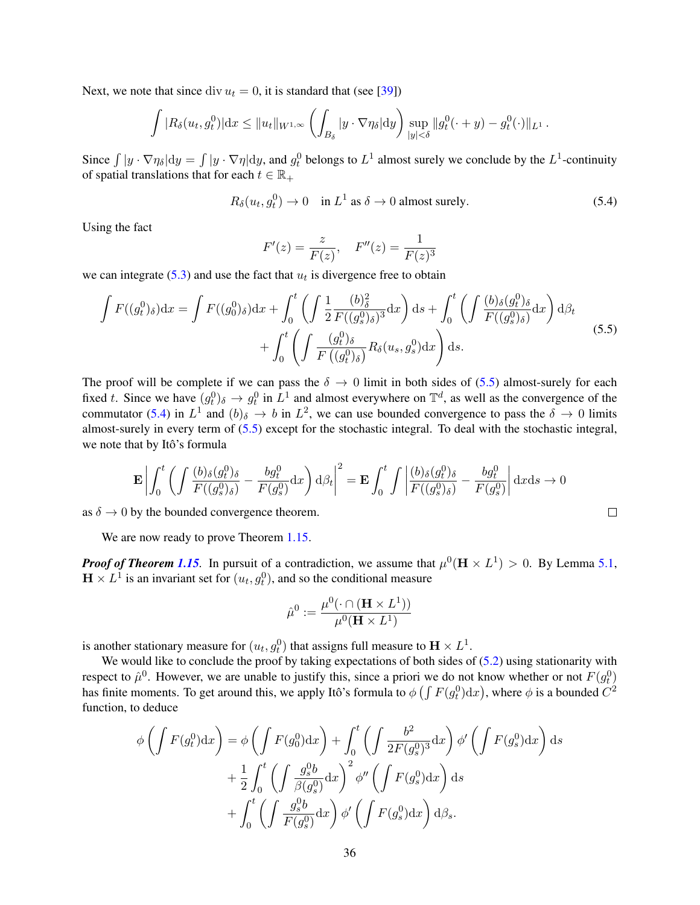Next, we note that since $\operatorname{div} u_t = 0$, it is standard that (see [39])

$$\int |R_\delta(u_t, g_t^0)| \mathrm{d}x \leq \|u_t\|_{W^{1,\infty}} \left( \int_{B_\delta} |y \cdot \nabla \eta_\delta| \mathrm{d}y \right) \sup_{|y|<\delta} \|g_t^0(\cdot + y) - g_t^0(\cdot)\|_{L^1} .$$

Since $\int |y \cdot \nabla \eta_\delta| \mathrm{d}y = \int |y \cdot \nabla \eta| \mathrm{d}y$, and $g_t^0$ belongs to $L^1$ almost surely we conclude by the $L^1$-continuity of spatial translations that for each $t \in \mathbb{R}_+$

$$R_\delta(u_t, g_t^0) \to 0 \quad \text{in } L^1 \text{ as } \delta \to 0 \text{ almost surely.} \tag{5.4}$$

Using the fact

$$F'(z) = \frac{z}{F(z)}, \quad F''(z) = \frac{1}{F(z)^3}$$

we can integrate (5.3) and use the fact that $u_t$ is divergence free to obtain

$$\begin{aligned}
\int F((g_t^0)_\delta) \mathrm{d}x = \int F((g_0^0)_\delta) \mathrm{d}x &+ \int_0^t \left( \int \frac{1}{2} \frac{(b)_\delta^2}{F((g_s^0)_\delta)^3} \mathrm{d}x \right) \mathrm{d}s + \int_0^t \left( \int \frac{(b)_\delta (g_s^0)_\delta}{F((g_s^0)_\delta)} \mathrm{d}x \right) \mathrm{d}\beta_t \\
&+ \int_0^t \left( \int \frac{(g_t^0)_\delta}{F\left((g_t^0)_\delta\right)} R_\delta(u_s, g_s^0) \mathrm{d}x \right) \mathrm{d}s.
\end{aligned} \tag{5.5}$$

The proof will be complete if we can pass the $\delta \to 0$ limit in both sides of (5.5) almost-surely for each fixed $t$. Since we have $(g_t^0)_\delta \to g_t^0$ in $L^1$ and almost everywhere on $\mathbb{T}^d$, as well as the convergence of the commutator (5.4) in $L^1$ and $(b)_\delta \to b$ in $L^2$, we can use bounded convergence to pass the $\delta \to 0$ limits almost-surely in every term of (5.5) except for the stochastic integral. To deal with the stochastic integral, we note that by Itô's formula

$$\mathbf{E} \left| \int_0^t \left( \int \frac{(b)_\delta (g_t^0)_\delta}{F((g_s^0)_\delta)} - \frac{b g_t^0}{F(g_s^0)} \mathrm{d}x \right) \mathrm{d}\beta_t \right|^2 = \mathbf{E} \int_0^t \int \left| \frac{(b)_\delta (g_t^0)_\delta}{F((g_s^0)_\delta)} - \frac{b g_t^0}{F(g_s^0)} \right| \mathrm{d}x \mathrm{d}s \to 0$$

as $\delta \to 0$ by the bounded convergence theorem. □

We are now ready to prove Theorem 1.15.

***Proof of Theorem 1.15.*** In pursuit of a contradiction, we assume that $\mu^0(\mathbf{H} \times L^1) > 0$. By Lemma 5.1, $\mathbf{H} \times L^1$ is an invariant set for $(u_t, g_t^0)$, and so the conditional measure

$$\hat{\mu}^0 := \frac{\mu^0(\cdot \cap (\mathbf{H} \times L^1))}{\mu^0(\mathbf{H} \times L^1)}$$

is another stationary measure for $(u_t, g_t^0)$ that assigns full measure to $\mathbf{H} \times L^1$.

We would like to conclude the proof by taking expectations of both sides of (5.2) using stationarity with respect to $\hat{\mu}^0$. However, we are unable to justify this, since a priori we do not know whether or not $F(g_t^0)$ has finite moments. To get around this, we apply Itô's formula to $\phi\left(\int F(g_t^0) \mathrm{d}x\right)$, where $\phi$ is a bounded $C^2$ function, to deduce

$$\begin{aligned}
\phi\left(\int F(g_t^0) \mathrm{d}x\right) = \phi\left(\int F(g_0^0) \mathrm{d}x\right) &+ \int_0^t \left( \int \frac{b^2}{2F(g_s^0)^3} \mathrm{d}x \right) \phi'\left(\int F(g_s^0) \mathrm{d}x\right) \mathrm{d}s \\
&+ \frac{1}{2} \int_0^t \left( \int \frac{g_s^0 b}{\beta(g_s^0)} \mathrm{d}x \right)^2 \phi''\left(\int F(g_s^0) \mathrm{d}x\right) \mathrm{d}s \\
&+ \int_0^t \left( \int \frac{g_s^0 b}{F(g_s^0)} \mathrm{d}x \right) \phi'\left(\int F(g_s^0) \mathrm{d}x\right) \mathrm{d}\beta_s.
\end{aligned}$$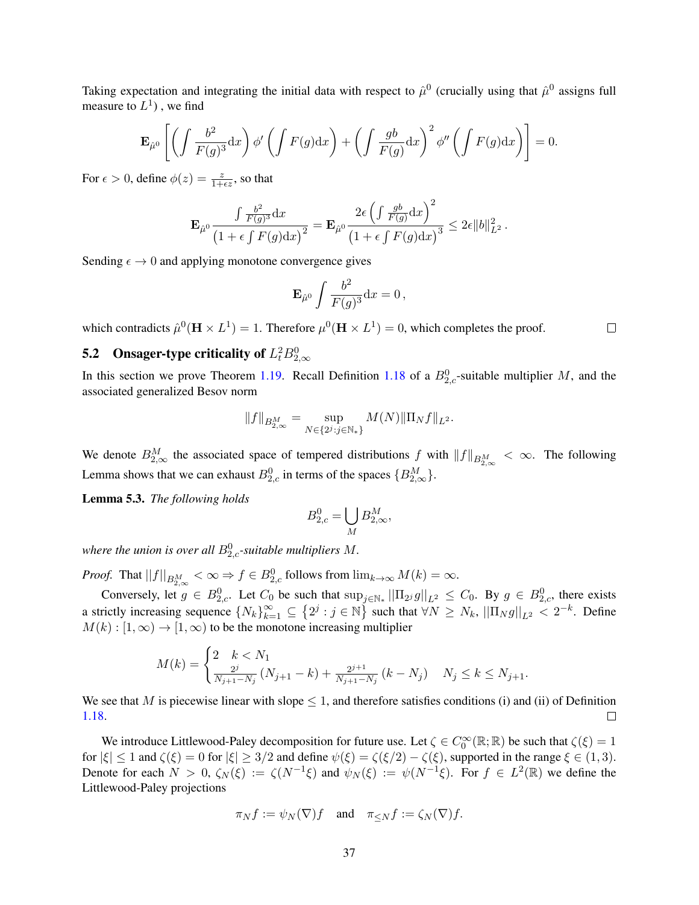Taking expectation and integrating the initial data with respect to $\hat{\mu}^0$ (crucially using that $\hat{\mu}^0$ assigns full measure to $L^1$) , we find

$$\mathbf{E}_{\hat{\mu}^0}\left[\left(\int \frac{b^2}{F(g)^3}\mathrm{d}x\right)\phi'\left(\int F(g)\mathrm{d}x\right) + \left(\int \frac{gb}{F(g)}\mathrm{d}x\right)^2\phi''\left(\int F(g)\mathrm{d}x\right)\right] = 0.$$

For $\epsilon > 0$, define $\phi(z) = \frac{z}{1+\epsilon z}$, so that

$$\mathbf{E}_{\hat{\mu}^0}\frac{\int \frac{b^2}{F(g)^3}\mathrm{d}x}{\left(1+\epsilon\int F(g)\mathrm{d}x\right)^2} = \mathbf{E}_{\hat{\mu}^0}\frac{2\epsilon\left(\int \frac{gb}{F(g)}\mathrm{d}x\right)^2}{\left(1+\epsilon\int F(g)\mathrm{d}x\right)^3} \leq 2\epsilon\|b\|_{L^2}^2\,.$$

Sending $\epsilon \to 0$ and applying monotone convergence gives

$$\mathbf{E}_{\hat{\mu}^0}\int \frac{b^2}{F(g)^3}\mathrm{d}x = 0\,,$$

which contradicts $\hat{\mu}^0(\mathbf{H}\times L^1) = 1$. Therefore $\mu^0(\mathbf{H}\times L^1) = 0$, which completes the proof. $\square$

## 5.2 Onsager-type criticality of $L^2_t B^0_{2,\infty}$

In this section we prove Theorem 1.19. Recall Definition 1.18 of a $B^0_{2,c}$-suitable multiplier $M$, and the associated generalized Besov norm

$$\|f\|_{B^M_{2,\infty}} = \sup_{N\in\{2^j : j\in\mathbb{N}_*\}} M(N)\|\Pi_N f\|_{L^2}.$$

We denote $B^M_{2,\infty}$ the associated space of tempered distributions $f$ with $\|f\|_{B^M_{2,\infty}} < \infty$. The following Lemma shows that we can exhaust $B^0_{2,c}$ in terms of the spaces $\{B^M_{2,\infty}\}$.

**Lemma 5.3.** *The following holds*

$$B^0_{2,c} = \bigcup_M B^M_{2,\infty},$$

*where the union is over all $B^0_{2,c}$-suitable multipliers $M$.*

*Proof.* That $||f||_{B^M_{2,\infty}} < \infty \Rightarrow f \in B^0_{2,c}$ follows from $\lim_{k\to\infty} M(k) = \infty$.

Conversely, let $g \in B^0_{2,c}$. Let $C_0$ be such that $\sup_{j\in\mathbb{N}_*}||\Pi_{2^j} g||_{L^2} \leq C_0$. By $g \in B^0_{2,c}$, there exists a strictly increasing sequence $\{N_k\}_{k=1}^\infty \subseteq \{2^j : j \in \mathbb{N}\}$ such that $\forall N \geq N_k$, $||\Pi_N g||_{L^2} < 2^{-k}$. Define $M(k) : [1,\infty) \to [1,\infty)$ to be the monotone increasing multiplier

$$M(k) = \begin{cases} 2 & k < N_1 \\ \frac{2^j}{N_{j+1}-N_j}\left(N_{j+1}-k\right) + \frac{2^{j+1}}{N_{j+1}-N_j}\left(k-N_j\right) & N_j \leq k \leq N_{j+1}. \end{cases}$$

We see that $M$ is piecewise linear with slope $\leq 1$, and therefore satisfies conditions (i) and (ii) of Definition 1.18. $\square$

We introduce Littlewood-Paley decomposition for future use. Let $\zeta \in C^\infty_0(\mathbb{R};\mathbb{R})$ be such that $\zeta(\xi) = 1$ for $|\xi| \leq 1$ and $\zeta(\xi) = 0$ for $|\xi| \geq 3/2$ and define $\psi(\xi) = \zeta(\xi/2) - \zeta(\xi)$, supported in the range $\xi \in (1,3)$. Denote for each $N > 0$, $\zeta_N(\xi) := \zeta(N^{-1}\xi)$ and $\psi_N(\xi) := \psi(N^{-1}\xi)$. For $f \in L^2(\mathbb{R})$ we define the Littlewood-Paley projections

$$\pi_N f := \psi_N(\nabla)f \quad \text{and} \quad \pi_{\leq N} f := \zeta_N(\nabla)f.$$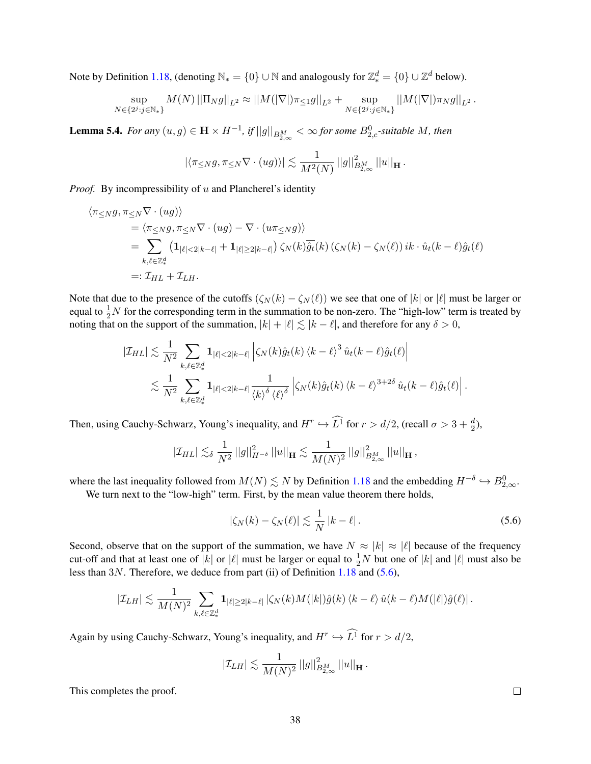Note by Definition 1.18, (denoting $\mathbb{N}_* = \{0\} \cup \mathbb{N}$ and analogously for $\mathbb{Z}^d_* = \{0\} \cup \mathbb{Z}^d$ below).

$$\sup_{N \in \{2^j : j \in \mathbb{N}_*\}} M(N) \left|\left|\Pi_N g\right|\right|_{L^2} \approx \left|\left|M(|\nabla|)\pi_{\leq 1} g\right|\right|_{L^2} + \sup_{N \in \{2^j : j \in \mathbb{N}_*\}} \left|\left|M(|\nabla|)\pi_N g\right|\right|_{L^2}.$$

**Lemma 5.4.** *For any $(u, g) \in \mathbf{H} \times H^{-1}$, if $||g||_{B^M_{2,\infty}} < \infty$ for some $B^0_{2,c}$-suitable $M$, then*

$$|\langle \pi_{\leq N} g, \pi_{\leq N} \nabla \cdot (ug) \rangle| \lesssim \frac{1}{M^2(N)} ||g||^2_{B^M_{2,\infty}} ||u||_{\mathbf{H}}.$$

*Proof.* By incompressibility of $u$ and Plancherel's identity

$$\begin{aligned}
\langle \pi_{\leq N} g, & \pi_{\leq N} \nabla \cdot (ug) \rangle \\
&= \langle \pi_{\leq N} g, \pi_{\leq N} \nabla \cdot (ug) - \nabla \cdot (u \pi_{\leq N} g) \rangle \\
&= \sum_{k, \ell \in \mathbb{Z}^d_*} \left( \mathbf{1}_{|\ell| < 2|k-\ell|} + \mathbf{1}_{|\ell| \geq 2|k-\ell|} \right) \zeta_N(k) \overline{\hat{g}_t}(k) \left( \zeta_N(k) - \zeta_N(\ell) \right) ik \cdot \hat{u}_t(k-\ell) \hat{g}_t(\ell) \\
&=: \mathcal{I}_{HL} + \mathcal{I}_{LH}.
\end{aligned}$$

Note that due to the presence of the cutoffs $(\zeta_N(k) - \zeta_N(\ell))$ we see that one of $|k|$ or $|\ell|$ must be larger or equal to $\frac{1}{2}N$ for the corresponding term in the summation to be non-zero. The "high-low" term is treated by noting that on the support of the summation, $|k| + |\ell| \lesssim |k - \ell|$, and therefore for any $\delta > 0$,

$$\begin{aligned}
|\mathcal{I}_{HL}| &\lesssim \frac{1}{N^2} \sum_{k, \ell \in \mathbb{Z}^d_*} \mathbf{1}_{|\ell| < 2|k-\ell|} \left| \zeta_N(k) \hat{g}_t(k) \langle k - \ell \rangle^3 \hat{u}_t(k-\ell) \hat{g}_t(\ell) \right| \\
&\lesssim \frac{1}{N^2} \sum_{k, \ell \in \mathbb{Z}^d_*} \mathbf{1}_{|\ell| < 2|k-\ell|} \frac{1}{\langle k \rangle^\delta \langle \ell \rangle^\delta} \left| \zeta_N(k) \hat{g}_t(k) \langle k - \ell \rangle^{3+2\delta} \hat{u}_t(k-\ell) \hat{g}_t(\ell) \right|.
\end{aligned}$$

Then, using Cauchy-Schwarz, Young's inequality, and $H^r \hookrightarrow \widehat{L^1}$ for $r > d/2$, (recall $\sigma > 3 + \frac{d}{2}$),

$$|\mathcal{I}_{HL}| \lesssim_\delta \frac{1}{N^2} ||g||^2_{H^{-\delta}} ||u||_{\mathbf{H}} \lesssim \frac{1}{M(N)^2} ||g||^2_{B^M_{2,\infty}} ||u||_{\mathbf{H}},$$

where the last inequality followed from $M(N) \lesssim N$ by Definition 1.18 and the embedding $H^{-\delta} \hookrightarrow B^0_{2,\infty}$.

We turn next to the "low-high" term. First, by the mean value theorem there holds,

$$|\zeta_N(k) - \zeta_N(\ell)| \lesssim \frac{1}{N} |k - \ell|. \tag{5.6}$$

Second, observe that on the support of the summation, we have $N \approx |k| \approx |\ell|$ because of the frequency cut-off and that at least one of $|k|$ or $|\ell|$ must be larger or equal to $\frac{1}{2}N$ but one of $|k|$ and $|\ell|$ must also be less than $3N$. Therefore, we deduce from part (ii) of Definition 1.18 and (5.6),

$$|\mathcal{I}_{LH}| \lesssim \frac{1}{M(N)^2} \sum_{k, \ell \in \mathbb{Z}^d_*} \mathbf{1}_{|\ell| \geq 2|k-\ell|} \left| \zeta_N(k) M(|k|) \hat{g}(k) \langle k - \ell \rangle \hat{u}(k-\ell) M(|\ell|) \hat{g}(\ell) \right|.$$

Again by using Cauchy-Schwarz, Young's inequality, and $H^r \hookrightarrow \widehat{L^1}$ for $r > d/2$,

$$|\mathcal{I}_{LH}| \lesssim \frac{1}{M(N)^2} ||g||^2_{B^M_{2,\infty}} ||u||_{\mathbf{H}}.$$

This completes the proof. □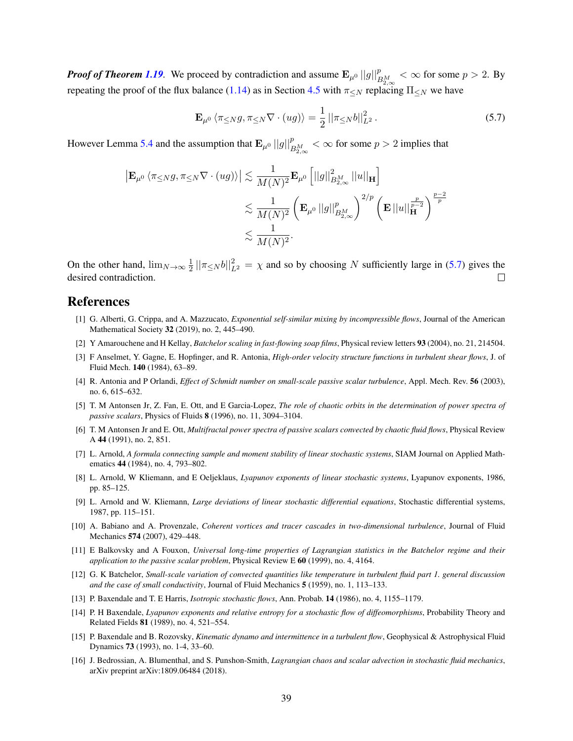***Proof of Theorem 1.19*.** We proceed by contradiction and assume $\mathbf{E}_{\mu^0} ||g||^p_{B^M_{2,\infty}} < \infty$ for some $p > 2$. By repeating the proof of the flux balance (1.14) as in Section 4.5 with $\pi_{\leq N}$ replacing $\Pi_{\leq N}$ we have

$$\mathbf{E}_{\mu^0} \langle \pi_{\leq N} g, \pi_{\leq N} \nabla \cdot (ug) \rangle = \frac{1}{2} ||\pi_{\leq N} b||^2_{L^2} . \tag{5.7}$$

However Lemma 5.4 and the assumption that $\mathbf{E}_{\mu^0} ||g||^p_{B^M_{2,\infty}} < \infty$ for some $p > 2$ implies that

$$\begin{aligned}
\left| \mathbf{E}_{\mu^0} \langle \pi_{\leq N} g, \pi_{\leq N} \nabla \cdot (ug) \rangle \right| &\lesssim \frac{1}{M(N)^2} \mathbf{E}_{\mu^0} \left[ ||g||^2_{B^M_{2,\infty}} ||u||_{\mathbf{H}} \right] \\
&\lesssim \frac{1}{M(N)^2} \left( \mathbf{E}_{\mu^0} ||g||^p_{B^M_{2,\infty}} \right)^{2/p} \left( \mathbf{E} ||u||^{\frac{p}{p-2}}_{\mathbf{H}} \right)^{\frac{p-2}{p}} \\
&\lesssim \frac{1}{M(N)^2} .
\end{aligned}$$

On the other hand, $\lim_{N \to \infty} \frac{1}{2} ||\pi_{\leq N} b||^2_{L^2} = \chi$ and so by choosing $N$ sufficiently large in (5.7) gives the desired contradiction. □

# References

[1] G. Alberti, G. Crippa, and A. Mazzucato, *Exponential self-similar mixing by incompressible flows*, Journal of the American Mathematical Society **32** (2019), no. 2, 445–490.

[2] Y Amarouchene and H Kellay, *Batchelor scaling in fast-flowing soap films*, Physical review letters **93** (2004), no. 21, 214504.

[3] F Anselmet, Y. Gagne, E. Hopfinger, and R. Antonia, *High-order velocity structure functions in turbulent shear flows*, J. of Fluid Mech. **140** (1984), 63–89.

[4] R. Antonia and P Orlandi, *Effect of Schmidt number on small-scale passive scalar turbulence*, Appl. Mech. Rev. **56** (2003), no. 6, 615–632.

[5] T. M Antonsen Jr, Z. Fan, E. Ott, and E Garcia-Lopez, *The role of chaotic orbits in the determination of power spectra of passive scalars*, Physics of Fluids **8** (1996), no. 11, 3094–3104.

[6] T. M Antonsen Jr and E. Ott, *Multifractal power spectra of passive scalars convected by chaotic fluid flows*, Physical Review A **44** (1991), no. 2, 851.

[7] L. Arnold, *A formula connecting sample and moment stability of linear stochastic systems*, SIAM Journal on Applied Mathematics **44** (1984), no. 4, 793–802.

[8] L. Arnold, W Kliemann, and E Oeljeklaus, *Lyapunov exponents of linear stochastic systems*, Lyapunov exponents, 1986, pp. 85–125.

[9] L. Arnold and W. Kliemann, *Large deviations of linear stochastic differential equations*, Stochastic differential systems, 1987, pp. 115–151.

[10] A. Babiano and A. Provenzale, *Coherent vortices and tracer cascades in two-dimensional turbulence*, Journal of Fluid Mechanics **574** (2007), 429–448.

[11] E Balkovsky and A Fouxon, *Universal long-time properties of Lagrangian statistics in the Batchelor regime and their application to the passive scalar problem*, Physical Review E **60** (1999), no. 4, 4164.

[12] G. K Batchelor, *Small-scale variation of convected quantities like temperature in turbulent fluid part 1. general discussion and the case of small conductivity*, Journal of Fluid Mechanics **5** (1959), no. 1, 113–133.

[13] P. Baxendale and T. E Harris, *Isotropic stochastic flows*, Ann. Probab. **14** (1986), no. 4, 1155–1179.

[14] P. H Baxendale, *Lyapunov exponents and relative entropy for a stochastic flow of diffeomorphisms*, Probability Theory and Related Fields **81** (1989), no. 4, 521–554.

[15] P. Baxendale and B. Rozovsky, *Kinematic dynamo and intermittence in a turbulent flow*, Geophysical & Astrophysical Fluid Dynamics **73** (1993), no. 1-4, 33–60.

[16] J. Bedrossian, A. Blumenthal, and S. Punshon-Smith, *Lagrangian chaos and scalar advection in stochastic fluid mechanics*, arXiv preprint arXiv:1809.06484 (2018).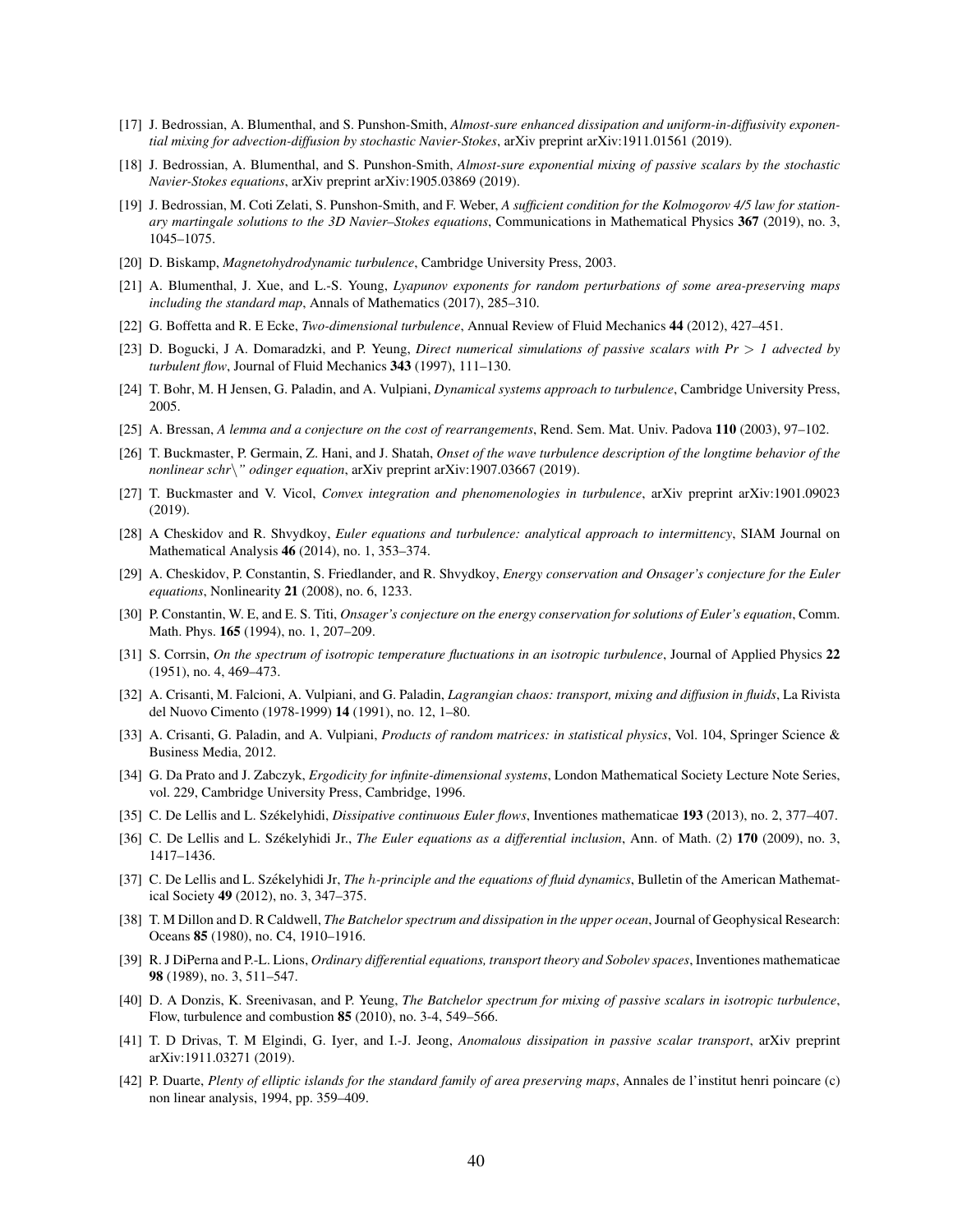[17] J. Bedrossian, A. Blumenthal, and S. Punshon-Smith, *Almost-sure enhanced dissipation and uniform-in-diffusivity exponential mixing for advection-diffusion by stochastic Navier-Stokes*, arXiv preprint arXiv:1911.01561 (2019).

[18] J. Bedrossian, A. Blumenthal, and S. Punshon-Smith, *Almost-sure exponential mixing of passive scalars by the stochastic Navier-Stokes equations*, arXiv preprint arXiv:1905.03869 (2019).

[19] J. Bedrossian, M. Coti Zelati, S. Punshon-Smith, and F. Weber, *A sufficient condition for the Kolmogorov 4/5 law for stationary martingale solutions to the 3D Navier–Stokes equations*, Communications in Mathematical Physics **367** (2019), no. 3, 1045–1075.

[20] D. Biskamp, *Magnetohydrodynamic turbulence*, Cambridge University Press, 2003.

[21] A. Blumenthal, J. Xue, and L.-S. Young, *Lyapunov exponents for random perturbations of some area-preserving maps including the standard map*, Annals of Mathematics (2017), 285–310.

[22] G. Boffetta and R. E Ecke, *Two-dimensional turbulence*, Annual Review of Fluid Mechanics **44** (2012), 427–451.

[23] D. Bogucki, J A. Domaradzki, and P. Yeung, *Direct numerical simulations of passive scalars with Pr > 1 advected by turbulent flow*, Journal of Fluid Mechanics **343** (1997), 111–130.

[24] T. Bohr, M. H Jensen, G. Paladin, and A. Vulpiani, *Dynamical systems approach to turbulence*, Cambridge University Press, 2005.

[25] A. Bressan, *A lemma and a conjecture on the cost of rearrangements*, Rend. Sem. Mat. Univ. Padova **110** (2003), 97–102.

[26] T. Buckmaster, P. Germain, Z. Hani, and J. Shatah, *Onset of the wave turbulence description of the longtime behavior of the nonlinear schr\" odinger equation*, arXiv preprint arXiv:1907.03667 (2019).

[27] T. Buckmaster and V. Vicol, *Convex integration and phenomenologies in turbulence*, arXiv preprint arXiv:1901.09023 (2019).

[28] A Cheskidov and R. Shvydkoy, *Euler equations and turbulence: analytical approach to intermittency*, SIAM Journal on Mathematical Analysis **46** (2014), no. 1, 353–374.

[29] A. Cheskidov, P. Constantin, S. Friedlander, and R. Shvydkoy, *Energy conservation and Onsager's conjecture for the Euler equations*, Nonlinearity **21** (2008), no. 6, 1233.

[30] P. Constantin, W. E, and E. S. Titi, *Onsager's conjecture on the energy conservation for solutions of Euler's equation*, Comm. Math. Phys. **165** (1994), no. 1, 207–209.

[31] S. Corrsin, *On the spectrum of isotropic temperature fluctuations in an isotropic turbulence*, Journal of Applied Physics **22** (1951), no. 4, 469–473.

[32] A. Crisanti, M. Falcioni, A. Vulpiani, and G. Paladin, *Lagrangian chaos: transport, mixing and diffusion in fluids*, La Rivista del Nuovo Cimento (1978-1999) **14** (1991), no. 12, 1–80.

[33] A. Crisanti, G. Paladin, and A. Vulpiani, *Products of random matrices: in statistical physics*, Vol. 104, Springer Science & Business Media, 2012.

[34] G. Da Prato and J. Zabczyk, *Ergodicity for infinite-dimensional systems*, London Mathematical Society Lecture Note Series, vol. 229, Cambridge University Press, Cambridge, 1996.

[35] C. De Lellis and L. Székelyhidi, *Dissipative continuous Euler flows*, Inventiones mathematicae **193** (2013), no. 2, 377–407.

[36] C. De Lellis and L. Székelyhidi Jr., *The Euler equations as a differential inclusion*, Ann. of Math. (2) **170** (2009), no. 3, 1417–1436.

[37] C. De Lellis and L. Székelyhidi Jr, *The $h$-principle and the equations of fluid dynamics*, Bulletin of the American Mathematical Society **49** (2012), no. 3, 347–375.

[38] T. M Dillon and D. R Caldwell, *The Batchelor spectrum and dissipation in the upper ocean*, Journal of Geophysical Research: Oceans **85** (1980), no. C4, 1910–1916.

[39] R. J DiPerna and P.-L. Lions, *Ordinary differential equations, transport theory and Sobolev spaces*, Inventiones mathematicae **98** (1989), no. 3, 511–547.

[40] D. A Donzis, K. Sreenivasan, and P. Yeung, *The Batchelor spectrum for mixing of passive scalars in isotropic turbulence*, Flow, turbulence and combustion **85** (2010), no. 3-4, 549–566.

[41] T. D Drivas, T. M Elgindi, G. Iyer, and I.-J. Jeong, *Anomalous dissipation in passive scalar transport*, arXiv preprint arXiv:1911.03271 (2019).

[42] P. Duarte, *Plenty of elliptic islands for the standard family of area preserving maps*, Annales de l'institut henri poincare (c) non linear analysis, 1994, pp. 359–409.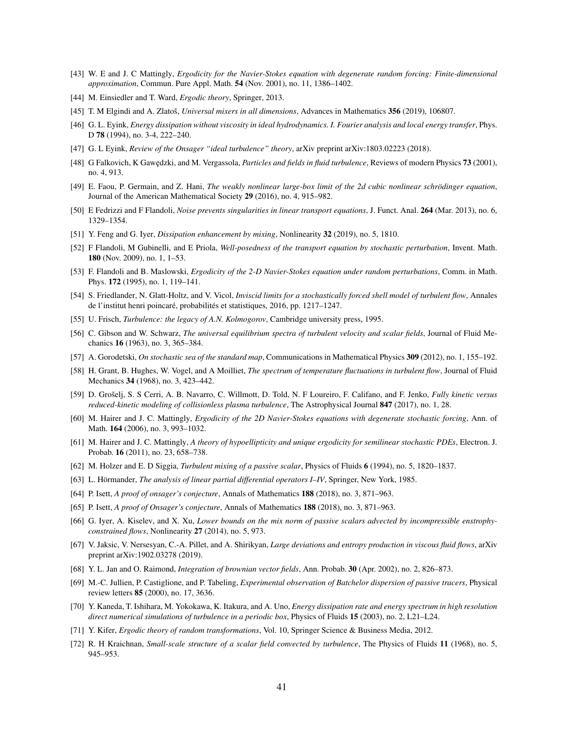[43] W. E and J. C Mattingly, *Ergodicity for the Navier-Stokes equation with degenerate random forcing: Finite-dimensional approximation*, Commun. Pure Appl. Math. **54** (Nov. 2001), no. 11, 1386–1402.

[44] M. Einsiedler and T. Ward, *Ergodic theory*, Springer, 2013.

[45] T. M Elgindi and A. Zlatoš, *Universal mixers in all dimensions*, Advances in Mathematics **356** (2019), 106807.

[46] G. L. Eyink, *Energy dissipation without viscosity in ideal hydrodynamics. I. Fourier analysis and local energy transfer*, Phys. D **78** (1994), no. 3-4, 222–240.

[47] G. L Eyink, *Review of the Onsager "ideal turbulence" theory*, arXiv preprint arXiv:1803.02223 (2018).

[48] G Falkovich, K Gawędzki, and M. Vergassola, *Particles and fields in fluid turbulence*, Reviews of modern Physics **73** (2001), no. 4, 913.

[49] E. Faou, P. Germain, and Z. Hani, *The weakly nonlinear large-box limit of the 2d cubic nonlinear schrödinger equation*, Journal of the American Mathematical Society **29** (2016), no. 4, 915–982.

[50] E Fedrizzi and F Flandoli, *Noise prevents singularities in linear transport equations*, J. Funct. Anal. **264** (Mar. 2013), no. 6, 1329–1354.

[51] Y. Feng and G. Iyer, *Dissipation enhancement by mixing*, Nonlinearity **32** (2019), no. 5, 1810.

[52] F Flandoli, M Gubinelli, and E Priola, *Well-posedness of the transport equation by stochastic perturbation*, Invent. Math. **180** (Nov. 2009), no. 1, 1–53.

[53] F. Flandoli and B. Maslowski, *Ergodicity of the 2-D Navier-Stokes equation under random perturbations*, Comm. in Math. Phys. **172** (1995), no. 1, 119–141.

[54] S. Friedlander, N. Glatt-Holtz, and V. Vicol, *Inviscid limits for a stochastically forced shell model of turbulent flow*, Annales de l'institut henri poincaré, probabilités et statistiques, 2016, pp. 1217–1247.

[55] U. Frisch, *Turbulence: the legacy of A.N. Kolmogorov*, Cambridge university press, 1995.

[56] C. Gibson and W. Schwarz, *The universal equilibrium spectra of turbulent velocity and scalar fields*, Journal of Fluid Mechanics **16** (1963), no. 3, 365–384.

[57] A. Gorodetski, *On stochastic sea of the standard map*, Communications in Mathematical Physics **309** (2012), no. 1, 155–192.

[58] H. Grant, B. Hughes, W. Vogel, and A Moilliet, *The spectrum of temperature fluctuations in turbulent flow*, Journal of Fluid Mechanics **34** (1968), no. 3, 423–442.

[59] D. Grošelj, S. S Cerri, A. B. Navarro, C. Willmott, D. Told, N. F Loureiro, F. Califano, and F. Jenko, *Fully kinetic versus reduced-kinetic modeling of collisionless plasma turbulence*, The Astrophysical Journal **847** (2017), no. 1, 28.

[60] M. Hairer and J. C. Mattingly, *Ergodicity of the 2D Navier-Stokes equations with degenerate stochastic forcing*, Ann. of Math. **164** (2006), no. 3, 993–1032.

[61] M. Hairer and J. C. Mattingly, *A theory of hypoellipticity and unique ergodicity for semilinear stochastic PDEs*, Electron. J. Probab. **16** (2011), no. 23, 658–738.

[62] M. Holzer and E. D Siggia, *Turbulent mixing of a passive scalar*, Physics of Fluids **6** (1994), no. 5, 1820–1837.

[63] L. Hörmander, *The analysis of linear partial differential operators I–IV*, Springer, New York, 1985.

[64] P. Isett, *A proof of onsager's conjecture*, Annals of Mathematics **188** (2018), no. 3, 871–963.

[65] P. Isett, *A proof of Onsager's conjecture*, Annals of Mathematics **188** (2018), no. 3, 871–963.

[66] G. Iyer, A. Kiselev, and X. Xu, *Lower bounds on the mix norm of passive scalars advected by incompressible enstrophy-constrained flows*, Nonlinearity **27** (2014), no. 5, 973.

[67] V. Jaksic, V. Nersesyan, C.-A. Pillet, and A. Shirikyan, *Large deviations and entropy production in viscous fluid flows*, arXiv preprint arXiv:1902.03278 (2019).

[68] Y. L. Jan and O. Raimond, *Integration of brownian vector fields*, Ann. Probab. **30** (Apr. 2002), no. 2, 826–873.

[69] M.-C. Jullien, P. Castiglione, and P. Tabeling, *Experimental observation of Batchelor dispersion of passive tracers*, Physical review letters **85** (2000), no. 17, 3636.

[70] Y. Kaneda, T. Ishihara, M. Yokokawa, K. Itakura, and A. Uno, *Energy dissipation rate and energy spectrum in high resolution direct numerical simulations of turbulence in a periodic box*, Physics of Fluids **15** (2003), no. 2, L21–L24.

[71] Y. Kifer, *Ergodic theory of random transformations*, Vol. 10, Springer Science & Business Media, 2012.

[72] R. H Kraichnan, *Small-scale structure of a scalar field convected by turbulence*, The Physics of Fluids **11** (1968), no. 5, 945–953.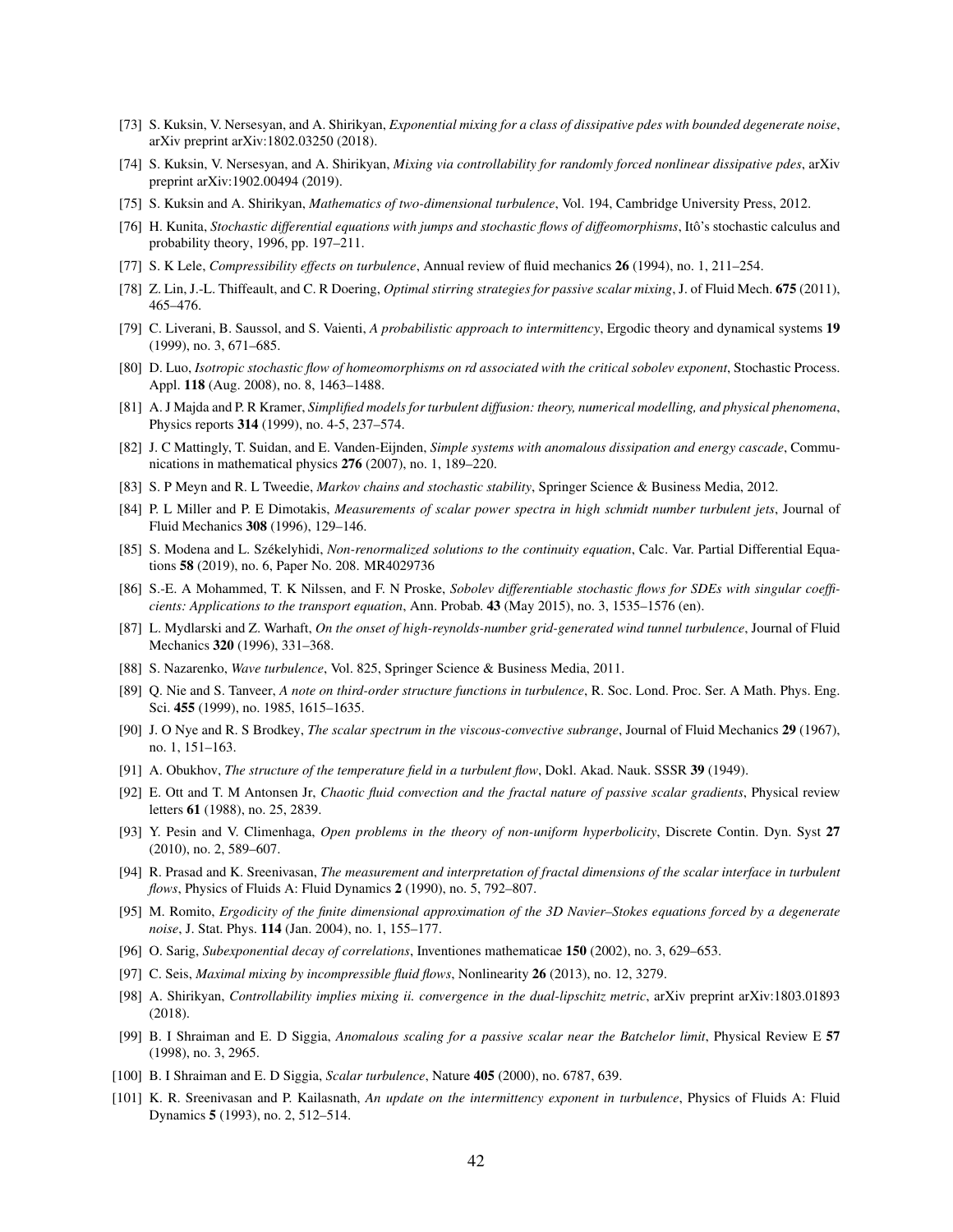[73] S. Kuksin, V. Nersesyan, and A. Shirikyan, *Exponential mixing for a class of dissipative pdes with bounded degenerate noise*, arXiv preprint arXiv:1802.03250 (2018).

[74] S. Kuksin, V. Nersesyan, and A. Shirikyan, *Mixing via controllability for randomly forced nonlinear dissipative pdes*, arXiv preprint arXiv:1902.00494 (2019).

[75] S. Kuksin and A. Shirikyan, *Mathematics of two-dimensional turbulence*, Vol. 194, Cambridge University Press, 2012.

[76] H. Kunita, *Stochastic differential equations with jumps and stochastic flows of diffeomorphisms*, Itô's stochastic calculus and probability theory, 1996, pp. 197–211.

[77] S. K Lele, *Compressibility effects on turbulence*, Annual review of fluid mechanics **26** (1994), no. 1, 211–254.

[78] Z. Lin, J.-L. Thiffeault, and C. R Doering, *Optimal stirring strategies for passive scalar mixing*, J. of Fluid Mech. **675** (2011), 465–476.

[79] C. Liverani, B. Saussol, and S. Vaienti, *A probabilistic approach to intermittency*, Ergodic theory and dynamical systems **19** (1999), no. 3, 671–685.

[80] D. Luo, *Isotropic stochastic flow of homeomorphisms on rd associated with the critical sobolev exponent*, Stochastic Process. Appl. **118** (Aug. 2008), no. 8, 1463–1488.

[81] A. J Majda and P. R Kramer, *Simplified models for turbulent diffusion: theory, numerical modelling, and physical phenomena*, Physics reports **314** (1999), no. 4-5, 237–574.

[82] J. C Mattingly, T. Suidan, and E. Vanden-Eijnden, *Simple systems with anomalous dissipation and energy cascade*, Communications in mathematical physics **276** (2007), no. 1, 189–220.

[83] S. P Meyn and R. L Tweedie, *Markov chains and stochastic stability*, Springer Science & Business Media, 2012.

[84] P. L Miller and P. E Dimotakis, *Measurements of scalar power spectra in high schmidt number turbulent jets*, Journal of Fluid Mechanics **308** (1996), 129–146.

[85] S. Modena and L. Székelyhidi, *Non-renormalized solutions to the continuity equation*, Calc. Var. Partial Differential Equations **58** (2019), no. 6, Paper No. 208. MR4029736

[86] S.-E. A Mohammed, T. K Nilssen, and F. N Proske, *Sobolev differentiable stochastic flows for SDEs with singular coefficients: Applications to the transport equation*, Ann. Probab. **43** (May 2015), no. 3, 1535–1576 (en).

[87] L. Mydlarski and Z. Warhaft, *On the onset of high-reynolds-number grid-generated wind tunnel turbulence*, Journal of Fluid Mechanics **320** (1996), 331–368.

[88] S. Nazarenko, *Wave turbulence*, Vol. 825, Springer Science & Business Media, 2011.

[89] Q. Nie and S. Tanveer, *A note on third-order structure functions in turbulence*, R. Soc. Lond. Proc. Ser. A Math. Phys. Eng. Sci. **455** (1999), no. 1985, 1615–1635.

[90] J. O Nye and R. S Brodkey, *The scalar spectrum in the viscous-convective subrange*, Journal of Fluid Mechanics **29** (1967), no. 1, 151–163.

[91] A. Obukhov, *The structure of the temperature field in a turbulent flow*, Dokl. Akad. Nauk. SSSR **39** (1949).

[92] E. Ott and T. M Antonsen Jr, *Chaotic fluid convection and the fractal nature of passive scalar gradients*, Physical review letters **61** (1988), no. 25, 2839.

[93] Y. Pesin and V. Climenhaga, *Open problems in the theory of non-uniform hyperbolicity*, Discrete Contin. Dyn. Syst **27** (2010), no. 2, 589–607.

[94] R. Prasad and K. Sreenivasan, *The measurement and interpretation of fractal dimensions of the scalar interface in turbulent flows*, Physics of Fluids A: Fluid Dynamics **2** (1990), no. 5, 792–807.

[95] M. Romito, *Ergodicity of the finite dimensional approximation of the 3D Navier–Stokes equations forced by a degenerate noise*, J. Stat. Phys. **114** (Jan. 2004), no. 1, 155–177.

[96] O. Sarig, *Subexponential decay of correlations*, Inventiones mathematicae **150** (2002), no. 3, 629–653.

[97] C. Seis, *Maximal mixing by incompressible fluid flows*, Nonlinearity **26** (2013), no. 12, 3279.

[98] A. Shirikyan, *Controllability implies mixing ii. convergence in the dual-lipschitz metric*, arXiv preprint arXiv:1803.01893 (2018).

[99] B. I Shraiman and E. D Siggia, *Anomalous scaling for a passive scalar near the Batchelor limit*, Physical Review E **57** (1998), no. 3, 2965.

[100] B. I Shraiman and E. D Siggia, *Scalar turbulence*, Nature **405** (2000), no. 6787, 639.

[101] K. R. Sreenivasan and P. Kailasnath, *An update on the intermittency exponent in turbulence*, Physics of Fluids A: Fluid Dynamics **5** (1993), no. 2, 512–514.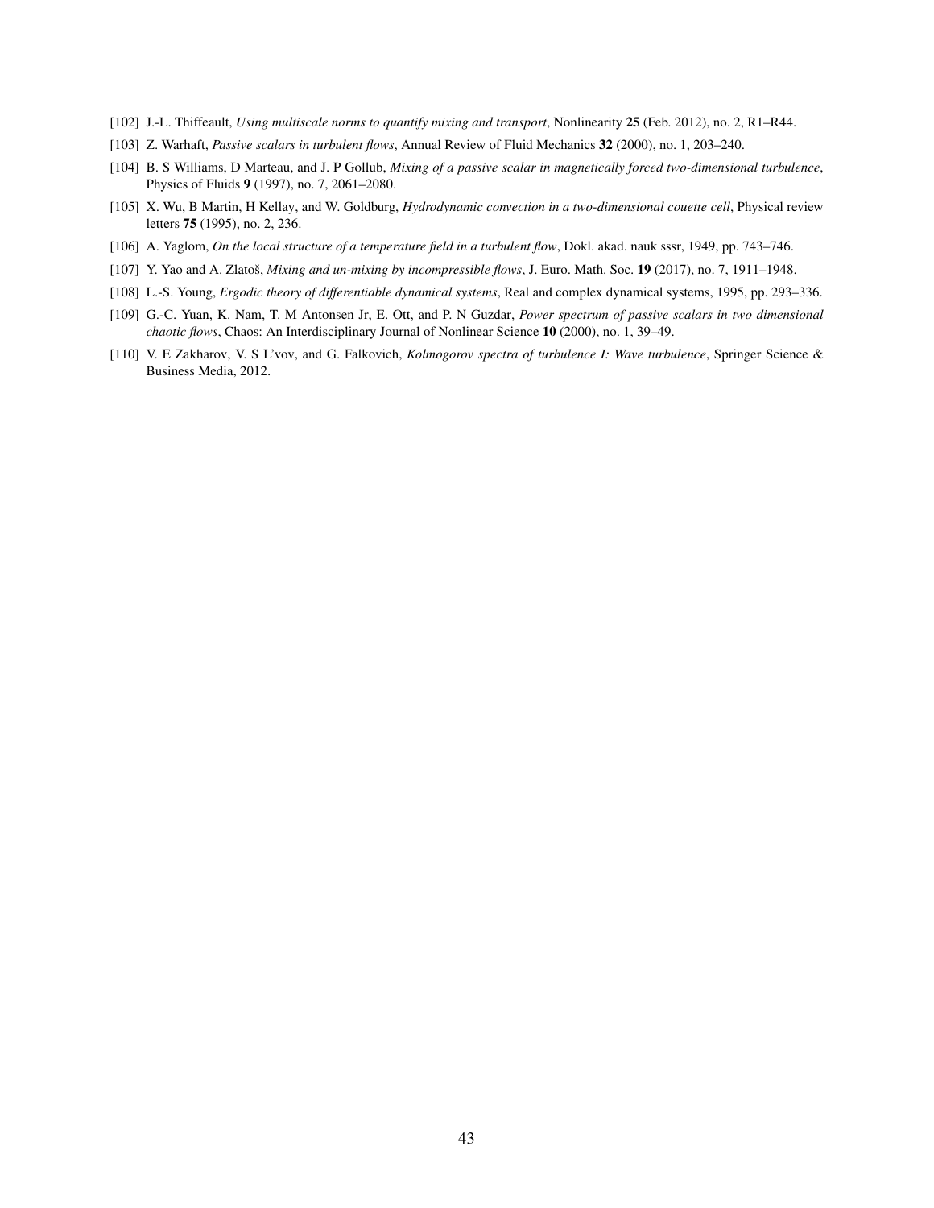[102] J.-L. Thiffeault, *Using multiscale norms to quantify mixing and transport*, Nonlinearity **25** (Feb. 2012), no. 2, R1–R44.

[103] Z. Warhaft, *Passive scalars in turbulent flows*, Annual Review of Fluid Mechanics **32** (2000), no. 1, 203–240.

[104] B. S Williams, D Marteau, and J. P Gollub, *Mixing of a passive scalar in magnetically forced two-dimensional turbulence*, Physics of Fluids **9** (1997), no. 7, 2061–2080.

[105] X. Wu, B Martin, H Kellay, and W. Goldburg, *Hydrodynamic convection in a two-dimensional couette cell*, Physical review letters **75** (1995), no. 2, 236.

[106] A. Yaglom, *On the local structure of a temperature field in a turbulent flow*, Dokl. akad. nauk sssr, 1949, pp. 743–746.

[107] Y. Yao and A. Zlatoš, *Mixing and un-mixing by incompressible flows*, J. Euro. Math. Soc. **19** (2017), no. 7, 1911–1948.

[108] L.-S. Young, *Ergodic theory of differentiable dynamical systems*, Real and complex dynamical systems, 1995, pp. 293–336.

[109] G.-C. Yuan, K. Nam, T. M Antonsen Jr, E. Ott, and P. N Guzdar, *Power spectrum of passive scalars in two dimensional chaotic flows*, Chaos: An Interdisciplinary Journal of Nonlinear Science **10** (2000), no. 1, 39–49.

[110] V. E Zakharov, V. S L'vov, and G. Falkovich, *Kolmogorov spectra of turbulence I: Wave turbulence*, Springer Science & Business Media, 2012.